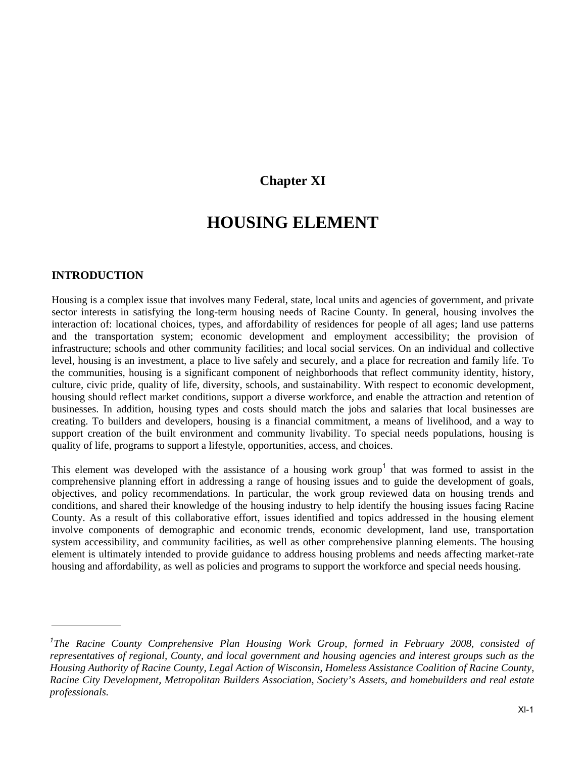## Chapter XI

# HOUSING ELEMENT

## INTRODUCTION

Housing is a complex issue that involves many Federal, state, local units and agencies of government, and private sector interests in satisfying the long-term housing needs of Racine County. In general, housing involves the interaction of: locational choices, types, and affordability of residences for people of all ages; land use patterns and the transportation system; economic development and employment accessibility; the provision of infrastructure; schools and other community facilities; and local social services. On an individual and collective level, housing is an investment, a place to live safely and securely, and a place for recreation and family life. To the communities, housing is a significant component of neighborhoods that reflect community identity, history, culture, civic pride, quality of life, diversity, schools, and sustainability. With respect to economic development, housing should reflect market conditions, support a diverse workforce, and enable the attraction and retention of businesses. In addition, housing types and costs should match the jobs and salaries that local businesses are creating. To builders and developers, housing is a financial commitment, a means of livelihood, and a way to support creation of the built environment and community livability. To special needs populations, housing is quality of life, programs to support a lifestyle, opportunities, access, and choices.

This element was developed with the assistance of a housing work group[1] that was formed to assist in the comprehensive planning effort in addressing a range of housing issues and to guide the development of goals, objectives, and policy recommendations. In particular, the work group reviewed data on housing trends and conditions, and shared their knowledge of the housing industry to help identify the housing issues facing Racine County. As a result of this collaborative effort, issues identified and topics addressed in the housing element involve components of demographic and economic trends, economic development, land use, transportation system accessibility, and community facilities, as well as other comprehensive planning elements. The housing element is ultimately intended to provide guidance to address housing problems and needs affecting market-rate housing and affordability, as well as policies and programs to support the workforce and special needs housing.

---

*[1]The Racine County Comprehensive Plan Housing Work Group, formed in February 2008, consisted of representatives of regional, County, and local government and housing agencies and interest groups such as the Housing Authority of Racine County, Legal Action of Wisconsin, Homeless Assistance Coalition of Racine County, Racine City Development, Metropolitan Builders Association, Society's Assets, and homebuilders and real estate professionals.*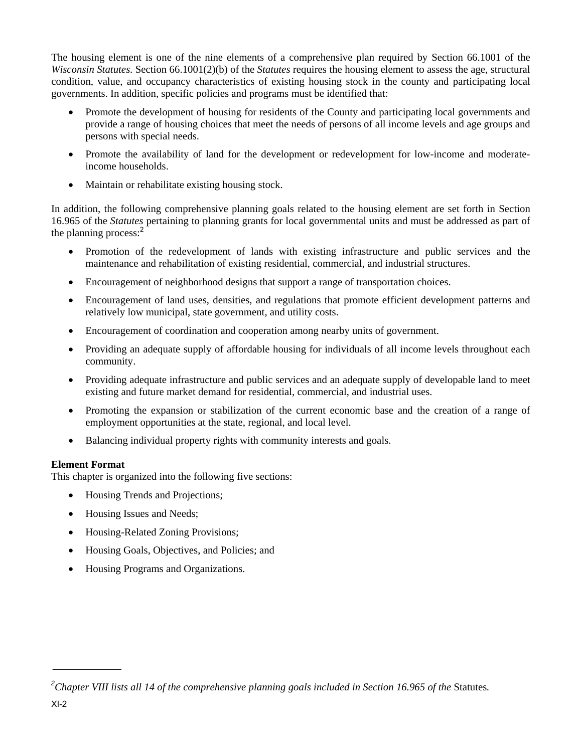The housing element is one of the nine elements of a comprehensive plan required by Section 66.1001 of the *Wisconsin Statutes*. Section 66.1001(2)(b) of the *Statutes* requires the housing element to assess the age, structural condition, value, and occupancy characteristics of existing housing stock in the county and participating local governments. In addition, specific policies and programs must be identified that:

- Promote the development of housing for residents of the County and participating local governments and provide a range of housing choices that meet the needs of persons of all income levels and age groups and persons with special needs.
- Promote the availability of land for the development or redevelopment for low-income and moderate-income households.
- Maintain or rehabilitate existing housing stock.

In addition, the following comprehensive planning goals related to the housing element are set forth in Section 16.965 of the *Statutes* pertaining to planning grants for local governmental units and must be addressed as part of the planning process:[2]

- Promotion of the redevelopment of lands with existing infrastructure and public services and the maintenance and rehabilitation of existing residential, commercial, and industrial structures.
- Encouragement of neighborhood designs that support a range of transportation choices.
- Encouragement of land uses, densities, and regulations that promote efficient development patterns and relatively low municipal, state government, and utility costs.
- Encouragement of coordination and cooperation among nearby units of government.
- Providing an adequate supply of affordable housing for individuals of all income levels throughout each community.
- Providing adequate infrastructure and public services and an adequate supply of developable land to meet existing and future market demand for residential, commercial, and industrial uses.
- Promoting the expansion or stabilization of the current economic base and the creation of a range of employment opportunities at the state, regional, and local level.
- Balancing individual property rights with community interests and goals.

**Element Format**

This chapter is organized into the following five sections:

- Housing Trends and Projections;
- Housing Issues and Needs;
- Housing-Related Zoning Provisions;
- Housing Goals, Objectives, and Policies; and
- Housing Programs and Organizations.

---

[2] *Chapter VIII lists all 14 of the comprehensive planning goals included in Section 16.965 of the* Statutes*.*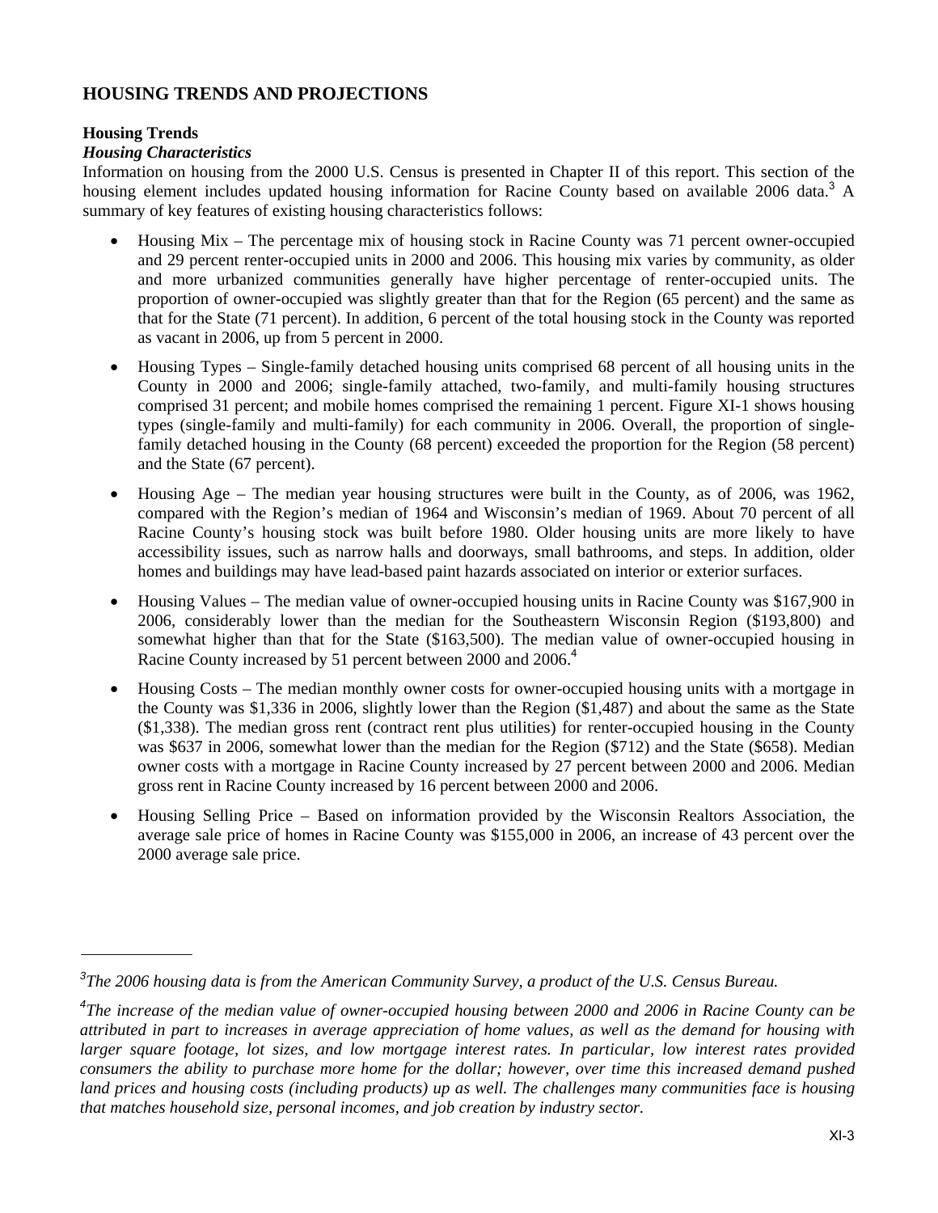## HOUSING TRENDS AND PROJECTIONS

### Housing Trends

#### *Housing Characteristics*

Information on housing from the 2000 U.S. Census is presented in Chapter II of this report. This section of the housing element includes updated housing information for Racine County based on available 2006 data.[3] A summary of key features of existing housing characteristics follows:

- Housing Mix – The percentage mix of housing stock in Racine County was 71 percent owner-occupied and 29 percent renter-occupied units in 2000 and 2006. This housing mix varies by community, as older and more urbanized communities generally have higher percentage of renter-occupied units. The proportion of owner-occupied was slightly greater than that for the Region (65 percent) and the same as that for the State (71 percent). In addition, 6 percent of the total housing stock in the County was reported as vacant in 2006, up from 5 percent in 2000.
- Housing Types – Single-family detached housing units comprised 68 percent of all housing units in the County in 2000 and 2006; single-family attached, two-family, and multi-family housing structures comprised 31 percent; and mobile homes comprised the remaining 1 percent. Figure XI-1 shows housing types (single-family and multi-family) for each community in 2006. Overall, the proportion of single-family detached housing in the County (68 percent) exceeded the proportion for the Region (58 percent) and the State (67 percent).
- Housing Age – The median year housing structures were built in the County, as of 2006, was 1962, compared with the Region's median of 1964 and Wisconsin's median of 1969. About 70 percent of all Racine County's housing stock was built before 1980. Older housing units are more likely to have accessibility issues, such as narrow halls and doorways, small bathrooms, and steps. In addition, older homes and buildings may have lead-based paint hazards associated on interior or exterior surfaces.
- Housing Values – The median value of owner-occupied housing units in Racine County was $167,900 in 2006, considerably lower than the median for the Southeastern Wisconsin Region ($193,800) and somewhat higher than that for the State ($163,500). The median value of owner-occupied housing in Racine County increased by 51 percent between 2000 and 2006.[4]
- Housing Costs – The median monthly owner costs for owner-occupied housing units with a mortgage in the County was $1,336 in 2006, slightly lower than the Region ($1,487) and about the same as the State ($1,338). The median gross rent (contract rent plus utilities) for renter-occupied housing in the County was $637 in 2006, somewhat lower than the median for the Region ($712) and the State ($658). Median owner costs with a mortgage in Racine County increased by 27 percent between 2000 and 2006. Median gross rent in Racine County increased by 16 percent between 2000 and 2006.
- Housing Selling Price – Based on information provided by the Wisconsin Realtors Association, the average sale price of homes in Racine County was $155,000 in 2006, an increase of 43 percent over the 2000 average sale price.

---

[3]*The 2006 housing data is from the American Community Survey, a product of the U.S. Census Bureau.*

[4]*The increase of the median value of owner-occupied housing between 2000 and 2006 in Racine County can be attributed in part to increases in average appreciation of home values, as well as the demand for housing with larger square footage, lot sizes, and low mortgage interest rates. In particular, low interest rates provided consumers the ability to purchase more home for the dollar; however, over time this increased demand pushed land prices and housing costs (including products) up as well. The challenges many communities face is housing that matches household size, personal incomes, and job creation by industry sector.*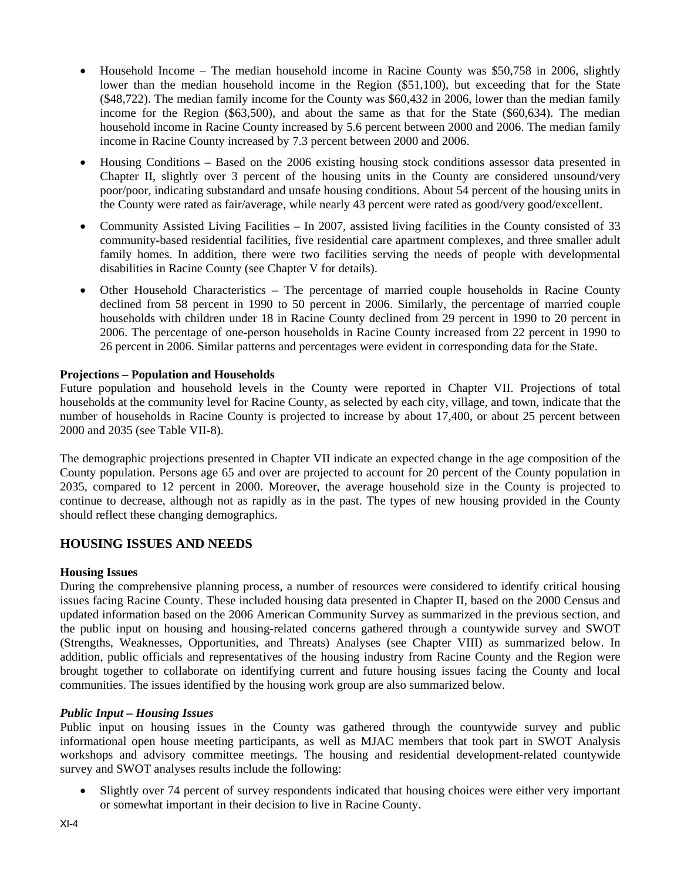- Household Income – The median household income in Racine County was $50,758 in 2006, slightly lower than the median household income in the Region ($51,100), but exceeding that for the State ($48,722). The median family income for the County was $60,432 in 2006, lower than the median family income for the Region ($63,500), and about the same as that for the State ($60,634). The median household income in Racine County increased by 5.6 percent between 2000 and 2006. The median family income in Racine County increased by 7.3 percent between 2000 and 2006.
- Housing Conditions – Based on the 2006 existing housing stock conditions assessor data presented in Chapter II, slightly over 3 percent of the housing units in the County are considered unsound/very poor/poor, indicating substandard and unsafe housing conditions. About 54 percent of the housing units in the County were rated as fair/average, while nearly 43 percent were rated as good/very good/excellent.
- Community Assisted Living Facilities – In 2007, assisted living facilities in the County consisted of 33 community-based residential facilities, five residential care apartment complexes, and three smaller adult family homes. In addition, there were two facilities serving the needs of people with developmental disabilities in Racine County (see Chapter V for details).
- Other Household Characteristics – The percentage of married couple households in Racine County declined from 58 percent in 1990 to 50 percent in 2006. Similarly, the percentage of married couple households with children under 18 in Racine County declined from 29 percent in 1990 to 20 percent in 2006. The percentage of one-person households in Racine County increased from 22 percent in 1990 to 26 percent in 2006. Similar patterns and percentages were evident in corresponding data for the State.

**Projections – Population and Households**
Future population and household levels in the County were reported in Chapter VII. Projections of total households at the community level for Racine County, as selected by each city, village, and town, indicate that the number of households in Racine County is projected to increase by about 17,400, or about 25 percent between 2000 and 2035 (see Table VII-8).

The demographic projections presented in Chapter VII indicate an expected change in the age composition of the County population. Persons age 65 and over are projected to account for 20 percent of the County population in 2035, compared to 12 percent in 2000. Moreover, the average household size in the County is projected to continue to decrease, although not as rapidly as in the past. The types of new housing provided in the County should reflect these changing demographics.

## HOUSING ISSUES AND NEEDS

**Housing Issues**
During the comprehensive planning process, a number of resources were considered to identify critical housing issues facing Racine County. These included housing data presented in Chapter II, based on the 2000 Census and updated information based on the 2006 American Community Survey as summarized in the previous section, and the public input on housing and housing-related concerns gathered through a countywide survey and SWOT (Strengths, Weaknesses, Opportunities, and Threats) Analyses (see Chapter VIII) as summarized below. In addition, public officials and representatives of the housing industry from Racine County and the Region were brought together to collaborate on identifying current and future housing issues facing the County and local communities. The issues identified by the housing work group are also summarized below.

***Public Input – Housing Issues***
Public input on housing issues in the County was gathered through the countywide survey and public informational open house meeting participants, as well as MJAC members that took part in SWOT Analysis workshops and advisory committee meetings. The housing and residential development-related countywide survey and SWOT analyses results include the following:

- Slightly over 74 percent of survey respondents indicated that housing choices were either very important or somewhat important in their decision to live in Racine County.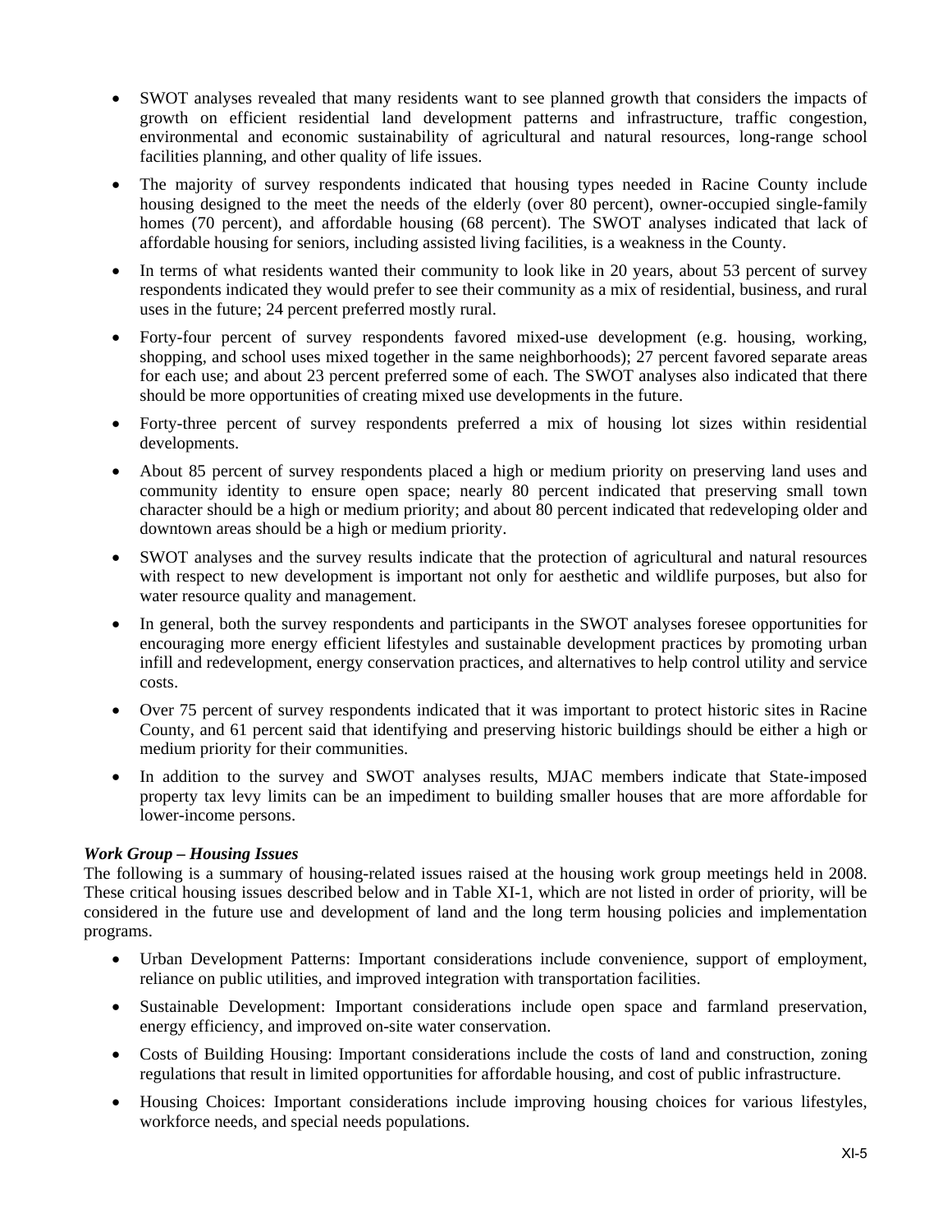- SWOT analyses revealed that many residents want to see planned growth that considers the impacts of growth on efficient residential land development patterns and infrastructure, traffic congestion, environmental and economic sustainability of agricultural and natural resources, long-range school facilities planning, and other quality of life issues.
- The majority of survey respondents indicated that housing types needed in Racine County include housing designed to the meet the needs of the elderly (over 80 percent), owner-occupied single-family homes (70 percent), and affordable housing (68 percent). The SWOT analyses indicated that lack of affordable housing for seniors, including assisted living facilities, is a weakness in the County.
- In terms of what residents wanted their community to look like in 20 years, about 53 percent of survey respondents indicated they would prefer to see their community as a mix of residential, business, and rural uses in the future; 24 percent preferred mostly rural.
- Forty-four percent of survey respondents favored mixed-use development (e.g. housing, working, shopping, and school uses mixed together in the same neighborhoods); 27 percent favored separate areas for each use; and about 23 percent preferred some of each. The SWOT analyses also indicated that there should be more opportunities of creating mixed use developments in the future.
- Forty-three percent of survey respondents preferred a mix of housing lot sizes within residential developments.
- About 85 percent of survey respondents placed a high or medium priority on preserving land uses and community identity to ensure open space; nearly 80 percent indicated that preserving small town character should be a high or medium priority; and about 80 percent indicated that redeveloping older and downtown areas should be a high or medium priority.
- SWOT analyses and the survey results indicate that the protection of agricultural and natural resources with respect to new development is important not only for aesthetic and wildlife purposes, but also for water resource quality and management.
- In general, both the survey respondents and participants in the SWOT analyses foresee opportunities for encouraging more energy efficient lifestyles and sustainable development practices by promoting urban infill and redevelopment, energy conservation practices, and alternatives to help control utility and service costs.
- Over 75 percent of survey respondents indicated that it was important to protect historic sites in Racine County, and 61 percent said that identifying and preserving historic buildings should be either a high or medium priority for their communities.
- In addition to the survey and SWOT analyses results, MJAC members indicate that State-imposed property tax levy limits can be an impediment to building smaller houses that are more affordable for lower-income persons.

***Work Group – Housing Issues***

The following is a summary of housing-related issues raised at the housing work group meetings held in 2008. These critical housing issues described below and in Table XI-1, which are not listed in order of priority, will be considered in the future use and development of land and the long term housing policies and implementation programs.

- Urban Development Patterns: Important considerations include convenience, support of employment, reliance on public utilities, and improved integration with transportation facilities.
- Sustainable Development: Important considerations include open space and farmland preservation, energy efficiency, and improved on-site water conservation.
- Costs of Building Housing: Important considerations include the costs of land and construction, zoning regulations that result in limited opportunities for affordable housing, and cost of public infrastructure.
- Housing Choices: Important considerations include improving housing choices for various lifestyles, workforce needs, and special needs populations.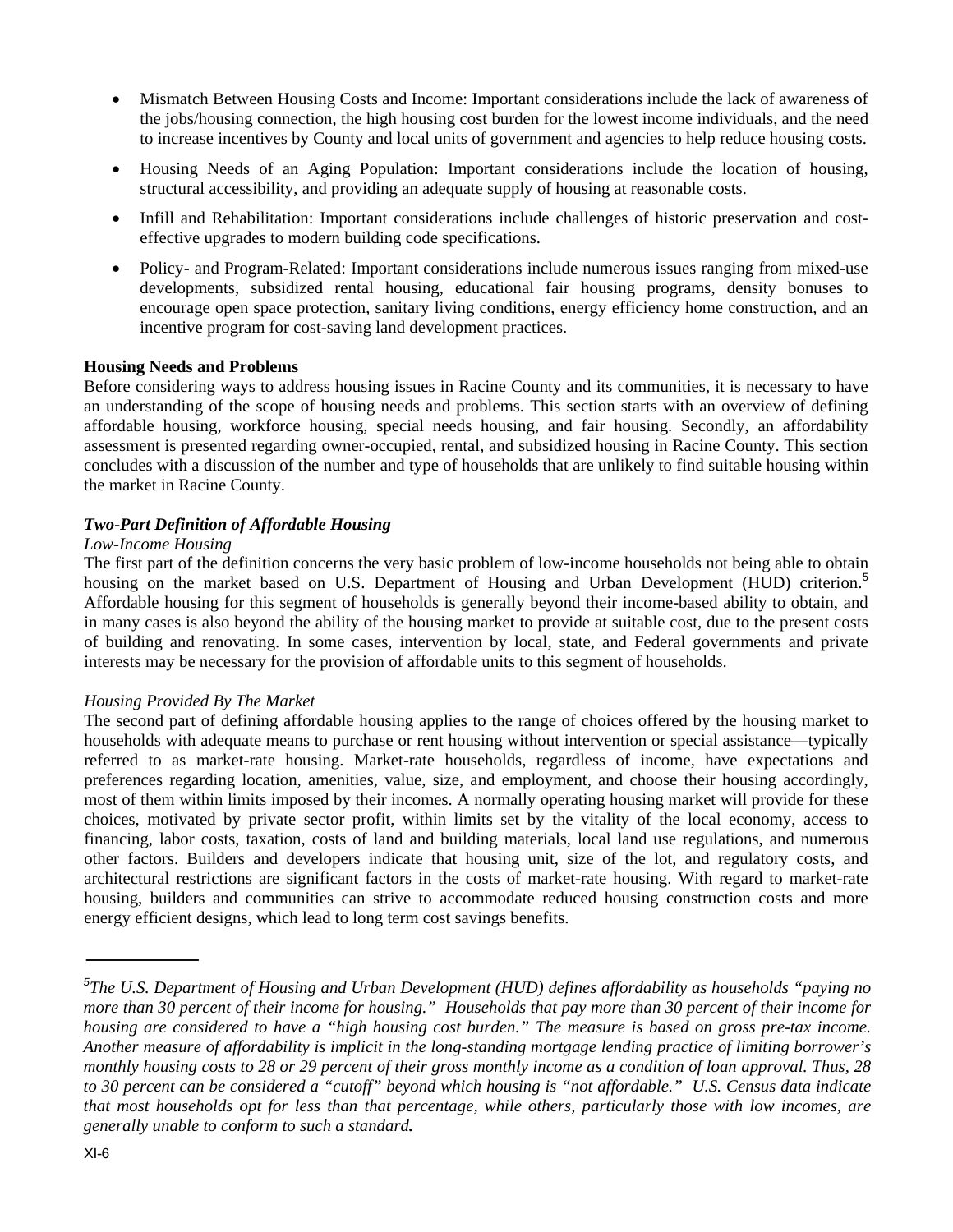- Mismatch Between Housing Costs and Income: Important considerations include the lack of awareness of the jobs/housing connection, the high housing cost burden for the lowest income individuals, and the need to increase incentives by County and local units of government and agencies to help reduce housing costs.
- Housing Needs of an Aging Population: Important considerations include the location of housing, structural accessibility, and providing an adequate supply of housing at reasonable costs.
- Infill and Rehabilitation: Important considerations include challenges of historic preservation and cost-effective upgrades to modern building code specifications.
- Policy- and Program-Related: Important considerations include numerous issues ranging from mixed-use developments, subsidized rental housing, educational fair housing programs, density bonuses to encourage open space protection, sanitary living conditions, energy efficiency home construction, and an incentive program for cost-saving land development practices.

**Housing Needs and Problems**

Before considering ways to address housing issues in Racine County and its communities, it is necessary to have an understanding of the scope of housing needs and problems. This section starts with an overview of defining affordable housing, workforce housing, special needs housing, and fair housing. Secondly, an affordability assessment is presented regarding owner-occupied, rental, and subsidized housing in Racine County. This section concludes with a discussion of the number and type of households that are unlikely to find suitable housing within the market in Racine County.

***Two-Part Definition of Affordable Housing***

*Low-Income Housing*

The first part of the definition concerns the very basic problem of low-income households not being able to obtain housing on the market based on U.S. Department of Housing and Urban Development (HUD) criterion.[5] Affordable housing for this segment of households is generally beyond their income-based ability to obtain, and in many cases is also beyond the ability of the housing market to provide at suitable cost, due to the present costs of building and renovating. In some cases, intervention by local, state, and Federal governments and private interests may be necessary for the provision of affordable units to this segment of households.

*Housing Provided By The Market*

The second part of defining affordable housing applies to the range of choices offered by the housing market to households with adequate means to purchase or rent housing without intervention or special assistance—typically referred to as market-rate housing. Market-rate households, regardless of income, have expectations and preferences regarding location, amenities, value, size, and employment, and choose their housing accordingly, most of them within limits imposed by their incomes. A normally operating housing market will provide for these choices, motivated by private sector profit, within limits set by the vitality of the local economy, access to financing, labor costs, taxation, costs of land and building materials, local land use regulations, and numerous other factors. Builders and developers indicate that housing unit, size of the lot, and regulatory costs, and architectural restrictions are significant factors in the costs of market-rate housing. With regard to market-rate housing, builders and communities can strive to accommodate reduced housing construction costs and more energy efficient designs, which lead to long term cost savings benefits.

---

*[5]The U.S. Department of Housing and Urban Development (HUD) defines affordability as households "paying no more than 30 percent of their income for housing." Households that pay more than 30 percent of their income for housing are considered to have a "high housing cost burden." The measure is based on gross pre-tax income. Another measure of affordability is implicit in the long-standing mortgage lending practice of limiting borrower's monthly housing costs to 28 or 29 percent of their gross monthly income as a condition of loan approval. Thus, 28 to 30 percent can be considered a "cutoff" beyond which housing is "not affordable." U.S. Census data indicate that most households opt for less than that percentage, while others, particularly those with low incomes, are generally unable to conform to such a standard.*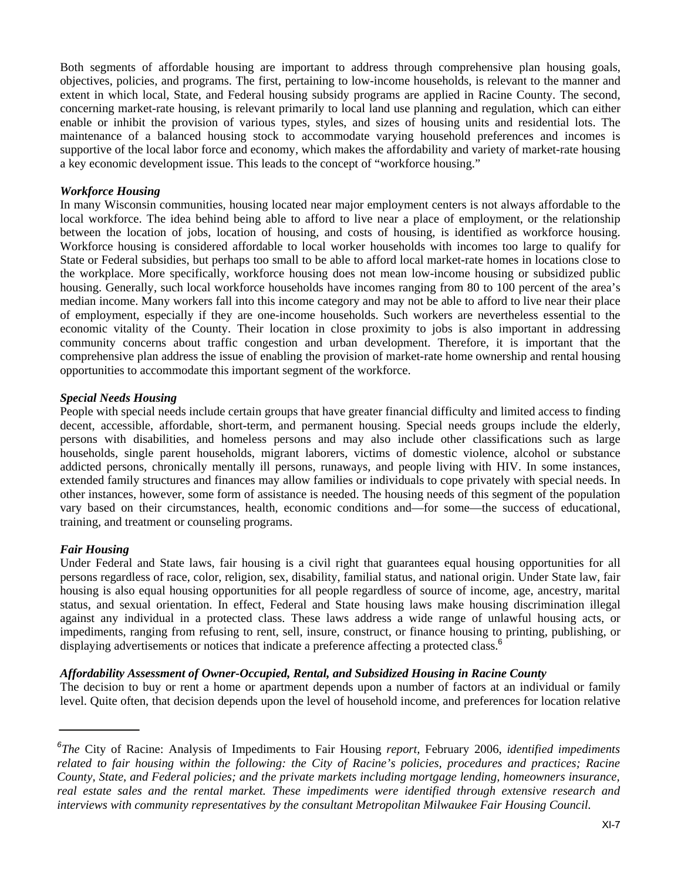Both segments of affordable housing are important to address through comprehensive plan housing goals, objectives, policies, and programs. The first, pertaining to low-income households, is relevant to the manner and extent in which local, State, and Federal housing subsidy programs are applied in Racine County. The second, concerning market-rate housing, is relevant primarily to local land use planning and regulation, which can either enable or inhibit the provision of various types, styles, and sizes of housing units and residential lots. The maintenance of a balanced housing stock to accommodate varying household preferences and incomes is supportive of the local labor force and economy, which makes the affordability and variety of market-rate housing a key economic development issue. This leads to the concept of "workforce housing."

***Workforce Housing***

In many Wisconsin communities, housing located near major employment centers is not always affordable to the local workforce. The idea behind being able to afford to live near a place of employment, or the relationship between the location of jobs, location of housing, and costs of housing, is identified as workforce housing. Workforce housing is considered affordable to local worker households with incomes too large to qualify for State or Federal subsidies, but perhaps too small to be able to afford local market-rate homes in locations close to the workplace. More specifically, workforce housing does not mean low-income housing or subsidized public housing. Generally, such local workforce households have incomes ranging from 80 to 100 percent of the area's median income. Many workers fall into this income category and may not be able to afford to live near their place of employment, especially if they are one-income households. Such workers are nevertheless essential to the economic vitality of the County. Their location in close proximity to jobs is also important in addressing community concerns about traffic congestion and urban development. Therefore, it is important that the comprehensive plan address the issue of enabling the provision of market-rate home ownership and rental housing opportunities to accommodate this important segment of the workforce.

***Special Needs Housing***

People with special needs include certain groups that have greater financial difficulty and limited access to finding decent, accessible, affordable, short-term, and permanent housing. Special needs groups include the elderly, persons with disabilities, and homeless persons and may also include other classifications such as large households, single parent households, migrant laborers, victims of domestic violence, alcohol or substance addicted persons, chronically mentally ill persons, runaways, and people living with HIV. In some instances, extended family structures and finances may allow families or individuals to cope privately with special needs. In other instances, however, some form of assistance is needed. The housing needs of this segment of the population vary based on their circumstances, health, economic conditions and—for some—the success of educational, training, and treatment or counseling programs.

***Fair Housing***

Under Federal and State laws, fair housing is a civil right that guarantees equal housing opportunities for all persons regardless of race, color, religion, sex, disability, familial status, and national origin. Under State law, fair housing is also equal housing opportunities for all people regardless of source of income, age, ancestry, marital status, and sexual orientation. In effect, Federal and State housing laws make housing discrimination illegal against any individual in a protected class. These laws address a wide range of unlawful housing acts, or impediments, ranging from refusing to rent, sell, insure, construct, or finance housing to printing, publishing, or displaying advertisements or notices that indicate a preference affecting a protected class.[6]

***Affordability Assessment of Owner-Occupied, Rental, and Subsidized Housing in Racine County***

The decision to buy or rent a home or apartment depends upon a number of factors at an individual or family level. Quite often, that decision depends upon the level of household income, and preferences for location relative

---

[6]*The* City of Racine: Analysis of Impediments to Fair Housing *report,* February 2006, *identified impediments related to fair housing within the following: the City of Racine's policies, procedures and practices; Racine County, State, and Federal policies; and the private markets including mortgage lending, homeowners insurance, real estate sales and the rental market. These impediments were identified through extensive research and interviews with community representatives by the consultant Metropolitan Milwaukee Fair Housing Council.*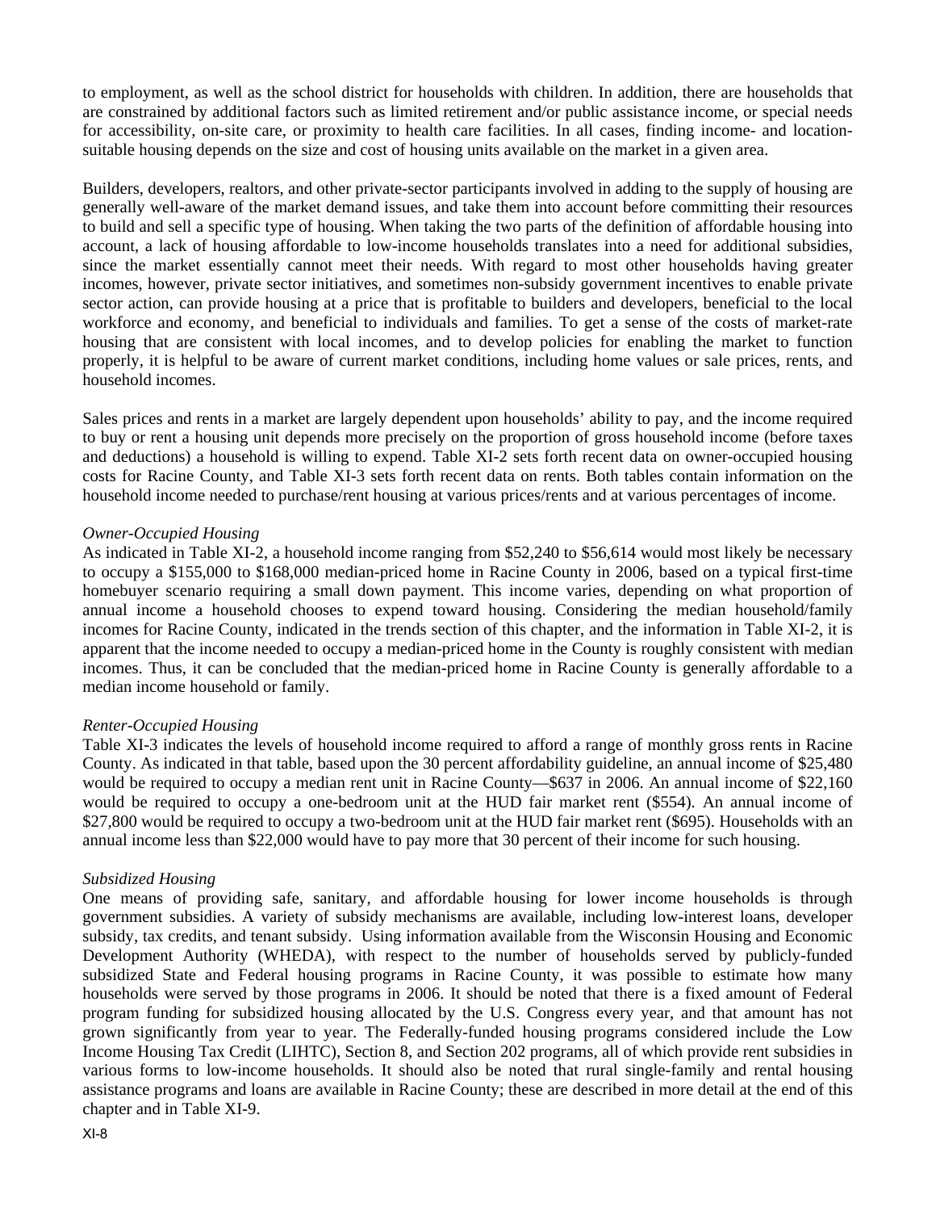to employment, as well as the school district for households with children. In addition, there are households that are constrained by additional factors such as limited retirement and/or public assistance income, or special needs for accessibility, on-site care, or proximity to health care facilities. In all cases, finding income- and location-suitable housing depends on the size and cost of housing units available on the market in a given area.

Builders, developers, realtors, and other private-sector participants involved in adding to the supply of housing are generally well-aware of the market demand issues, and take them into account before committing their resources to build and sell a specific type of housing. When taking the two parts of the definition of affordable housing into account, a lack of housing affordable to low-income households translates into a need for additional subsidies, since the market essentially cannot meet their needs. With regard to most other households having greater incomes, however, private sector initiatives, and sometimes non-subsidy government incentives to enable private sector action, can provide housing at a price that is profitable to builders and developers, beneficial to the local workforce and economy, and beneficial to individuals and families. To get a sense of the costs of market-rate housing that are consistent with local incomes, and to develop policies for enabling the market to function properly, it is helpful to be aware of current market conditions, including home values or sale prices, rents, and household incomes.

Sales prices and rents in a market are largely dependent upon households' ability to pay, and the income required to buy or rent a housing unit depends more precisely on the proportion of gross household income (before taxes and deductions) a household is willing to expend. Table XI-2 sets forth recent data on owner-occupied housing costs for Racine County, and Table XI-3 sets forth recent data on rents. Both tables contain information on the household income needed to purchase/rent housing at various prices/rents and at various percentages of income.

*Owner-Occupied Housing*

As indicated in Table XI-2, a household income ranging from $52,240 to $56,614 would most likely be necessary to occupy a $155,000 to $168,000 median-priced home in Racine County in 2006, based on a typical first-time homebuyer scenario requiring a small down payment. This income varies, depending on what proportion of annual income a household chooses to expend toward housing. Considering the median household/family incomes for Racine County, indicated in the trends section of this chapter, and the information in Table XI-2, it is apparent that the income needed to occupy a median-priced home in the County is roughly consistent with median incomes. Thus, it can be concluded that the median-priced home in Racine County is generally affordable to a median income household or family.

*Renter-Occupied Housing*

Table XI-3 indicates the levels of household income required to afford a range of monthly gross rents in Racine County. As indicated in that table, based upon the 30 percent affordability guideline, an annual income of $25,480 would be required to occupy a median rent unit in Racine County—$637 in 2006. An annual income of $22,160 would be required to occupy a one-bedroom unit at the HUD fair market rent ($554). An annual income of $27,800 would be required to occupy a two-bedroom unit at the HUD fair market rent ($695). Households with an annual income less than $22,000 would have to pay more that 30 percent of their income for such housing.

*Subsidized Housing*

One means of providing safe, sanitary, and affordable housing for lower income households is through government subsidies. A variety of subsidy mechanisms are available, including low-interest loans, developer subsidy, tax credits, and tenant subsidy. Using information available from the Wisconsin Housing and Economic Development Authority (WHEDA), with respect to the number of households served by publicly-funded subsidized State and Federal housing programs in Racine County, it was possible to estimate how many households were served by those programs in 2006. It should be noted that there is a fixed amount of Federal program funding for subsidized housing allocated by the U.S. Congress every year, and that amount has not grown significantly from year to year. The Federally-funded housing programs considered include the Low Income Housing Tax Credit (LIHTC), Section 8, and Section 202 programs, all of which provide rent subsidies in various forms to low-income households. It should also be noted that rural single-family and rental housing assistance programs and loans are available in Racine County; these are described in more detail at the end of this chapter and in Table XI-9.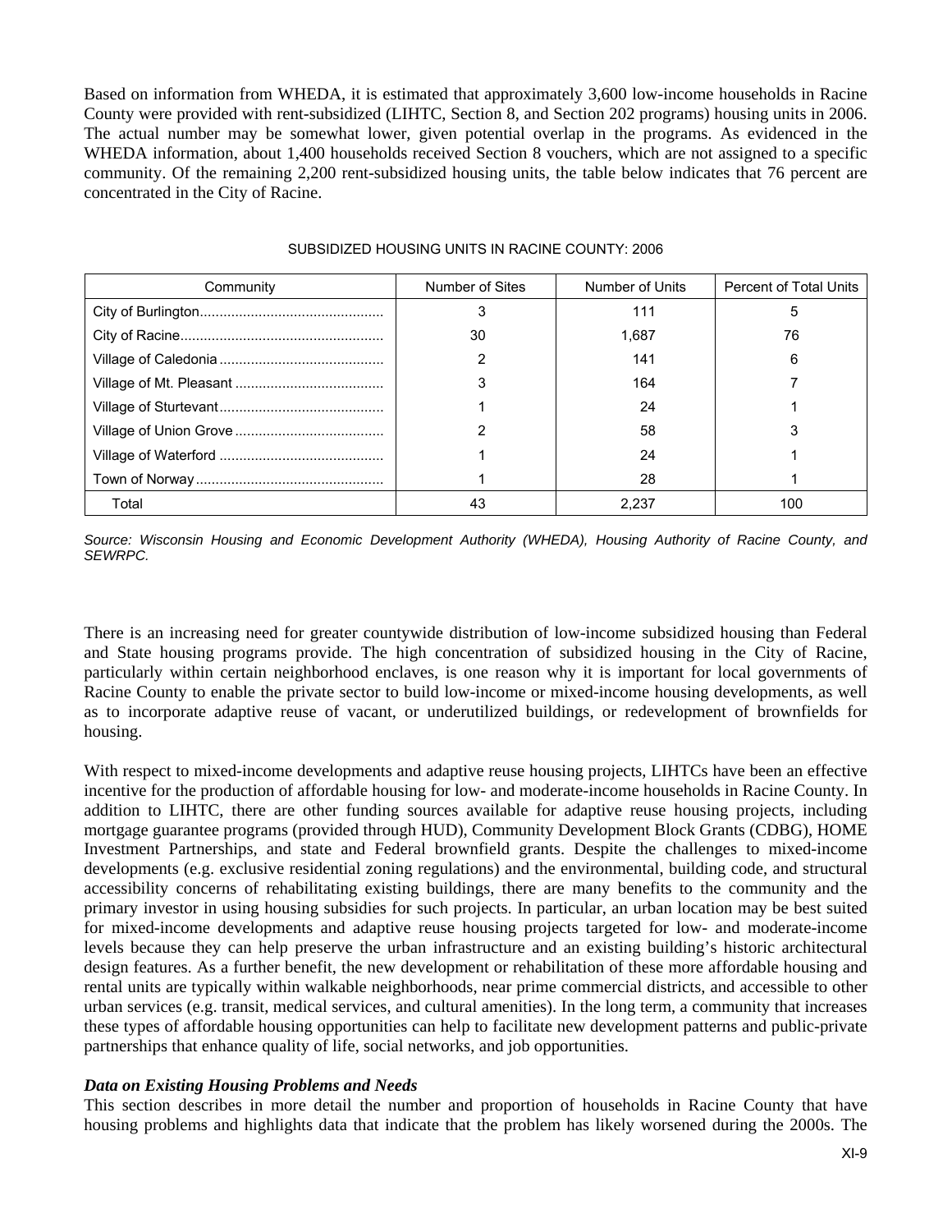Based on information from WHEDA, it is estimated that approximately 3,600 low-income households in Racine County were provided with rent-subsidized (LIHTC, Section 8, and Section 202 programs) housing units in 2006. The actual number may be somewhat lower, given potential overlap in the programs. As evidenced in the WHEDA information, about 1,400 households received Section 8 vouchers, which are not assigned to a specific community. Of the remaining 2,200 rent-subsidized housing units, the table below indicates that 76 percent are concentrated in the City of Racine.

SUBSIDIZED HOUSING UNITS IN RACINE COUNTY: 2006

| Community | Number of Sites | Number of Units | Percent of Total Units |
|---|---|---|---|
| City of Burlington | 3 | 111 | 5 |
| City of Racine | 30 | 1,687 | 76 |
| Village of Caledonia | 2 | 141 | 6 |
| Village of Mt. Pleasant | 3 | 164 | 7 |
| Village of Sturtevant | 1 | 24 | 1 |
| Village of Union Grove | 2 | 58 | 3 |
| Village of Waterford | 1 | 24 | 1 |
| Town of Norway | 1 | 28 | 1 |
| Total | 43 | 2,237 | 100 |

*Source: Wisconsin Housing and Economic Development Authority (WHEDA), Housing Authority of Racine County, and SEWRPC.*

There is an increasing need for greater countywide distribution of low-income subsidized housing than Federal and State housing programs provide. The high concentration of subsidized housing in the City of Racine, particularly within certain neighborhood enclaves, is one reason why it is important for local governments of Racine County to enable the private sector to build low-income or mixed-income housing developments, as well as to incorporate adaptive reuse of vacant, or underutilized buildings, or redevelopment of brownfields for housing.

With respect to mixed-income developments and adaptive reuse housing projects, LIHTCs have been an effective incentive for the production of affordable housing for low- and moderate-income households in Racine County. In addition to LIHTC, there are other funding sources available for adaptive reuse housing projects, including mortgage guarantee programs (provided through HUD), Community Development Block Grants (CDBG), HOME Investment Partnerships, and state and Federal brownfield grants. Despite the challenges to mixed-income developments (e.g. exclusive residential zoning regulations) and the environmental, building code, and structural accessibility concerns of rehabilitating existing buildings, there are many benefits to the community and the primary investor in using housing subsidies for such projects. In particular, an urban location may be best suited for mixed-income developments and adaptive reuse housing projects targeted for low- and moderate-income levels because they can help preserve the urban infrastructure and an existing building's historic architectural design features. As a further benefit, the new development or rehabilitation of these more affordable housing and rental units are typically within walkable neighborhoods, near prime commercial districts, and accessible to other urban services (e.g. transit, medical services, and cultural amenities). In the long term, a community that increases these types of affordable housing opportunities can help to facilitate new development patterns and public-private partnerships that enhance quality of life, social networks, and job opportunities.

***Data on Existing Housing Problems and Needs***

This section describes in more detail the number and proportion of households in Racine County that have housing problems and highlights data that indicate that the problem has likely worsened during the 2000s. The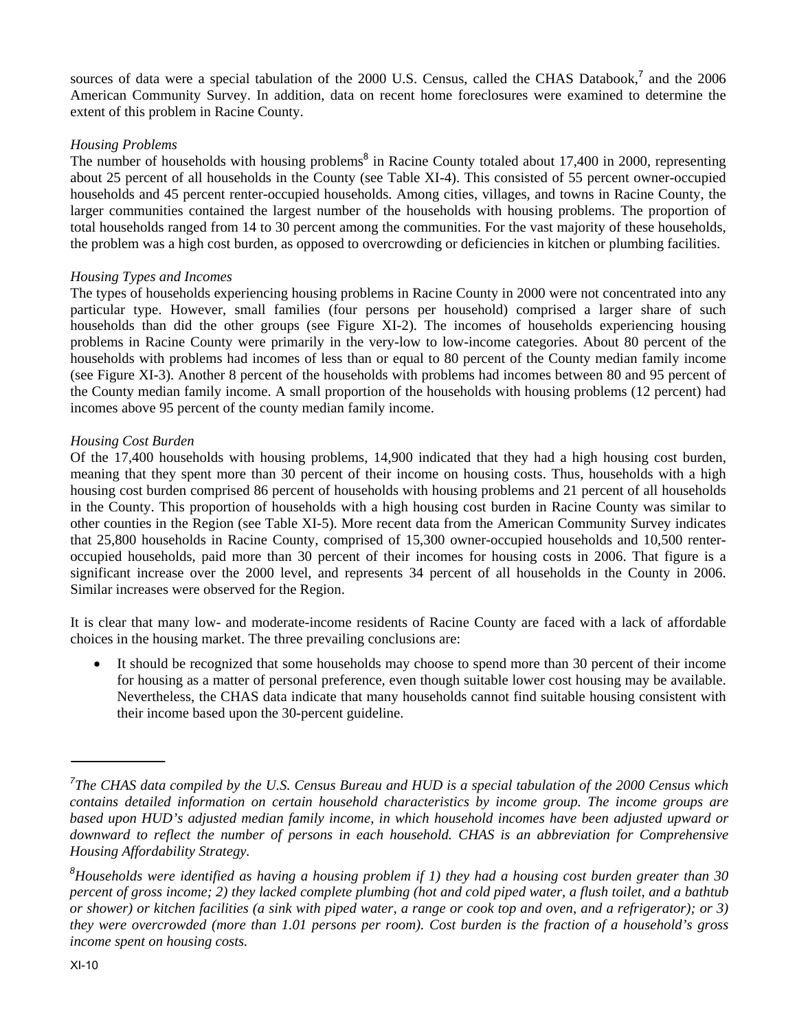sources of data were a special tabulation of the 2000 U.S. Census, called the CHAS Databook,[7] and the 2006 American Community Survey. In addition, data on recent home foreclosures were examined to determine the extent of this problem in Racine County.

*Housing Problems*

The number of households with housing problems[8] in Racine County totaled about 17,400 in 2000, representing about 25 percent of all households in the County (see Table XI-4). This consisted of 55 percent owner-occupied households and 45 percent renter-occupied households. Among cities, villages, and towns in Racine County, the larger communities contained the largest number of the households with housing problems. The proportion of total households ranged from 14 to 30 percent among the communities. For the vast majority of these households, the problem was a high cost burden, as opposed to overcrowding or deficiencies in kitchen or plumbing facilities.

*Housing Types and Incomes*

The types of households experiencing housing problems in Racine County in 2000 were not concentrated into any particular type. However, small families (four persons per household) comprised a larger share of such households than did the other groups (see Figure XI-2). The incomes of households experiencing housing problems in Racine County were primarily in the very-low to low-income categories. About 80 percent of the households with problems had incomes of less than or equal to 80 percent of the County median family income (see Figure XI-3). Another 8 percent of the households with problems had incomes between 80 and 95 percent of the County median family income. A small proportion of the households with housing problems (12 percent) had incomes above 95 percent of the county median family income.

*Housing Cost Burden*

Of the 17,400 households with housing problems, 14,900 indicated that they had a high housing cost burden, meaning that they spent more than 30 percent of their income on housing costs. Thus, households with a high housing cost burden comprised 86 percent of households with housing problems and 21 percent of all households in the County. This proportion of households with a high housing cost burden in Racine County was similar to other counties in the Region (see Table XI-5). More recent data from the American Community Survey indicates that 25,800 households in Racine County, comprised of 15,300 owner-occupied households and 10,500 renter-occupied households, paid more than 30 percent of their incomes for housing costs in 2006. That figure is a significant increase over the 2000 level, and represents 34 percent of all households in the County in 2006. Similar increases were observed for the Region.

It is clear that many low- and moderate-income residents of Racine County are faced with a lack of affordable choices in the housing market. The three prevailing conclusions are:

- It should be recognized that some households may choose to spend more than 30 percent of their income for housing as a matter of personal preference, even though suitable lower cost housing may be available. Nevertheless, the CHAS data indicate that many households cannot find suitable housing consistent with their income based upon the 30-percent guideline.

---

[7]*The CHAS data compiled by the U.S. Census Bureau and HUD is a special tabulation of the 2000 Census which contains detailed information on certain household characteristics by income group. The income groups are based upon HUD's adjusted median family income, in which household incomes have been adjusted upward or downward to reflect the number of persons in each household. CHAS is an abbreviation for Comprehensive Housing Affordability Strategy.*

[8]*Households were identified as having a housing problem if 1) they had a housing cost burden greater than 30 percent of gross income; 2) they lacked complete plumbing (hot and cold piped water, a flush toilet, and a bathtub or shower) or kitchen facilities (a sink with piped water, a range or cook top and oven, and a refrigerator); or 3) they were overcrowded (more than 1.01 persons per room). Cost burden is the fraction of a household's gross income spent on housing costs.*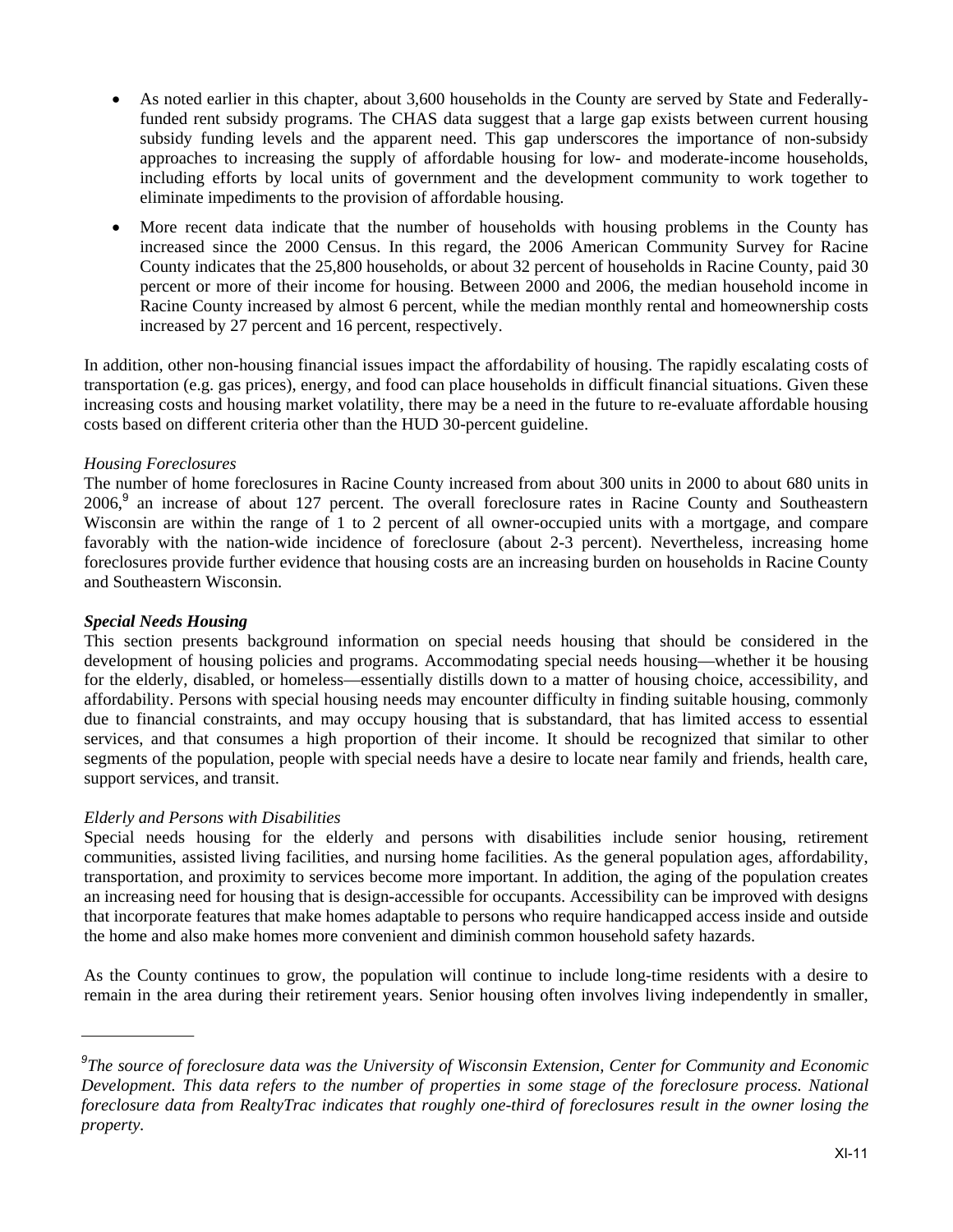- As noted earlier in this chapter, about 3,600 households in the County are served by State and Federally-funded rent subsidy programs. The CHAS data suggest that a large gap exists between current housing subsidy funding levels and the apparent need. This gap underscores the importance of non-subsidy approaches to increasing the supply of affordable housing for low- and moderate-income households, including efforts by local units of government and the development community to work together to eliminate impediments to the provision of affordable housing.
- More recent data indicate that the number of households with housing problems in the County has increased since the 2000 Census. In this regard, the 2006 American Community Survey for Racine County indicates that the 25,800 households, or about 32 percent of households in Racine County, paid 30 percent or more of their income for housing. Between 2000 and 2006, the median household income in Racine County increased by almost 6 percent, while the median monthly rental and homeownership costs increased by 27 percent and 16 percent, respectively.

In addition, other non-housing financial issues impact the affordability of housing. The rapidly escalating costs of transportation (e.g. gas prices), energy, and food can place households in difficult financial situations. Given these increasing costs and housing market volatility, there may be a need in the future to re-evaluate affordable housing costs based on different criteria other than the HUD 30-percent guideline.

*Housing Foreclosures*
The number of home foreclosures in Racine County increased from about 300 units in 2000 to about 680 units in 2006,[9] an increase of about 127 percent. The overall foreclosure rates in Racine County and Southeastern Wisconsin are within the range of 1 to 2 percent of all owner-occupied units with a mortgage, and compare favorably with the nation-wide incidence of foreclosure (about 2-3 percent). Nevertheless, increasing home foreclosures provide further evidence that housing costs are an increasing burden on households in Racine County and Southeastern Wisconsin.

***Special Needs Housing***
This section presents background information on special needs housing that should be considered in the development of housing policies and programs. Accommodating special needs housing—whether it be housing for the elderly, disabled, or homeless—essentially distills down to a matter of housing choice, accessibility, and affordability. Persons with special housing needs may encounter difficulty in finding suitable housing, commonly due to financial constraints, and may occupy housing that is substandard, that has limited access to essential services, and that consumes a high proportion of their income. It should be recognized that similar to other segments of the population, people with special needs have a desire to locate near family and friends, health care, support services, and transit.

*Elderly and Persons with Disabilities*
Special needs housing for the elderly and persons with disabilities include senior housing, retirement communities, assisted living facilities, and nursing home facilities. As the general population ages, affordability, transportation, and proximity to services become more important. In addition, the aging of the population creates an increasing need for housing that is design-accessible for occupants. Accessibility can be improved with designs that incorporate features that make homes adaptable to persons who require handicapped access inside and outside the home and also make homes more convenient and diminish common household safety hazards.

As the County continues to grow, the population will continue to include long-time residents with a desire to remain in the area during their retirement years. Senior housing often involves living independently in smaller,

---

*[9]The source of foreclosure data was the University of Wisconsin Extension, Center for Community and Economic Development. This data refers to the number of properties in some stage of the foreclosure process. National foreclosure data from RealtyTrac indicates that roughly one-third of foreclosures result in the owner losing the property.*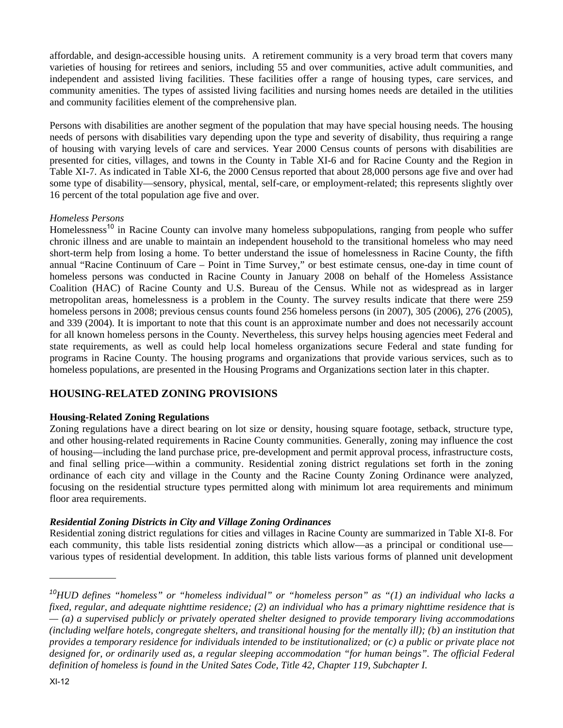affordable, and design-accessible housing units. A retirement community is a very broad term that covers many varieties of housing for retirees and seniors, including 55 and over communities, active adult communities, and independent and assisted living facilities. These facilities offer a range of housing types, care services, and community amenities. The types of assisted living facilities and nursing homes needs are detailed in the utilities and community facilities element of the comprehensive plan.

Persons with disabilities are another segment of the population that may have special housing needs. The housing needs of persons with disabilities vary depending upon the type and severity of disability, thus requiring a range of housing with varying levels of care and services. Year 2000 Census counts of persons with disabilities are presented for cities, villages, and towns in the County in Table XI-6 and for Racine County and the Region in Table XI-7. As indicated in Table XI-6, the 2000 Census reported that about 28,000 persons age five and over had some type of disability—sensory, physical, mental, self-care, or employment-related; this represents slightly over 16 percent of the total population age five and over.

*Homeless Persons*

Homelessness[10] in Racine County can involve many homeless subpopulations, ranging from people who suffer chronic illness and are unable to maintain an independent household to the transitional homeless who may need short-term help from losing a home. To better understand the issue of homelessness in Racine County, the fifth annual "Racine Continuum of Care – Point in Time Survey," or best estimate census, one-day in time count of homeless persons was conducted in Racine County in January 2008 on behalf of the Homeless Assistance Coalition (HAC) of Racine County and U.S. Bureau of the Census. While not as widespread as in larger metropolitan areas, homelessness is a problem in the County. The survey results indicate that there were 259 homeless persons in 2008; previous census counts found 256 homeless persons (in 2007), 305 (2006), 276 (2005), and 339 (2004). It is important to note that this count is an approximate number and does not necessarily account for all known homeless persons in the County. Nevertheless, this survey helps housing agencies meet Federal and state requirements, as well as could help local homeless organizations secure Federal and state funding for programs in Racine County. The housing programs and organizations that provide various services, such as to homeless populations, are presented in the Housing Programs and Organizations section later in this chapter.

## HOUSING-RELATED ZONING PROVISIONS

### Housing-Related Zoning Regulations

Zoning regulations have a direct bearing on lot size or density, housing square footage, setback, structure type, and other housing-related requirements in Racine County communities. Generally, zoning may influence the cost of housing—including the land purchase price, pre-development and permit approval process, infrastructure costs, and final selling price—within a community. Residential zoning district regulations set forth in the zoning ordinance of each city and village in the County and the Racine County Zoning Ordinance were analyzed, focusing on the residential structure types permitted along with minimum lot area requirements and minimum floor area requirements.

#### *Residential Zoning Districts in City and Village Zoning Ordinances*

Residential zoning district regulations for cities and villages in Racine County are summarized in Table XI-8. For each community, this table lists residential zoning districts which allow—as a principal or conditional use—various types of residential development. In addition, this table lists various forms of planned unit development

---

*[10]HUD defines "homeless" or "homeless individual" or "homeless person" as "(1) an individual who lacks a fixed, regular, and adequate nighttime residence; (2) an individual who has a primary nighttime residence that is — (a) a supervised publicly or privately operated shelter designed to provide temporary living accommodations (including welfare hotels, congregate shelters, and transitional housing for the mentally ill); (b) an institution that provides a temporary residence for individuals intended to be institutionalized; or (c) a public or private place not designed for, or ordinarily used as, a regular sleeping accommodation "for human beings". The official Federal definition of homeless is found in the United Sates Code, Title 42, Chapter 119, Subchapter I.*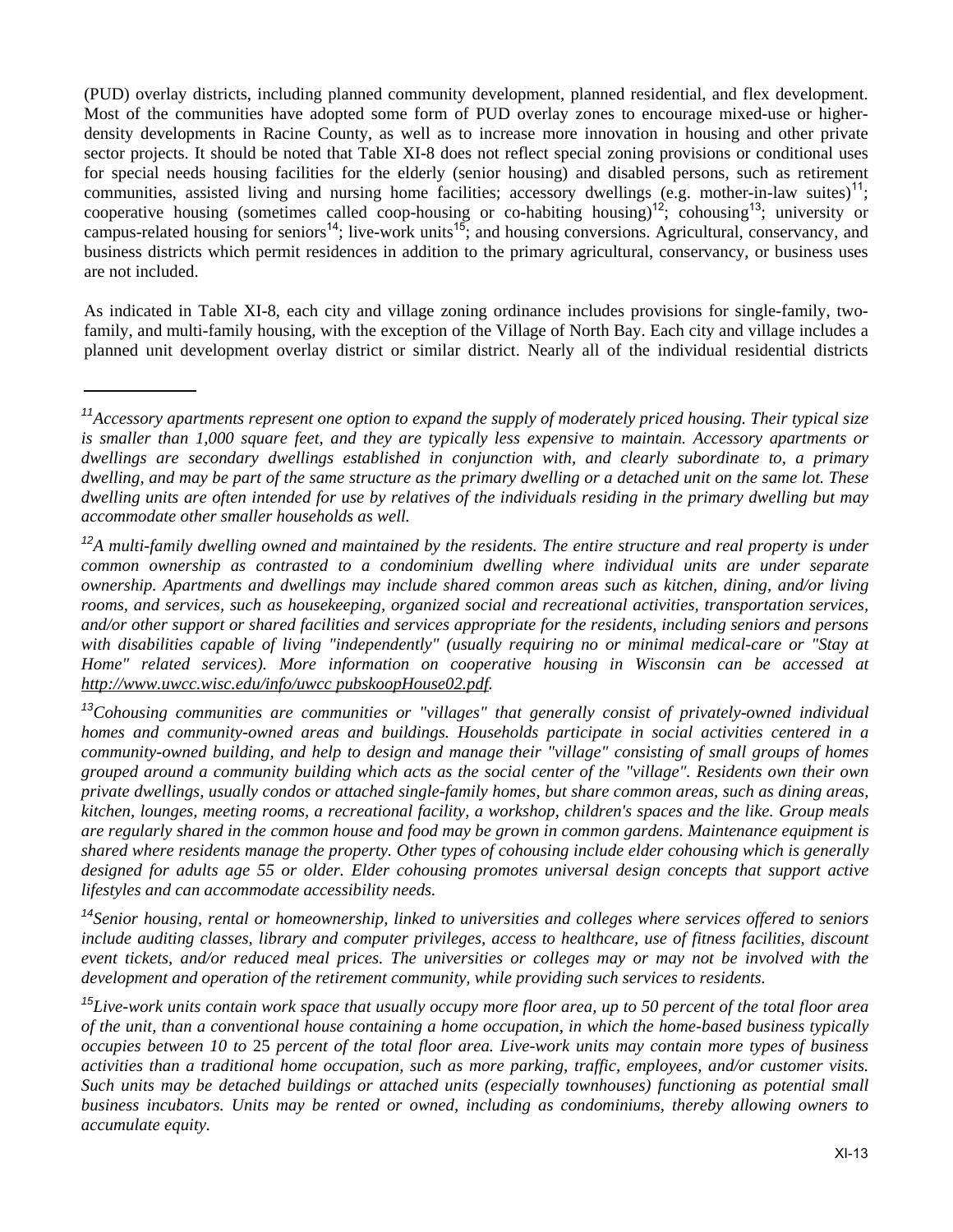(PUD) overlay districts, including planned community development, planned residential, and flex development. Most of the communities have adopted some form of PUD overlay zones to encourage mixed-use or higher-density developments in Racine County, as well as to increase more innovation in housing and other private sector projects. It should be noted that Table XI-8 does not reflect special zoning provisions or conditional uses for special needs housing facilities for the elderly (senior housing) and disabled persons, such as retirement communities, assisted living and nursing home facilities; accessory dwellings (e.g. mother-in-law suites)[11]; cooperative housing (sometimes called coop-housing or co-habiting housing)[12]; cohousing[13]; university or campus-related housing for seniors[14]; live-work units[15]; and housing conversions. Agricultural, conservancy, and business districts which permit residences in addition to the primary agricultural, conservancy, or business uses are not included.

As indicated in Table XI-8, each city and village zoning ordinance includes provisions for single-family, two-family, and multi-family housing, with the exception of the Village of North Bay. Each city and village includes a planned unit development overlay district or similar district. Nearly all of the individual residential districts

---

[11]*Accessory apartments represent one option to expand the supply of moderately priced housing. Their typical size is smaller than 1,000 square feet, and they are typically less expensive to maintain. Accessory apartments or dwellings are secondary dwellings established in conjunction with, and clearly subordinate to, a primary dwelling, and may be part of the same structure as the primary dwelling or a detached unit on the same lot. These dwelling units are often intended for use by relatives of the individuals residing in the primary dwelling but may accommodate other smaller households as well.*

[12]*A multi-family dwelling owned and maintained by the residents. The entire structure and real property is under common ownership as contrasted to a condominium dwelling where individual units are under separate ownership. Apartments and dwellings may include shared common areas such as kitchen, dining, and/or living rooms, and services, such as housekeeping, organized social and recreational activities, transportation services, and/or other support or shared facilities and services appropriate for the residents, including seniors and persons with disabilities capable of living "independently" (usually requiring no or minimal medical-care or "Stay at Home" related services). More information on cooperative housing in Wisconsin can be accessed at http://www.uwcc.wisc.edu/info/uwcc pubskoopHouse02.pdf.*

[13]*Cohousing communities are communities or "villages" that generally consist of privately-owned individual homes and community-owned areas and buildings. Households participate in social activities centered in a community-owned building, and help to design and manage their "village" consisting of small groups of homes grouped around a community building which acts as the social center of the "village". Residents own their own private dwellings, usually condos or attached single-family homes, but share common areas, such as dining areas, kitchen, lounges, meeting rooms, a recreational facility, a workshop, children's spaces and the like. Group meals are regularly shared in the common house and food may be grown in common gardens. Maintenance equipment is shared where residents manage the property. Other types of cohousing include elder cohousing which is generally designed for adults age 55 or older. Elder cohousing promotes universal design concepts that support active lifestyles and can accommodate accessibility needs.*

[14]*Senior housing, rental or homeownership, linked to universities and colleges where services offered to seniors include auditing classes, library and computer privileges, access to healthcare, use of fitness facilities, discount event tickets, and/or reduced meal prices. The universities or colleges may or may not be involved with the development and operation of the retirement community, while providing such services to residents.*

[15]*Live-work units contain work space that usually occupy more floor area, up to 50 percent of the total floor area of the unit, than a conventional house containing a home occupation, in which the home-based business typically occupies between 10 to 25 percent of the total floor area. Live-work units may contain more types of business activities than a traditional home occupation, such as more parking, traffic, employees, and/or customer visits. Such units may be detached buildings or attached units (especially townhouses) functioning as potential small business incubators. Units may be rented or owned, including as condominiums, thereby allowing owners to accumulate equity.*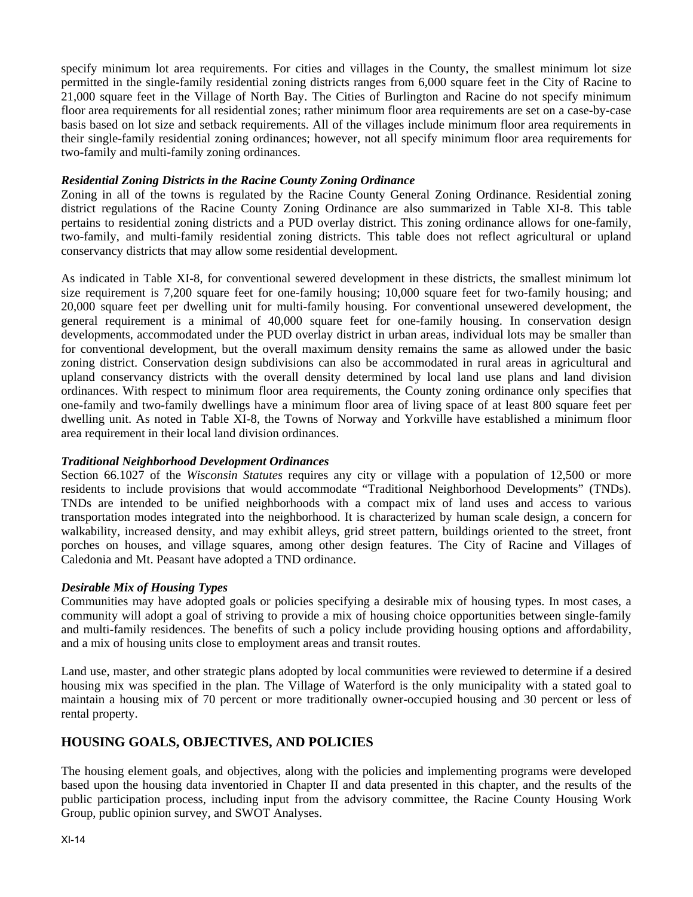specify minimum lot area requirements. For cities and villages in the County, the smallest minimum lot size permitted in the single-family residential zoning districts ranges from 6,000 square feet in the City of Racine to 21,000 square feet in the Village of North Bay. The Cities of Burlington and Racine do not specify minimum floor area requirements for all residential zones; rather minimum floor area requirements are set on a case-by-case basis based on lot size and setback requirements. All of the villages include minimum floor area requirements in their single-family residential zoning ordinances; however, not all specify minimum floor area requirements for two-family and multi-family zoning ordinances.

***Residential Zoning Districts in the Racine County Zoning Ordinance***

Zoning in all of the towns is regulated by the Racine County General Zoning Ordinance. Residential zoning district regulations of the Racine County Zoning Ordinance are also summarized in Table XI-8. This table pertains to residential zoning districts and a PUD overlay district. This zoning ordinance allows for one-family, two-family, and multi-family residential zoning districts. This table does not reflect agricultural or upland conservancy districts that may allow some residential development.

As indicated in Table XI-8, for conventional sewered development in these districts, the smallest minimum lot size requirement is 7,200 square feet for one-family housing; 10,000 square feet for two-family housing; and 20,000 square feet per dwelling unit for multi-family housing. For conventional unsewered development, the general requirement is a minimal of 40,000 square feet for one-family housing. In conservation design developments, accommodated under the PUD overlay district in urban areas, individual lots may be smaller than for conventional development, but the overall maximum density remains the same as allowed under the basic zoning district. Conservation design subdivisions can also be accommodated in rural areas in agricultural and upland conservancy districts with the overall density determined by local land use plans and land division ordinances. With respect to minimum floor area requirements, the County zoning ordinance only specifies that one-family and two-family dwellings have a minimum floor area of living space of at least 800 square feet per dwelling unit. As noted in Table XI-8, the Towns of Norway and Yorkville have established a minimum floor area requirement in their local land division ordinances.

***Traditional Neighborhood Development Ordinances***

Section 66.1027 of the *Wisconsin Statutes* requires any city or village with a population of 12,500 or more residents to include provisions that would accommodate "Traditional Neighborhood Developments" (TNDs). TNDs are intended to be unified neighborhoods with a compact mix of land uses and access to various transportation modes integrated into the neighborhood. It is characterized by human scale design, a concern for walkability, increased density, and may exhibit alleys, grid street pattern, buildings oriented to the street, front porches on houses, and village squares, among other design features. The City of Racine and Villages of Caledonia and Mt. Peasant have adopted a TND ordinance.

***Desirable Mix of Housing Types***

Communities may have adopted goals or policies specifying a desirable mix of housing types. In most cases, a community will adopt a goal of striving to provide a mix of housing choice opportunities between single-family and multi-family residences. The benefits of such a policy include providing housing options and affordability, and a mix of housing units close to employment areas and transit routes.

Land use, master, and other strategic plans adopted by local communities were reviewed to determine if a desired housing mix was specified in the plan. The Village of Waterford is the only municipality with a stated goal to maintain a housing mix of 70 percent or more traditionally owner-occupied housing and 30 percent or less of rental property.

## HOUSING GOALS, OBJECTIVES, AND POLICIES

The housing element goals, and objectives, along with the policies and implementing programs were developed based upon the housing data inventoried in Chapter II and data presented in this chapter, and the results of the public participation process, including input from the advisory committee, the Racine County Housing Work Group, public opinion survey, and SWOT Analyses.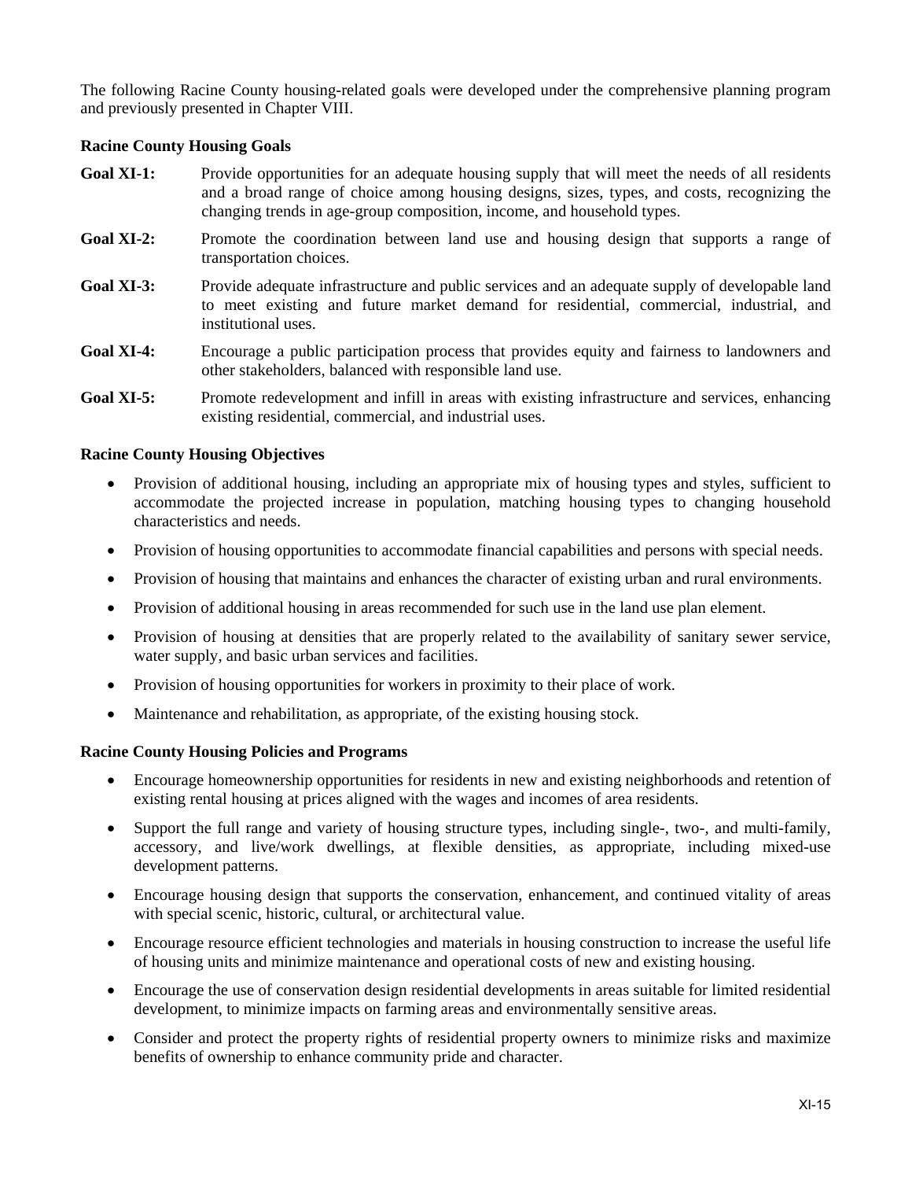The following Racine County housing-related goals were developed under the comprehensive planning program and previously presented in Chapter VIII.

**Racine County Housing Goals**

**Goal XI-1:** Provide opportunities for an adequate housing supply that will meet the needs of all residents and a broad range of choice among housing designs, sizes, types, and costs, recognizing the changing trends in age-group composition, income, and household types.

**Goal XI-2:** Promote the coordination between land use and housing design that supports a range of transportation choices.

**Goal XI-3:** Provide adequate infrastructure and public services and an adequate supply of developable land to meet existing and future market demand for residential, commercial, industrial, and institutional uses.

**Goal XI-4:** Encourage a public participation process that provides equity and fairness to landowners and other stakeholders, balanced with responsible land use.

**Goal XI-5:** Promote redevelopment and infill in areas with existing infrastructure and services, enhancing existing residential, commercial, and industrial uses.

**Racine County Housing Objectives**

- Provision of additional housing, including an appropriate mix of housing types and styles, sufficient to accommodate the projected increase in population, matching housing types to changing household characteristics and needs.
- Provision of housing opportunities to accommodate financial capabilities and persons with special needs.
- Provision of housing that maintains and enhances the character of existing urban and rural environments.
- Provision of additional housing in areas recommended for such use in the land use plan element.
- Provision of housing at densities that are properly related to the availability of sanitary sewer service, water supply, and basic urban services and facilities.
- Provision of housing opportunities for workers in proximity to their place of work.
- Maintenance and rehabilitation, as appropriate, of the existing housing stock.

**Racine County Housing Policies and Programs**

- Encourage homeownership opportunities for residents in new and existing neighborhoods and retention of existing rental housing at prices aligned with the wages and incomes of area residents.
- Support the full range and variety of housing structure types, including single-, two-, and multi-family, accessory, and live/work dwellings, at flexible densities, as appropriate, including mixed-use development patterns.
- Encourage housing design that supports the conservation, enhancement, and continued vitality of areas with special scenic, historic, cultural, or architectural value.
- Encourage resource efficient technologies and materials in housing construction to increase the useful life of housing units and minimize maintenance and operational costs of new and existing housing.
- Encourage the use of conservation design residential developments in areas suitable for limited residential development, to minimize impacts on farming areas and environmentally sensitive areas.
- Consider and protect the property rights of residential property owners to minimize risks and maximize benefits of ownership to enhance community pride and character.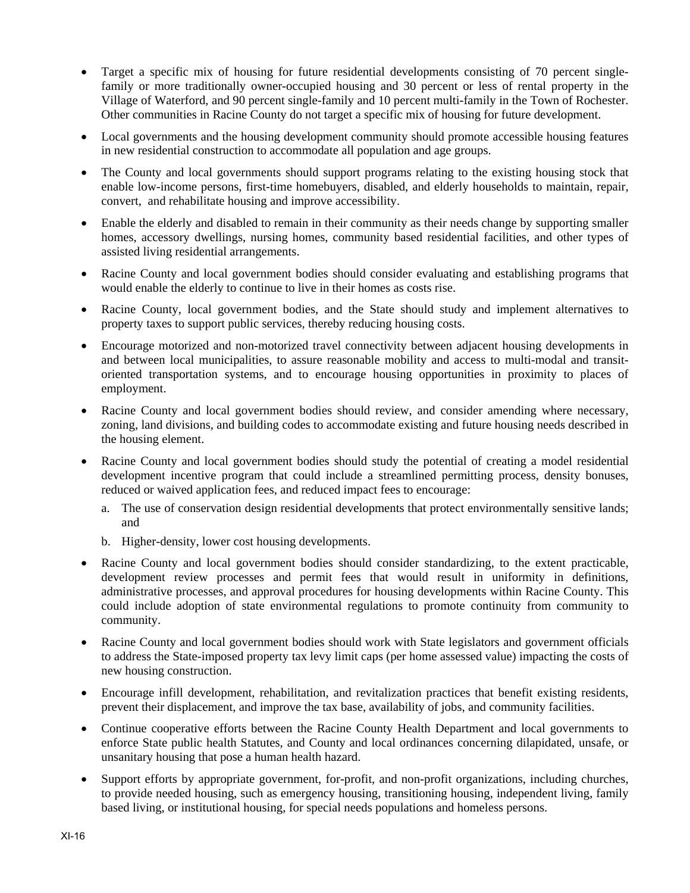- Target a specific mix of housing for future residential developments consisting of 70 percent single-family or more traditionally owner-occupied housing and 30 percent or less of rental property in the Village of Waterford, and 90 percent single-family and 10 percent multi-family in the Town of Rochester. Other communities in Racine County do not target a specific mix of housing for future development.
- Local governments and the housing development community should promote accessible housing features in new residential construction to accommodate all population and age groups.
- The County and local governments should support programs relating to the existing housing stock that enable low-income persons, first-time homebuyers, disabled, and elderly households to maintain, repair, convert, and rehabilitate housing and improve accessibility.
- Enable the elderly and disabled to remain in their community as their needs change by supporting smaller homes, accessory dwellings, nursing homes, community based residential facilities, and other types of assisted living residential arrangements.
- Racine County and local government bodies should consider evaluating and establishing programs that would enable the elderly to continue to live in their homes as costs rise.
- Racine County, local government bodies, and the State should study and implement alternatives to property taxes to support public services, thereby reducing housing costs.
- Encourage motorized and non-motorized travel connectivity between adjacent housing developments in and between local municipalities, to assure reasonable mobility and access to multi-modal and transit-oriented transportation systems, and to encourage housing opportunities in proximity to places of employment.
- Racine County and local government bodies should review, and consider amending where necessary, zoning, land divisions, and building codes to accommodate existing and future housing needs described in the housing element.
- Racine County and local government bodies should study the potential of creating a model residential development incentive program that could include a streamlined permitting process, density bonuses, reduced or waived application fees, and reduced impact fees to encourage:
  a. The use of conservation design residential developments that protect environmentally sensitive lands; and
  b. Higher-density, lower cost housing developments.
- Racine County and local government bodies should consider standardizing, to the extent practicable, development review processes and permit fees that would result in uniformity in definitions, administrative processes, and approval procedures for housing developments within Racine County. This could include adoption of state environmental regulations to promote continuity from community to community.
- Racine County and local government bodies should work with State legislators and government officials to address the State-imposed property tax levy limit caps (per home assessed value) impacting the costs of new housing construction.
- Encourage infill development, rehabilitation, and revitalization practices that benefit existing residents, prevent their displacement, and improve the tax base, availability of jobs, and community facilities.
- Continue cooperative efforts between the Racine County Health Department and local governments to enforce State public health Statutes, and County and local ordinances concerning dilapidated, unsafe, or unsanitary housing that pose a human health hazard.
- Support efforts by appropriate government, for-profit, and non-profit organizations, including churches, to provide needed housing, such as emergency housing, transitioning housing, independent living, family based living, or institutional housing, for special needs populations and homeless persons.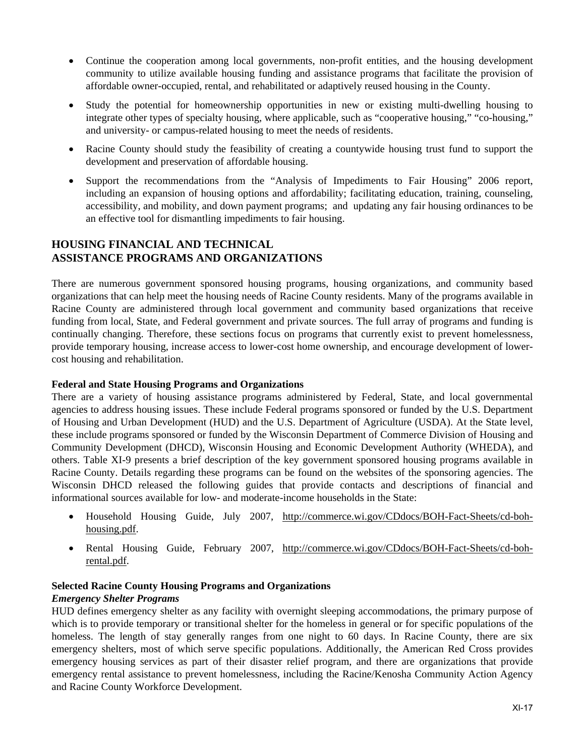- Continue the cooperation among local governments, non-profit entities, and the housing development community to utilize available housing funding and assistance programs that facilitate the provision of affordable owner-occupied, rental, and rehabilitated or adaptively reused housing in the County.
- Study the potential for homeownership opportunities in new or existing multi-dwelling housing to integrate other types of specialty housing, where applicable, such as "cooperative housing," "co-housing," and university- or campus-related housing to meet the needs of residents.
- Racine County should study the feasibility of creating a countywide housing trust fund to support the development and preservation of affordable housing.
- Support the recommendations from the "Analysis of Impediments to Fair Housing" 2006 report, including an expansion of housing options and affordability; facilitating education, training, counseling, accessibility, and mobility, and down payment programs; and updating any fair housing ordinances to be an effective tool for dismantling impediments to fair housing.

## HOUSING FINANCIAL AND TECHNICAL ASSISTANCE PROGRAMS AND ORGANIZATIONS

There are numerous government sponsored housing programs, housing organizations, and community based organizations that can help meet the housing needs of Racine County residents. Many of the programs available in Racine County are administered through local government and community based organizations that receive funding from local, State, and Federal government and private sources. The full array of programs and funding is continually changing. Therefore, these sections focus on programs that currently exist to prevent homelessness, provide temporary housing, increase access to lower-cost home ownership, and encourage development of lower-cost housing and rehabilitation.

**Federal and State Housing Programs and Organizations**

There are a variety of housing assistance programs administered by Federal, State, and local governmental agencies to address housing issues. These include Federal programs sponsored or funded by the U.S. Department of Housing and Urban Development (HUD) and the U.S. Department of Agriculture (USDA). At the State level, these include programs sponsored or funded by the Wisconsin Department of Commerce Division of Housing and Community Development (DHCD), Wisconsin Housing and Economic Development Authority (WHEDA), and others. Table XI-9 presents a brief description of the key government sponsored housing programs available in Racine County. Details regarding these programs can be found on the websites of the sponsoring agencies. The Wisconsin DHCD released the following guides that provide contacts and descriptions of financial and informational sources available for low- and moderate-income households in the State:

- Household Housing Guide, July 2007, http://commerce.wi.gov/CDdocs/BOH-Fact-Sheets/cd-boh-housing.pdf.
- Rental Housing Guide, February 2007, http://commerce.wi.gov/CDdocs/BOH-Fact-Sheets/cd-boh-rental.pdf.

**Selected Racine County Housing Programs and Organizations**

***Emergency Shelter Programs***

HUD defines emergency shelter as any facility with overnight sleeping accommodations, the primary purpose of which is to provide temporary or transitional shelter for the homeless in general or for specific populations of the homeless. The length of stay generally ranges from one night to 60 days. In Racine County, there are six emergency shelters, most of which serve specific populations. Additionally, the American Red Cross provides emergency housing services as part of their disaster relief program, and there are organizations that provide emergency rental assistance to prevent homelessness, including the Racine/Kenosha Community Action Agency and Racine County Workforce Development.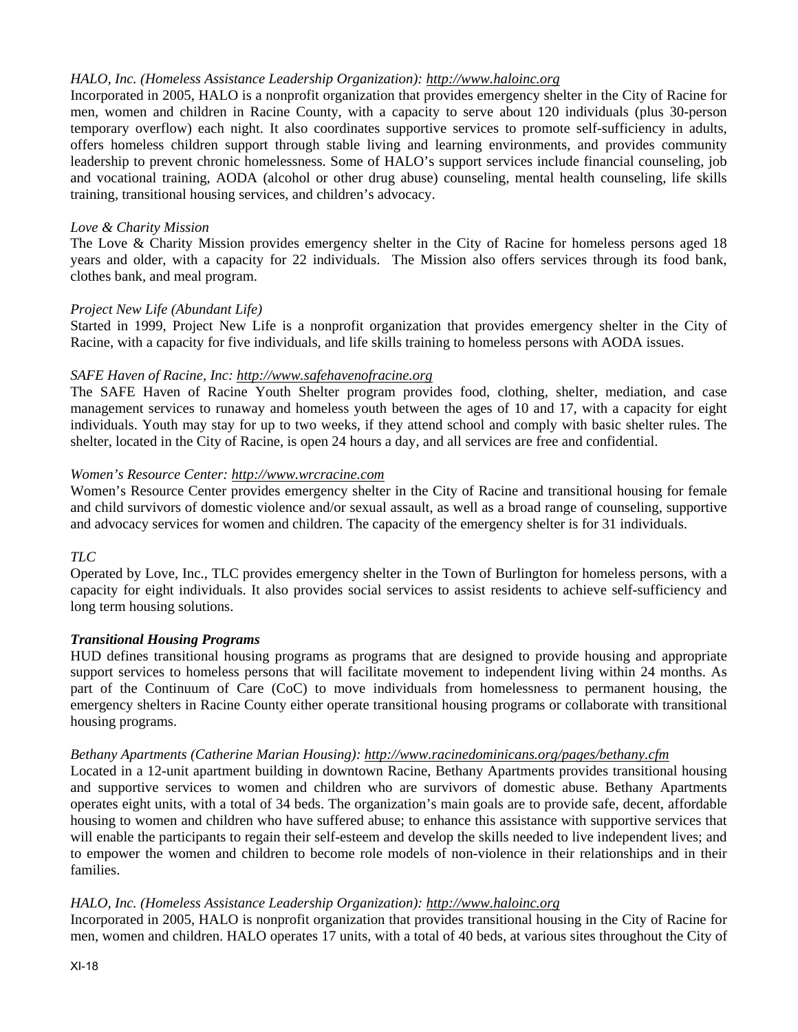*HALO, Inc. (Homeless Assistance Leadership Organization): http://www.haloinc.org*
Incorporated in 2005, HALO is a nonprofit organization that provides emergency shelter in the City of Racine for men, women and children in Racine County, with a capacity to serve about 120 individuals (plus 30-person temporary overflow) each night. It also coordinates supportive services to promote self-sufficiency in adults, offers homeless children support through stable living and learning environments, and provides community leadership to prevent chronic homelessness. Some of HALO's support services include financial counseling, job and vocational training, AODA (alcohol or other drug abuse) counseling, mental health counseling, life skills training, transitional housing services, and children's advocacy.

*Love & Charity Mission*
The Love & Charity Mission provides emergency shelter in the City of Racine for homeless persons aged 18 years and older, with a capacity for 22 individuals. The Mission also offers services through its food bank, clothes bank, and meal program.

*Project New Life (Abundant Life)*
Started in 1999, Project New Life is a nonprofit organization that provides emergency shelter in the City of Racine, with a capacity for five individuals, and life skills training to homeless persons with AODA issues.

*SAFE Haven of Racine, Inc: http://www.safehavenofracine.org*
The SAFE Haven of Racine Youth Shelter program provides food, clothing, shelter, mediation, and case management services to runaway and homeless youth between the ages of 10 and 17, with a capacity for eight individuals. Youth may stay for up to two weeks, if they attend school and comply with basic shelter rules. The shelter, located in the City of Racine, is open 24 hours a day, and all services are free and confidential.

*Women's Resource Center: http://www.wrcracine.com*
Women's Resource Center provides emergency shelter in the City of Racine and transitional housing for female and child survivors of domestic violence and/or sexual assault, as well as a broad range of counseling, supportive and advocacy services for women and children. The capacity of the emergency shelter is for 31 individuals.

*TLC*
Operated by Love, Inc., TLC provides emergency shelter in the Town of Burlington for homeless persons, with a capacity for eight individuals. It also provides social services to assist residents to achieve self-sufficiency and long term housing solutions.

***Transitional Housing Programs***
HUD defines transitional housing programs as programs that are designed to provide housing and appropriate support services to homeless persons that will facilitate movement to independent living within 24 months. As part of the Continuum of Care (CoC) to move individuals from homelessness to permanent housing, the emergency shelters in Racine County either operate transitional housing programs or collaborate with transitional housing programs.

*Bethany Apartments (Catherine Marian Housing): http://www.racinedominicans.org/pages/bethany.cfm*
Located in a 12-unit apartment building in downtown Racine, Bethany Apartments provides transitional housing and supportive services to women and children who are survivors of domestic abuse. Bethany Apartments operates eight units, with a total of 34 beds. The organization's main goals are to provide safe, decent, affordable housing to women and children who have suffered abuse; to enhance this assistance with supportive services that will enable the participants to regain their self-esteem and develop the skills needed to live independent lives; and to empower the women and children to become role models of non-violence in their relationships and in their families.

*HALO, Inc. (Homeless Assistance Leadership Organization): http://www.haloinc.org*
Incorporated in 2005, HALO is nonprofit organization that provides transitional housing in the City of Racine for men, women and children. HALO operates 17 units, with a total of 40 beds, at various sites throughout the City of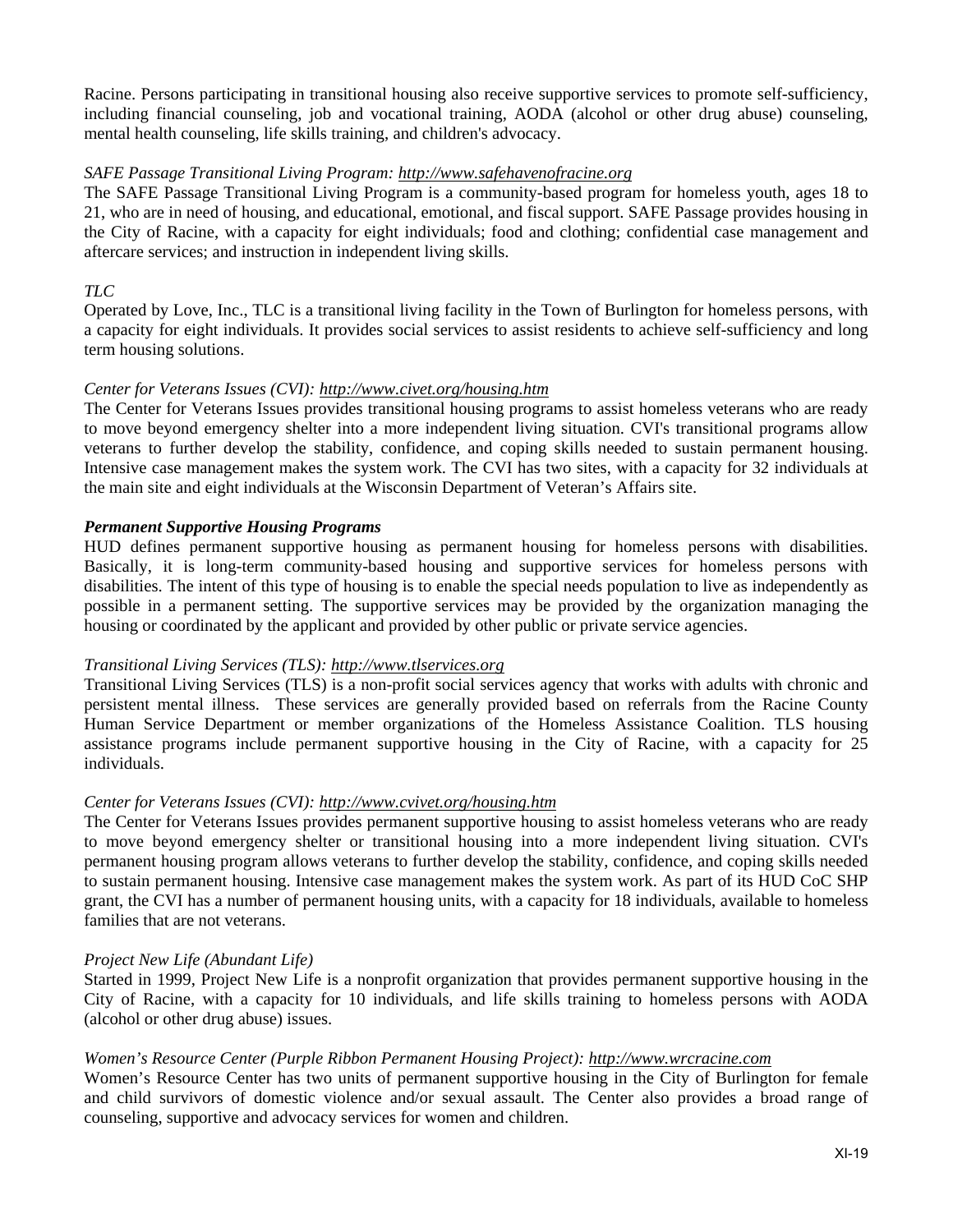Racine. Persons participating in transitional housing also receive supportive services to promote self-sufficiency, including financial counseling, job and vocational training, AODA (alcohol or other drug abuse) counseling, mental health counseling, life skills training, and children's advocacy.

*SAFE Passage Transitional Living Program: http://www.safehavenofracine.org*

The SAFE Passage Transitional Living Program is a community-based program for homeless youth, ages 18 to 21, who are in need of housing, and educational, emotional, and fiscal support. SAFE Passage provides housing in the City of Racine, with a capacity for eight individuals; food and clothing; confidential case management and aftercare services; and instruction in independent living skills.

*TLC*

Operated by Love, Inc., TLC is a transitional living facility in the Town of Burlington for homeless persons, with a capacity for eight individuals. It provides social services to assist residents to achieve self-sufficiency and long term housing solutions.

*Center for Veterans Issues (CVI): http://www.civet.org/housing.htm*

The Center for Veterans Issues provides transitional housing programs to assist homeless veterans who are ready to move beyond emergency shelter into a more independent living situation. CVI's transitional programs allow veterans to further develop the stability, confidence, and coping skills needed to sustain permanent housing. Intensive case management makes the system work. The CVI has two sites, with a capacity for 32 individuals at the main site and eight individuals at the Wisconsin Department of Veteran's Affairs site.

***Permanent Supportive Housing Programs***

HUD defines permanent supportive housing as permanent housing for homeless persons with disabilities. Basically, it is long-term community-based housing and supportive services for homeless persons with disabilities. The intent of this type of housing is to enable the special needs population to live as independently as possible in a permanent setting. The supportive services may be provided by the organization managing the housing or coordinated by the applicant and provided by other public or private service agencies.

*Transitional Living Services (TLS): http://www.tlservices.org*

Transitional Living Services (TLS) is a non-profit social services agency that works with adults with chronic and persistent mental illness. These services are generally provided based on referrals from the Racine County Human Service Department or member organizations of the Homeless Assistance Coalition. TLS housing assistance programs include permanent supportive housing in the City of Racine, with a capacity for 25 individuals.

*Center for Veterans Issues (CVI): http://www.cvivet.org/housing.htm*

The Center for Veterans Issues provides permanent supportive housing to assist homeless veterans who are ready to move beyond emergency shelter or transitional housing into a more independent living situation. CVI's permanent housing program allows veterans to further develop the stability, confidence, and coping skills needed to sustain permanent housing. Intensive case management makes the system work. As part of its HUD CoC SHP grant, the CVI has a number of permanent housing units, with a capacity for 18 individuals, available to homeless families that are not veterans.

*Project New Life (Abundant Life)*

Started in 1999, Project New Life is a nonprofit organization that provides permanent supportive housing in the City of Racine, with a capacity for 10 individuals, and life skills training to homeless persons with AODA (alcohol or other drug abuse) issues.

*Women's Resource Center (Purple Ribbon Permanent Housing Project): http://www.wrcracine.com*

Women's Resource Center has two units of permanent supportive housing in the City of Burlington for female and child survivors of domestic violence and/or sexual assault. The Center also provides a broad range of counseling, supportive and advocacy services for women and children.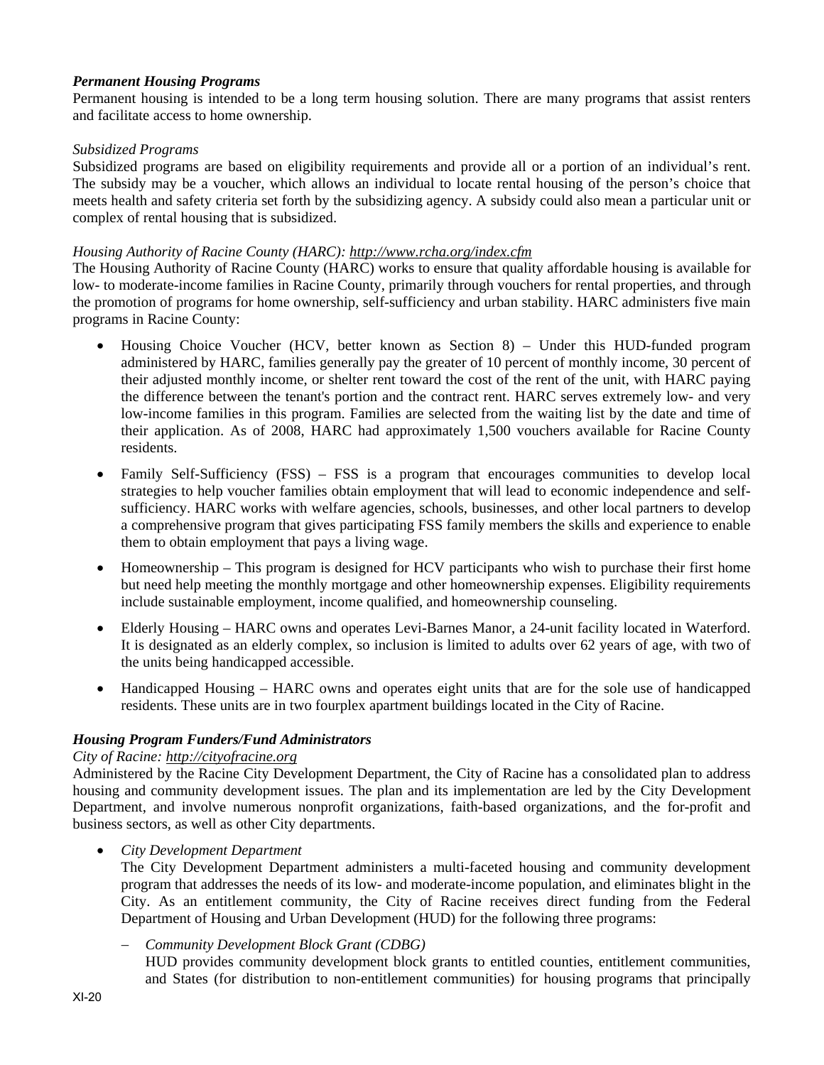***Permanent Housing Programs***
Permanent housing is intended to be a long term housing solution. There are many programs that assist renters and facilitate access to home ownership.

*Subsidized Programs*
Subsidized programs are based on eligibility requirements and provide all or a portion of an individual's rent. The subsidy may be a voucher, which allows an individual to locate rental housing of the person's choice that meets health and safety criteria set forth by the subsidizing agency. A subsidy could also mean a particular unit or complex of rental housing that is subsidized.

*Housing Authority of Racine County (HARC): http://www.rcha.org/index.cfm*
The Housing Authority of Racine County (HARC) works to ensure that quality affordable housing is available for low- to moderate-income families in Racine County, primarily through vouchers for rental properties, and through the promotion of programs for home ownership, self-sufficiency and urban stability. HARC administers five main programs in Racine County:

- Housing Choice Voucher (HCV, better known as Section 8) – Under this HUD-funded program administered by HARC, families generally pay the greater of 10 percent of monthly income, 30 percent of their adjusted monthly income, or shelter rent toward the cost of the rent of the unit, with HARC paying the difference between the tenant's portion and the contract rent. HARC serves extremely low- and very low-income families in this program. Families are selected from the waiting list by the date and time of their application. As of 2008, HARC had approximately 1,500 vouchers available for Racine County residents.

- Family Self-Sufficiency (FSS) – FSS is a program that encourages communities to develop local strategies to help voucher families obtain employment that will lead to economic independence and self-sufficiency. HARC works with welfare agencies, schools, businesses, and other local partners to develop a comprehensive program that gives participating FSS family members the skills and experience to enable them to obtain employment that pays a living wage.

- Homeownership – This program is designed for HCV participants who wish to purchase their first home but need help meeting the monthly mortgage and other homeownership expenses. Eligibility requirements include sustainable employment, income qualified, and homeownership counseling.

- Elderly Housing – HARC owns and operates Levi-Barnes Manor, a 24-unit facility located in Waterford. It is designated as an elderly complex, so inclusion is limited to adults over 62 years of age, with two of the units being handicapped accessible.

- Handicapped Housing – HARC owns and operates eight units that are for the sole use of handicapped residents. These units are in two fourplex apartment buildings located in the City of Racine.

***Housing Program Funders/Fund Administrators***
*City of Racine: http://cityofracine.org*
Administered by the Racine City Development Department, the City of Racine has a consolidated plan to address housing and community development issues. The plan and its implementation are led by the City Development Department, and involve numerous nonprofit organizations, faith-based organizations, and the for-profit and business sectors, as well as other City departments.

- *City Development Department*
  The City Development Department administers a multi-faceted housing and community development program that addresses the needs of its low- and moderate-income population, and eliminates blight in the City. As an entitlement community, the City of Racine receives direct funding from the Federal Department of Housing and Urban Development (HUD) for the following three programs:

  - *Community Development Block Grant (CDBG)*
    HUD provides community development block grants to entitled counties, entitlement communities, and States (for distribution to non-entitlement communities) for housing programs that principally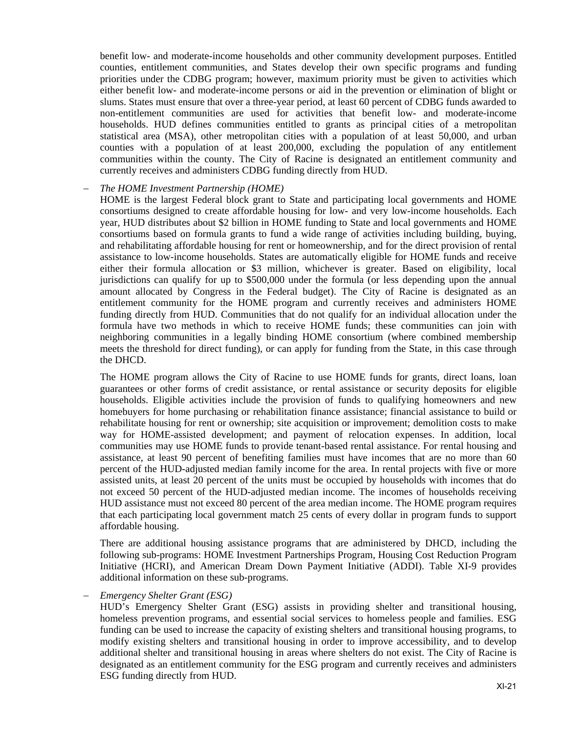benefit low- and moderate-income households and other community development purposes. Entitled counties, entitlement communities, and States develop their own specific programs and funding priorities under the CDBG program; however, maximum priority must be given to activities which either benefit low- and moderate-income persons or aid in the prevention or elimination of blight or slums. States must ensure that over a three-year period, at least 60 percent of CDBG funds awarded to non-entitlement communities are used for activities that benefit low- and moderate-income households. HUD defines communities entitled to grants as principal cities of a metropolitan statistical area (MSA), other metropolitan cities with a population of at least 50,000, and urban counties with a population of at least 200,000, excluding the population of any entitlement communities within the county. The City of Racine is designated an entitlement community and currently receives and administers CDBG funding directly from HUD.

– *The HOME Investment Partnership (HOME)*

  HOME is the largest Federal block grant to State and participating local governments and HOME consortiums designed to create affordable housing for low- and very low-income households. Each year, HUD distributes about $2 billion in HOME funding to State and local governments and HOME consortiums based on formula grants to fund a wide range of activities including building, buying, and rehabilitating affordable housing for rent or homeownership, and for the direct provision of rental assistance to low-income households. States are automatically eligible for HOME funds and receive either their formula allocation or $3 million, whichever is greater. Based on eligibility, local jurisdictions can qualify for up to $500,000 under the formula (or less depending upon the annual amount allocated by Congress in the Federal budget). The City of Racine is designated as an entitlement community for the HOME program and currently receives and administers HOME funding directly from HUD. Communities that do not qualify for an individual allocation under the formula have two methods in which to receive HOME funds; these communities can join with neighboring communities in a legally binding HOME consortium (where combined membership meets the threshold for direct funding), or can apply for funding from the State, in this case through the DHCD.

  The HOME program allows the City of Racine to use HOME funds for grants, direct loans, loan guarantees or other forms of credit assistance, or rental assistance or security deposits for eligible households. Eligible activities include the provision of funds to qualifying homeowners and new homebuyers for home purchasing or rehabilitation finance assistance; financial assistance to build or rehabilitate housing for rent or ownership; site acquisition or improvement; demolition costs to make way for HOME-assisted development; and payment of relocation expenses. In addition, local communities may use HOME funds to provide tenant-based rental assistance. For rental housing and assistance, at least 90 percent of benefiting families must have incomes that are no more than 60 percent of the HUD-adjusted median family income for the area. In rental projects with five or more assisted units, at least 20 percent of the units must be occupied by households with incomes that do not exceed 50 percent of the HUD-adjusted median income. The incomes of households receiving HUD assistance must not exceed 80 percent of the area median income. The HOME program requires that each participating local government match 25 cents of every dollar in program funds to support affordable housing.

  There are additional housing assistance programs that are administered by DHCD, including the following sub-programs: HOME Investment Partnerships Program, Housing Cost Reduction Program Initiative (HCRI), and American Dream Down Payment Initiative (ADDI). Table XI-9 provides additional information on these sub-programs.

– *Emergency Shelter Grant (ESG)*

  HUD's Emergency Shelter Grant (ESG) assists in providing shelter and transitional housing, homeless prevention programs, and essential social services to homeless people and families. ESG funding can be used to increase the capacity of existing shelters and transitional housing programs, to modify existing shelters and transitional housing in order to improve accessibility, and to develop additional shelter and transitional housing in areas where shelters do not exist. The City of Racine is designated as an entitlement community for the ESG program and currently receives and administers ESG funding directly from HUD.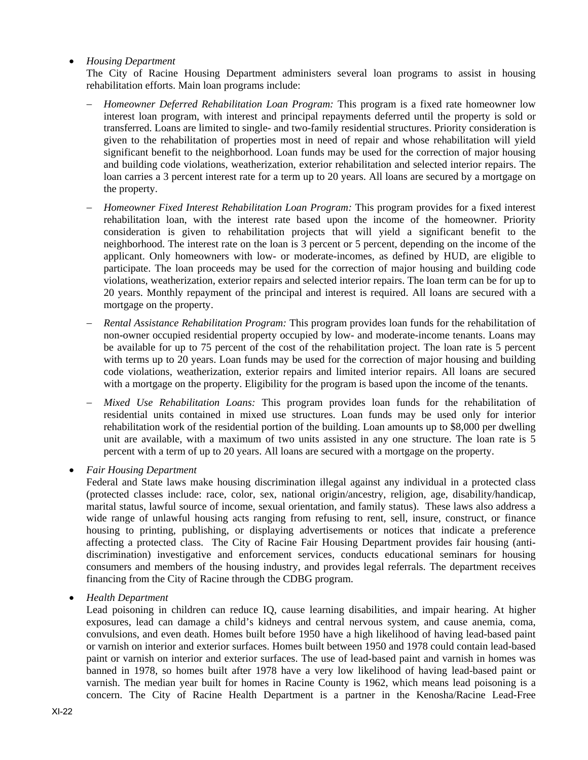- *Housing Department*

  The City of Racine Housing Department administers several loan programs to assist in housing rehabilitation efforts. Main loan programs include:

  - *Homeowner Deferred Rehabilitation Loan Program:* This program is a fixed rate homeowner low interest loan program, with interest and principal repayments deferred until the property is sold or transferred. Loans are limited to single- and two-family residential structures. Priority consideration is given to the rehabilitation of properties most in need of repair and whose rehabilitation will yield significant benefit to the neighborhood. Loan funds may be used for the correction of major housing and building code violations, weatherization, exterior rehabilitation and selected interior repairs. The loan carries a 3 percent interest rate for a term up to 20 years. All loans are secured by a mortgage on the property.
  - *Homeowner Fixed Interest Rehabilitation Loan Program:* This program provides for a fixed interest rehabilitation loan, with the interest rate based upon the income of the homeowner. Priority consideration is given to rehabilitation projects that will yield a significant benefit to the neighborhood. The interest rate on the loan is 3 percent or 5 percent, depending on the income of the applicant. Only homeowners with low- or moderate-incomes, as defined by HUD, are eligible to participate. The loan proceeds may be used for the correction of major housing and building code violations, weatherization, exterior repairs and selected interior repairs. The loan term can be for up to 20 years. Monthly repayment of the principal and interest is required. All loans are secured with a mortgage on the property.
  - *Rental Assistance Rehabilitation Program:* This program provides loan funds for the rehabilitation of non-owner occupied residential property occupied by low- and moderate-income tenants. Loans may be available for up to 75 percent of the cost of the rehabilitation project. The loan rate is 5 percent with terms up to 20 years. Loan funds may be used for the correction of major housing and building code violations, weatherization, exterior repairs and limited interior repairs. All loans are secured with a mortgage on the property. Eligibility for the program is based upon the income of the tenants.
  - *Mixed Use Rehabilitation Loans:* This program provides loan funds for the rehabilitation of residential units contained in mixed use structures. Loan funds may be used only for interior rehabilitation work of the residential portion of the building. Loan amounts up to $8,000 per dwelling unit are available, with a maximum of two units assisted in any one structure. The loan rate is 5 percent with a term of up to 20 years. All loans are secured with a mortgage on the property.

- *Fair Housing Department*

  Federal and State laws make housing discrimination illegal against any individual in a protected class (protected classes include: race, color, sex, national origin/ancestry, religion, age, disability/handicap, marital status, lawful source of income, sexual orientation, and family status). These laws also address a wide range of unlawful housing acts ranging from refusing to rent, sell, insure, construct, or finance housing to printing, publishing, or displaying advertisements or notices that indicate a preference affecting a protected class. The City of Racine Fair Housing Department provides fair housing (anti-discrimination) investigative and enforcement services, conducts educational seminars for housing consumers and members of the housing industry, and provides legal referrals. The department receives financing from the City of Racine through the CDBG program.

- *Health Department*

  Lead poisoning in children can reduce IQ, cause learning disabilities, and impair hearing. At higher exposures, lead can damage a child's kidneys and central nervous system, and cause anemia, coma, convulsions, and even death. Homes built before 1950 have a high likelihood of having lead-based paint or varnish on interior and exterior surfaces. Homes built between 1950 and 1978 could contain lead-based paint or varnish on interior and exterior surfaces. The use of lead-based paint and varnish in homes was banned in 1978, so homes built after 1978 have a very low likelihood of having lead-based paint or varnish. The median year built for homes in Racine County is 1962, which means lead poisoning is a concern. The City of Racine Health Department is a partner in the Kenosha/Racine Lead-Free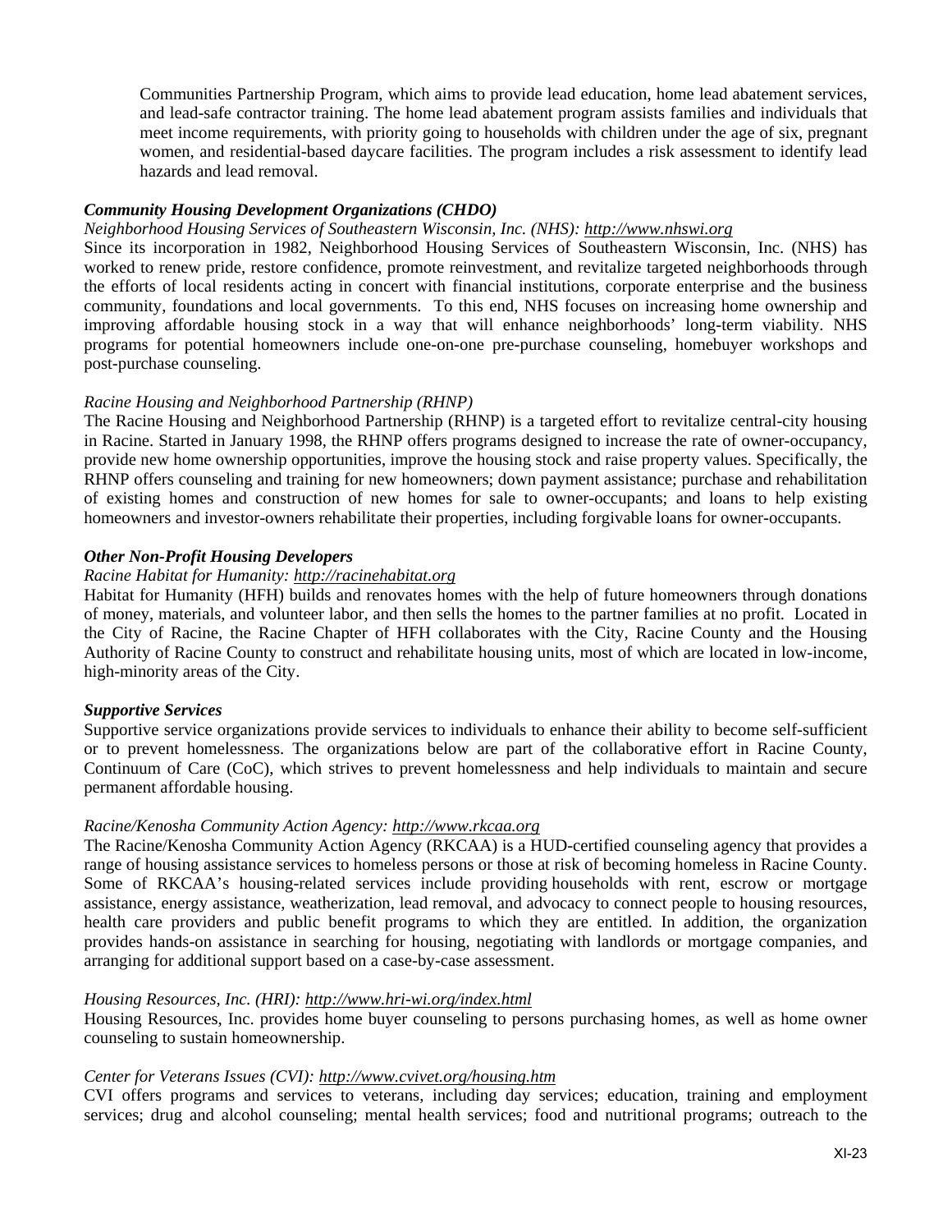Communities Partnership Program, which aims to provide lead education, home lead abatement services, and lead-safe contractor training. The home lead abatement program assists families and individuals that meet income requirements, with priority going to households with children under the age of six, pregnant women, and residential-based daycare facilities. The program includes a risk assessment to identify lead hazards and lead removal.

***Community Housing Development Organizations (CHDO)***

*Neighborhood Housing Services of Southeastern Wisconsin, Inc. (NHS): http://www.nhswi.org*

Since its incorporation in 1982, Neighborhood Housing Services of Southeastern Wisconsin, Inc. (NHS) has worked to renew pride, restore confidence, promote reinvestment, and revitalize targeted neighborhoods through the efforts of local residents acting in concert with financial institutions, corporate enterprise and the business community, foundations and local governments. To this end, NHS focuses on increasing home ownership and improving affordable housing stock in a way that will enhance neighborhoods' long-term viability. NHS programs for potential homeowners include one-on-one pre-purchase counseling, homebuyer workshops and post-purchase counseling.

*Racine Housing and Neighborhood Partnership (RHNP)*

The Racine Housing and Neighborhood Partnership (RHNP) is a targeted effort to revitalize central-city housing in Racine. Started in January 1998, the RHNP offers programs designed to increase the rate of owner-occupancy, provide new home ownership opportunities, improve the housing stock and raise property values. Specifically, the RHNP offers counseling and training for new homeowners; down payment assistance; purchase and rehabilitation of existing homes and construction of new homes for sale to owner-occupants; and loans to help existing homeowners and investor-owners rehabilitate their properties, including forgivable loans for owner-occupants.

***Other Non-Profit Housing Developers***

*Racine Habitat for Humanity: http://racinehabitat.org*

Habitat for Humanity (HFH) builds and renovates homes with the help of future homeowners through donations of money, materials, and volunteer labor, and then sells the homes to the partner families at no profit. Located in the City of Racine, the Racine Chapter of HFH collaborates with the City, Racine County and the Housing Authority of Racine County to construct and rehabilitate housing units, most of which are located in low-income, high-minority areas of the City.

***Supportive Services***

Supportive service organizations provide services to individuals to enhance their ability to become self-sufficient or to prevent homelessness. The organizations below are part of the collaborative effort in Racine County, Continuum of Care (CoC), which strives to prevent homelessness and help individuals to maintain and secure permanent affordable housing.

*Racine/Kenosha Community Action Agency: http://www.rkcaa.org*

The Racine/Kenosha Community Action Agency (RKCAA) is a HUD-certified counseling agency that provides a range of housing assistance services to homeless persons or those at risk of becoming homeless in Racine County. Some of RKCAA's housing-related services include providing households with rent, escrow or mortgage assistance, energy assistance, weatherization, lead removal, and advocacy to connect people to housing resources, health care providers and public benefit programs to which they are entitled. In addition, the organization provides hands-on assistance in searching for housing, negotiating with landlords or mortgage companies, and arranging for additional support based on a case-by-case assessment.

*Housing Resources, Inc. (HRI): http://www.hri-wi.org/index.html*

Housing Resources, Inc. provides home buyer counseling to persons purchasing homes, as well as home owner counseling to sustain homeownership.

*Center for Veterans Issues (CVI): http://www.cvivet.org/housing.htm*

CVI offers programs and services to veterans, including day services; education, training and employment services; drug and alcohol counseling; mental health services; food and nutritional programs; outreach to the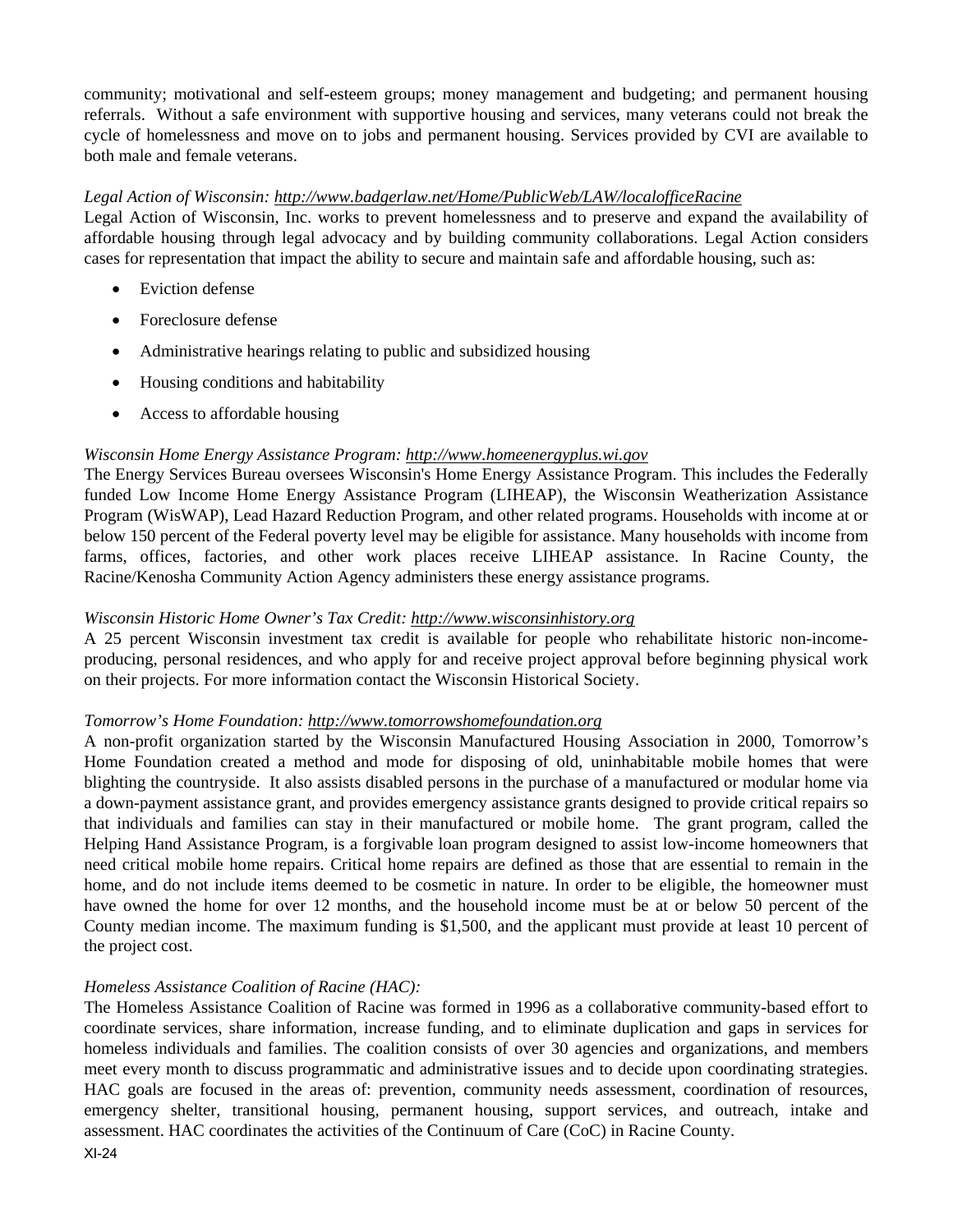community; motivational and self-esteem groups; money management and budgeting; and permanent housing referrals. Without a safe environment with supportive housing and services, many veterans could not break the cycle of homelessness and move on to jobs and permanent housing. Services provided by CVI are available to both male and female veterans.

*Legal Action of Wisconsin: http://www.badgerlaw.net/Home/PublicWeb/LAW/localofficeRacine*
Legal Action of Wisconsin, Inc. works to prevent homelessness and to preserve and expand the availability of affordable housing through legal advocacy and by building community collaborations. Legal Action considers cases for representation that impact the ability to secure and maintain safe and affordable housing, such as:

- Eviction defense
- Foreclosure defense
- Administrative hearings relating to public and subsidized housing
- Housing conditions and habitability
- Access to affordable housing

*Wisconsin Home Energy Assistance Program: http://www.homeenergyplus.wi.gov*
The Energy Services Bureau oversees Wisconsin's Home Energy Assistance Program. This includes the Federally funded Low Income Home Energy Assistance Program (LIHEAP), the Wisconsin Weatherization Assistance Program (WisWAP), Lead Hazard Reduction Program, and other related programs. Households with income at or below 150 percent of the Federal poverty level may be eligible for assistance. Many households with income from farms, offices, factories, and other work places receive LIHEAP assistance. In Racine County, the Racine/Kenosha Community Action Agency administers these energy assistance programs.

*Wisconsin Historic Home Owner's Tax Credit: http://www.wisconsinhistory.org*
A 25 percent Wisconsin investment tax credit is available for people who rehabilitate historic non-income-producing, personal residences, and who apply for and receive project approval before beginning physical work on their projects. For more information contact the Wisconsin Historical Society.

*Tomorrow's Home Foundation: http://www.tomorrowshomefoundation.org*
A non-profit organization started by the Wisconsin Manufactured Housing Association in 2000, Tomorrow's Home Foundation created a method and mode for disposing of old, uninhabitable mobile homes that were blighting the countryside. It also assists disabled persons in the purchase of a manufactured or modular home via a down-payment assistance grant, and provides emergency assistance grants designed to provide critical repairs so that individuals and families can stay in their manufactured or mobile home. The grant program, called the Helping Hand Assistance Program, is a forgivable loan program designed to assist low-income homeowners that need critical mobile home repairs. Critical home repairs are defined as those that are essential to remain in the home, and do not include items deemed to be cosmetic in nature. In order to be eligible, the homeowner must have owned the home for over 12 months, and the household income must be at or below 50 percent of the County median income. The maximum funding is $1,500, and the applicant must provide at least 10 percent of the project cost.

*Homeless Assistance Coalition of Racine (HAC):*
The Homeless Assistance Coalition of Racine was formed in 1996 as a collaborative community-based effort to coordinate services, share information, increase funding, and to eliminate duplication and gaps in services for homeless individuals and families. The coalition consists of over 30 agencies and organizations, and members meet every month to discuss programmatic and administrative issues and to decide upon coordinating strategies. HAC goals are focused in the areas of: prevention, community needs assessment, coordination of resources, emergency shelter, transitional housing, permanent housing, support services, and outreach, intake and assessment. HAC coordinates the activities of the Continuum of Care (CoC) in Racine County.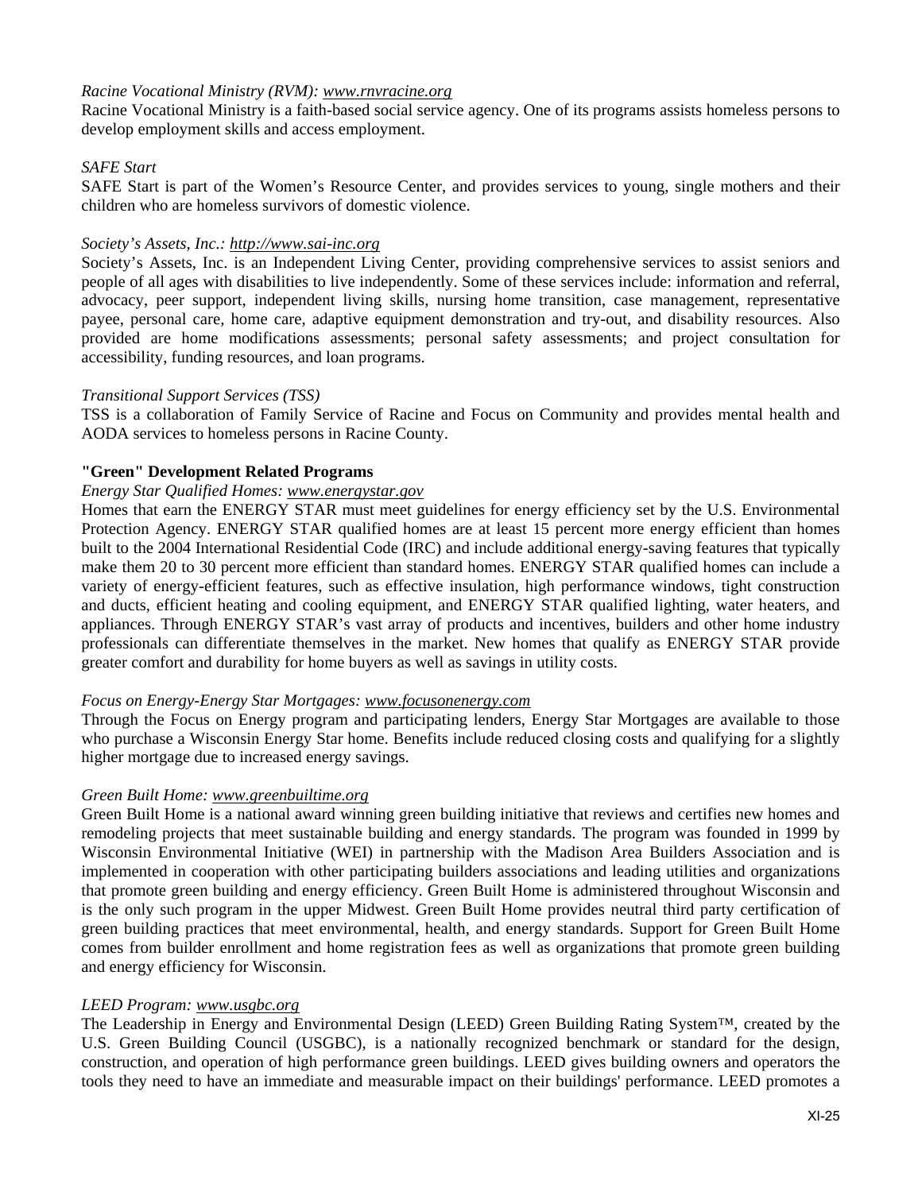*Racine Vocational Ministry (RVM): www.rnvracine.org*
Racine Vocational Ministry is a faith-based social service agency. One of its programs assists homeless persons to develop employment skills and access employment.

*SAFE Start*
SAFE Start is part of the Women's Resource Center, and provides services to young, single mothers and their children who are homeless survivors of domestic violence.

*Society's Assets, Inc.: http://www.sai-inc.org*
Society's Assets, Inc. is an Independent Living Center, providing comprehensive services to assist seniors and people of all ages with disabilities to live independently. Some of these services include: information and referral, advocacy, peer support, independent living skills, nursing home transition, case management, representative payee, personal care, home care, adaptive equipment demonstration and try-out, and disability resources. Also provided are home modifications assessments; personal safety assessments; and project consultation for accessibility, funding resources, and loan programs.

*Transitional Support Services (TSS)*
TSS is a collaboration of Family Service of Racine and Focus on Community and provides mental health and AODA services to homeless persons in Racine County.

**"Green" Development Related Programs**

*Energy Star Qualified Homes: www.energystar.gov*
Homes that earn the ENERGY STAR must meet guidelines for energy efficiency set by the U.S. Environmental Protection Agency. ENERGY STAR qualified homes are at least 15 percent more energy efficient than homes built to the 2004 International Residential Code (IRC) and include additional energy-saving features that typically make them 20 to 30 percent more efficient than standard homes. ENERGY STAR qualified homes can include a variety of energy-efficient features, such as effective insulation, high performance windows, tight construction and ducts, efficient heating and cooling equipment, and ENERGY STAR qualified lighting, water heaters, and appliances. Through ENERGY STAR's vast array of products and incentives, builders and other home industry professionals can differentiate themselves in the market. New homes that qualify as ENERGY STAR provide greater comfort and durability for home buyers as well as savings in utility costs.

*Focus on Energy-Energy Star Mortgages: www.focusonenergy.com*
Through the Focus on Energy program and participating lenders, Energy Star Mortgages are available to those who purchase a Wisconsin Energy Star home. Benefits include reduced closing costs and qualifying for a slightly higher mortgage due to increased energy savings.

*Green Built Home: www.greenbuiltime.org*
Green Built Home is a national award winning green building initiative that reviews and certifies new homes and remodeling projects that meet sustainable building and energy standards. The program was founded in 1999 by Wisconsin Environmental Initiative (WEI) in partnership with the Madison Area Builders Association and is implemented in cooperation with other participating builders associations and leading utilities and organizations that promote green building and energy efficiency. Green Built Home is administered throughout Wisconsin and is the only such program in the upper Midwest. Green Built Home provides neutral third party certification of green building practices that meet environmental, health, and energy standards. Support for Green Built Home comes from builder enrollment and home registration fees as well as organizations that promote green building and energy efficiency for Wisconsin.

*LEED Program: www.usgbc.org*
The Leadership in Energy and Environmental Design (LEED) Green Building Rating System™, created by the U.S. Green Building Council (USGBC), is a nationally recognized benchmark or standard for the design, construction, and operation of high performance green buildings. LEED gives building owners and operators the tools they need to have an immediate and measurable impact on their buildings' performance. LEED promotes a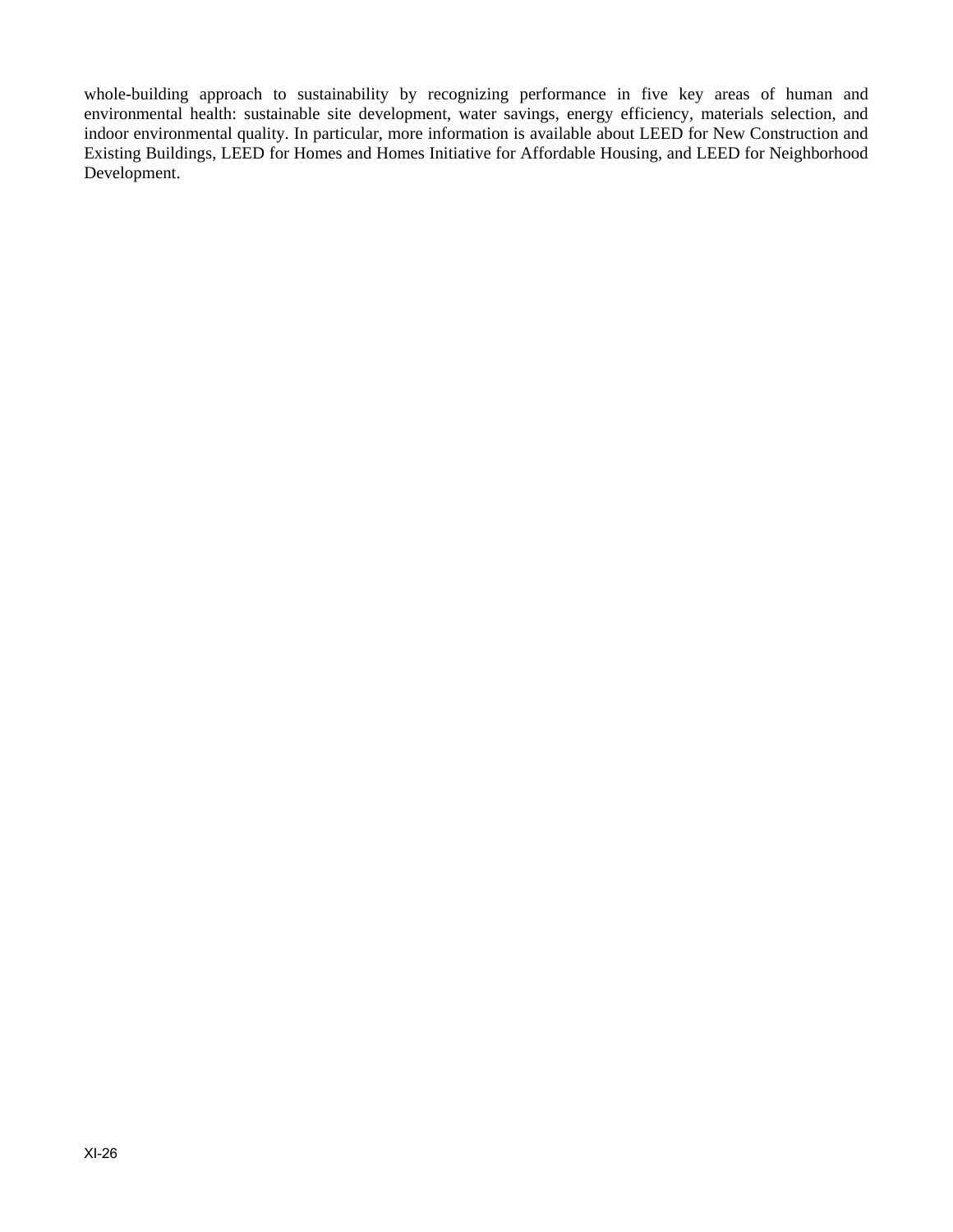whole-building approach to sustainability by recognizing performance in five key areas of human and environmental health: sustainable site development, water savings, energy efficiency, materials selection, and indoor environmental quality. In particular, more information is available about LEED for New Construction and Existing Buildings, LEED for Homes and Homes Initiative for Affordable Housing, and LEED for Neighborhood Development.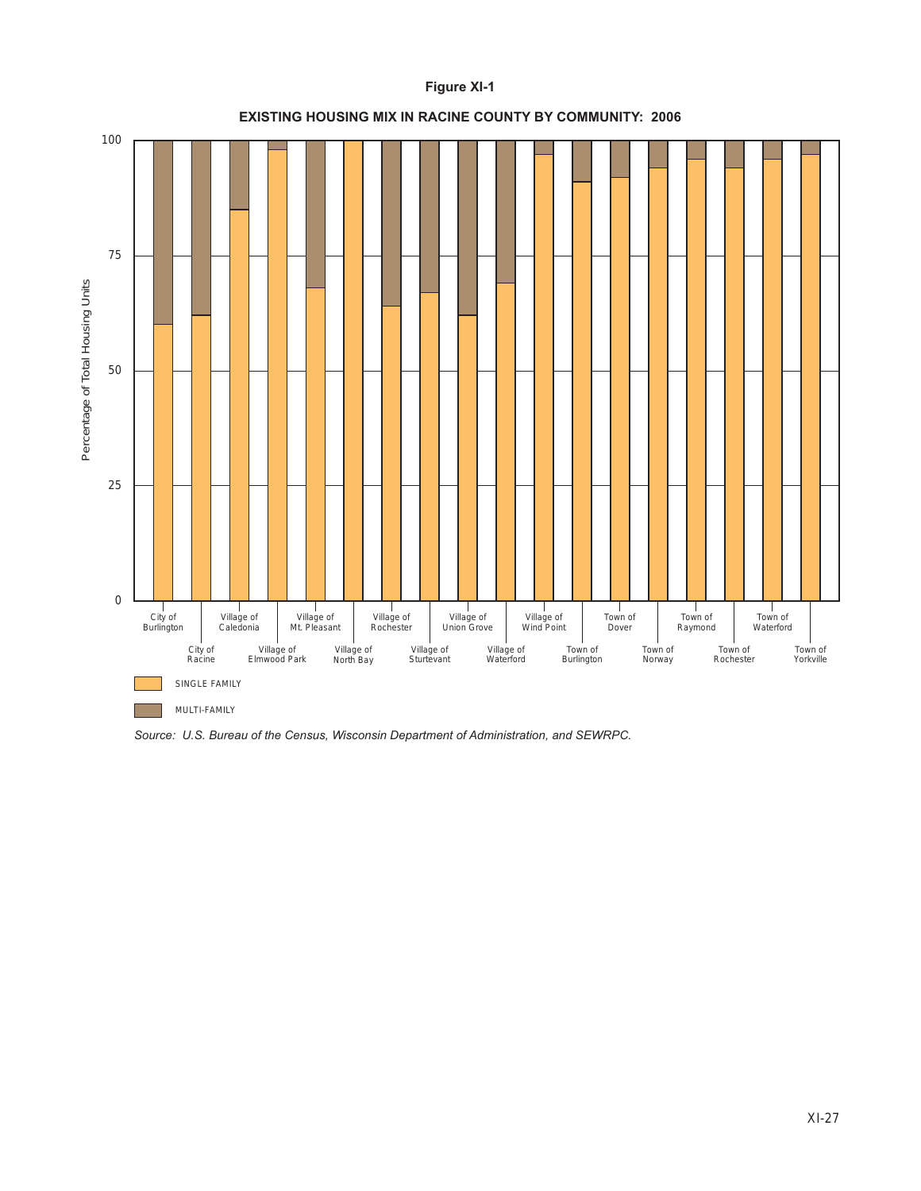**Figure XI-1**

**EXISTING HOUSING MIX IN RACINE COUNTY BY COMMUNITY: 2006**

Percentage of Total Housing Units

100
75
50
25
0

City of Burlington
City of Racine
Village of Caledonia
Village of Elmwood Park
Village of Mt. Pleasant
Village of North Bay
Village of Rochester
Village of Sturtevant
Village of Union Grove
Village of Waterford
Village of Wind Point
Town of Burlington
Town of Dover
Town of Norway
Town of Raymond
Town of Rochester
Town of Waterford
Town of Yorkville

SINGLE FAMILY

MULTI-FAMILY

*Source: U.S. Bureau of the Census, Wisconsin Department of Administration, and SEWRPC.*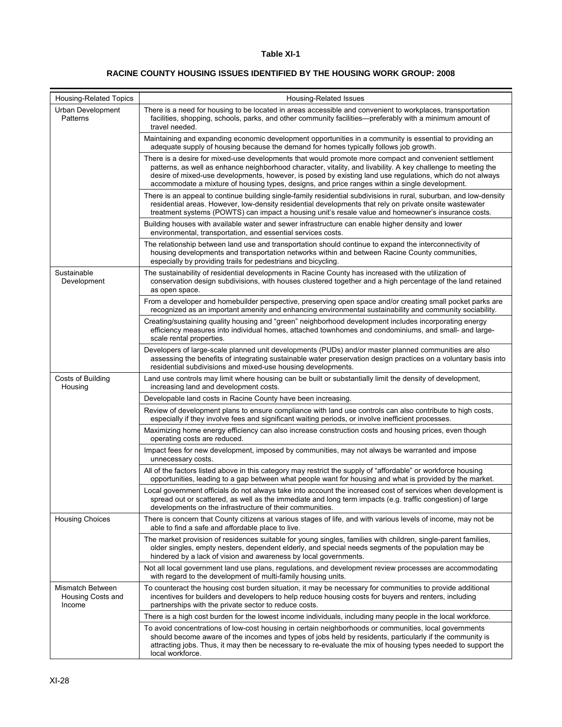**Table XI-1**

**RACINE COUNTY HOUSING ISSUES IDENTIFIED BY THE HOUSING WORK GROUP: 2008**

| Housing-Related Topics | Housing-Related Issues |
|---|---|
| Urban Development Patterns | There is a need for housing to be located in areas accessible and convenient to workplaces, transportation facilities, shopping, schools, parks, and other community facilities—preferably with a minimum amount of travel needed. |
| | Maintaining and expanding economic development opportunities in a community is essential to providing an adequate supply of housing because the demand for homes typically follows job growth. |
| | There is a desire for mixed-use developments that would promote more compact and convenient settlement patterns, as well as enhance neighborhood character, vitality, and livability. A key challenge to meeting the desire of mixed-use developments, however, is posed by existing land use regulations, which do not always accommodate a mixture of housing types, designs, and price ranges within a single development. |
| | There is an appeal to continue building single-family residential subdivisions in rural, suburban, and low-density residential areas. However, low-density residential developments that rely on private onsite wastewater treatment systems (POWTS) can impact a housing unit's resale value and homeowner's insurance costs. |
| | Building houses with available water and sewer infrastructure can enable higher density and lower environmental, transportation, and essential services costs. |
| | The relationship between land use and transportation should continue to expand the interconnectivity of housing developments and transportation networks within and between Racine County communities, especially by providing trails for pedestrians and bicycling. |
| Sustainable Development | The sustainability of residential developments in Racine County has increased with the utilization of conservation design subdivisions, with houses clustered together and a high percentage of the land retained as open space. |
| | From a developer and homebuilder perspective, preserving open space and/or creating small pocket parks are recognized as an important amenity and enhancing environmental sustainability and community sociability. |
| | Creating/sustaining quality housing and "green" neighborhood development includes incorporating energy efficiency measures into individual homes, attached townhomes and condominiums, and small- and large-scale rental properties. |
| | Developers of large-scale planned unit developments (PUDs) and/or master planned communities are also assessing the benefits of integrating sustainable water preservation design practices on a voluntary basis into residential subdivisions and mixed-use housing developments. |
| Costs of Building Housing | Land use controls may limit where housing can be built or substantially limit the density of development, increasing land and development costs. |
| | Developable land costs in Racine County have been increasing. |
| | Review of development plans to ensure compliance with land use controls can also contribute to high costs, especially if they involve fees and significant waiting periods, or involve inefficient processes. |
| | Maximizing home energy efficiency can also increase construction costs and housing prices, even though operating costs are reduced. |
| | Impact fees for new development, imposed by communities, may not always be warranted and impose unnecessary costs. |
| | All of the factors listed above in this category may restrict the supply of "affordable" or workforce housing opportunities, leading to a gap between what people want for housing and what is provided by the market. |
| | Local government officials do not always take into account the increased cost of services when development is spread out or scattered, as well as the immediate and long term impacts (e.g. traffic congestion) of large developments on the infrastructure of their communities. |
| Housing Choices | There is concern that County citizens at various stages of life, and with various levels of income, may not be able to find a safe and affordable place to live. |
| | The market provision of residences suitable for young singles, families with children, single-parent families, older singles, empty nesters, dependent elderly, and special needs segments of the population may be hindered by a lack of vision and awareness by local governments. |
| | Not all local government land use plans, regulations, and development review processes are accommodating with regard to the development of multi-family housing units. |
| Mismatch Between Housing Costs and Income | To counteract the housing cost burden situation, it may be necessary for communities to provide additional incentives for builders and developers to help reduce housing costs for buyers and renters, including partnerships with the private sector to reduce costs. |
| | There is a high cost burden for the lowest income individuals, including many people in the local workforce. |
| | To avoid concentrations of low-cost housing in certain neighborhoods or communities, local governments should become aware of the incomes and types of jobs held by residents, particularly if the community is attracting jobs. Thus, it may then be necessary to re-evaluate the mix of housing types needed to support the local workforce. |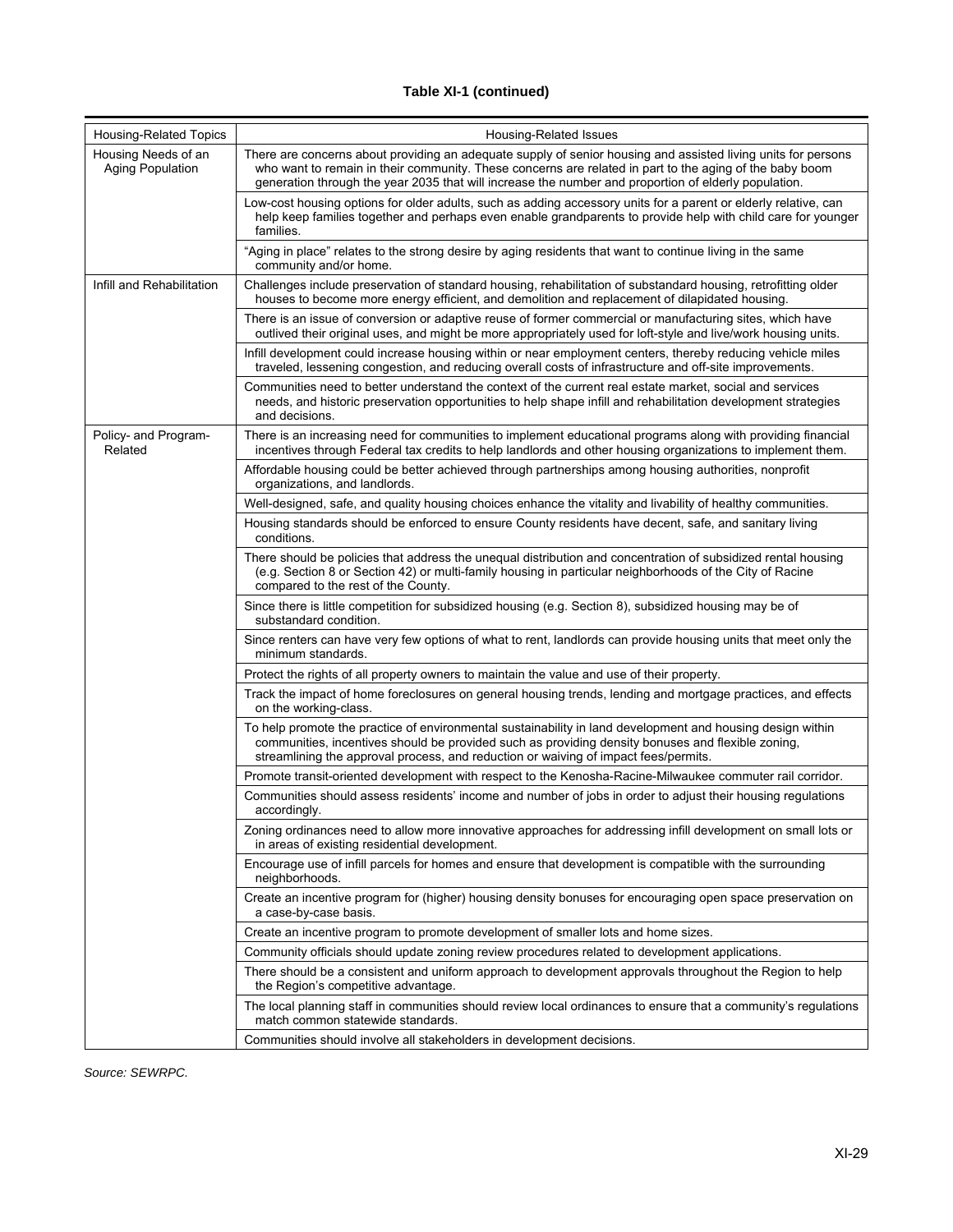**Table XI-1 (continued)**

| Housing-Related Topics | Housing-Related Issues |
|---|---|
| Housing Needs of an Aging Population | There are concerns about providing an adequate supply of senior housing and assisted living units for persons who want to remain in their community. These concerns are related in part to the aging of the baby boom generation through the year 2035 that will increase the number and proportion of elderly population. |
| | Low-cost housing options for older adults, such as adding accessory units for a parent or elderly relative, can help keep families together and perhaps even enable grandparents to provide help with child care for younger families. |
| | "Aging in place" relates to the strong desire by aging residents that want to continue living in the same community and/or home. |
| Infill and Rehabilitation | Challenges include preservation of standard housing, rehabilitation of substandard housing, retrofitting older houses to become more energy efficient, and demolition and replacement of dilapidated housing. |
| | There is an issue of conversion or adaptive reuse of former commercial or manufacturing sites, which have outlived their original uses, and might be more appropriately used for loft-style and live/work housing units. |
| | Infill development could increase housing within or near employment centers, thereby reducing vehicle miles traveled, lessening congestion, and reducing overall costs of infrastructure and off-site improvements. |
| | Communities need to better understand the context of the current real estate market, social and services needs, and historic preservation opportunities to help shape infill and rehabilitation development strategies and decisions. |
| Policy- and Program-Related | There is an increasing need for communities to implement educational programs along with providing financial incentives through Federal tax credits to help landlords and other housing organizations to implement them. |
| | Affordable housing could be better achieved through partnerships among housing authorities, nonprofit organizations, and landlords. |
| | Well-designed, safe, and quality housing choices enhance the vitality and livability of healthy communities. |
| | Housing standards should be enforced to ensure County residents have decent, safe, and sanitary living conditions. |
| | There should be policies that address the unequal distribution and concentration of subsidized rental housing (e.g. Section 8 or Section 42) or multi-family housing in particular neighborhoods of the City of Racine compared to the rest of the County. |
| | Since there is little competition for subsidized housing (e.g. Section 8), subsidized housing may be of substandard condition. |
| | Since renters can have very few options of what to rent, landlords can provide housing units that meet only the minimum standards. |
| | Protect the rights of all property owners to maintain the value and use of their property. |
| | Track the impact of home foreclosures on general housing trends, lending and mortgage practices, and effects on the working-class. |
| | To help promote the practice of environmental sustainability in land development and housing design within communities, incentives should be provided such as providing density bonuses and flexible zoning, streamlining the approval process, and reduction or waiving of impact fees/permits. |
| | Promote transit-oriented development with respect to the Kenosha-Racine-Milwaukee commuter rail corridor. |
| | Communities should assess residents' income and number of jobs in order to adjust their housing regulations accordingly. |
| | Zoning ordinances need to allow more innovative approaches for addressing infill development on small lots or in areas of existing residential development. |
| | Encourage use of infill parcels for homes and ensure that development is compatible with the surrounding neighborhoods. |
| | Create an incentive program for (higher) housing density bonuses for encouraging open space preservation on a case-by-case basis. |
| | Create an incentive program to promote development of smaller lots and home sizes. |
| | Community officials should update zoning review procedures related to development applications. |
| | There should be a consistent and uniform approach to development approvals throughout the Region to help the Region's competitive advantage. |
| | The local planning staff in communities should review local ordinances to ensure that a community's regulations match common statewide standards. |
| | Communities should involve all stakeholders in development decisions. |

*Source: SEWRPC.*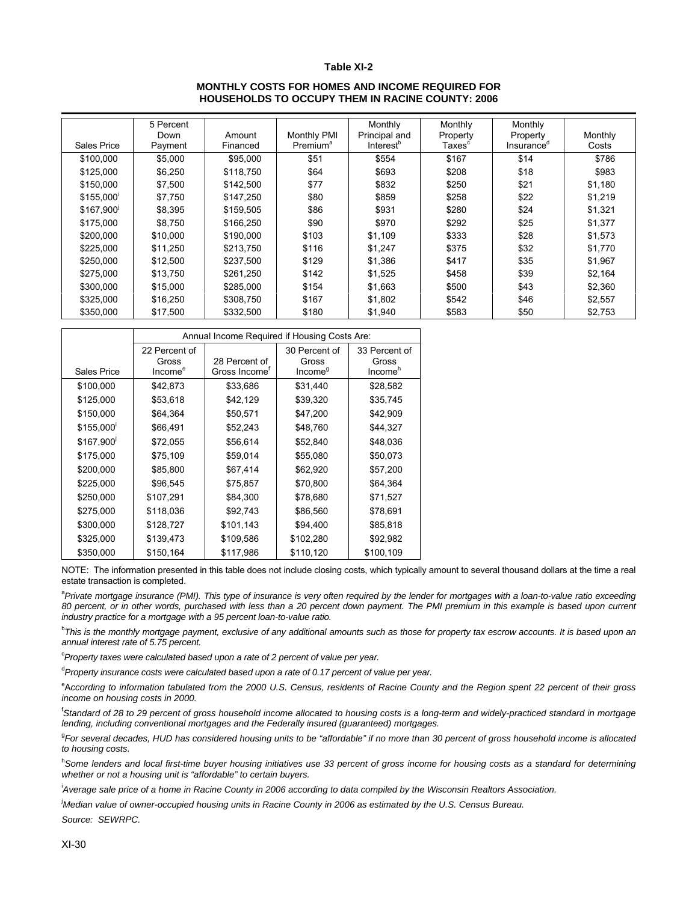**Table XI-2**

**MONTHLY COSTS FOR HOMES AND INCOME REQUIRED FOR HOUSEHOLDS TO OCCUPY THEM IN RACINE COUNTY: 2006**

| Sales Price | 5 Percent Down Payment | Amount Financed | Monthly PMI Premium[a] | Monthly Principal and Interest[b] | Monthly Property Taxes[c] | Monthly Property Insurance[d] | Monthly Costs |
|---|---|---|---|---|---|---|---|
| $100,000 | $5,000 | $95,000 | $51 | $554 | $167 | $14 | $786 |
| $125,000 | $6,250 | $118,750 | $64 | $693 | $208 | $18 | $983 |
| $150,000 | $7,500 | $142,500 | $77 | $832 | $250 | $21 | $1,180 |
| $155,000[i] | $7,750 | $147,250 | $80 | $859 | $258 | $22 | $1,219 |
| $167,900[j] | $8,395 | $159,505 | $86 | $931 | $280 | $24 | $1,321 |
| $175,000 | $8,750 | $166,250 | $90 | $970 | $292 | $25 | $1,377 |
| $200,000 | $10,000 | $190,000 | $103 | $1,109 | $333 | $28 | $1,573 |
| $225,000 | $11,250 | $213,750 | $116 | $1,247 | $375 | $32 | $1,770 |
| $250,000 | $12,500 | $237,500 | $129 | $1,386 | $417 | $35 | $1,967 |
| $275,000 | $13,750 | $261,250 | $142 | $1,525 | $458 | $39 | $2,164 |
| $300,000 | $15,000 | $285,000 | $154 | $1,663 | $500 | $43 | $2,360 |
| $325,000 | $16,250 | $308,750 | $167 | $1,802 | $542 | $46 | $2,557 |
| $350,000 | $17,500 | $332,500 | $180 | $1,940 | $583 | $50 | $2,753 |

| | Annual Income Required if Housing Costs Are: | | | |
|---|---|---|---|---|
| Sales Price | 22 Percent of Gross Income[e] | 28 Percent of Gross Income[f] | 30 Percent of Gross Income[g] | 33 Percent of Gross Income[h] |
| $100,000 | $42,873 | $33,686 | $31,440 | $28,582 |
| $125,000 | $53,618 | $42,129 | $39,320 | $35,745 |
| $150,000 | $64,364 | $50,571 | $47,200 | $42,909 |
| $155,000[i] | $66,491 | $52,243 | $48,760 | $44,327 |
| $167,900[j] | $72,055 | $56,614 | $52,840 | $48,036 |
| $175,000 | $75,109 | $59,014 | $55,080 | $50,073 |
| $200,000 | $85,800 | $67,414 | $62,920 | $57,200 |
| $225,000 | $96,545 | $75,857 | $70,800 | $64,364 |
| $250,000 | $107,291 | $84,300 | $78,680 | $71,527 |
| $275,000 | $118,036 | $92,743 | $86,560 | $78,691 |
| $300,000 | $128,727 | $101,143 | $94,400 | $85,818 |
| $325,000 | $139,473 | $109,586 | $102,280 | $92,982 |
| $350,000 | $150,164 | $117,986 | $110,120 | $100,109 |

NOTE: The information presented in this table does not include closing costs, which typically amount to several thousand dollars at the time a real estate transaction is completed.

[a]*Private mortgage insurance (PMI). This type of insurance is very often required by the lender for mortgages with a loan-to-value ratio exceeding 80 percent, or in other words, purchased with less than a 20 percent down payment. The PMI premium in this example is based upon current industry practice for a mortgage with a 95 percent loan-to-value ratio.*

[b]*This is the monthly mortgage payment, exclusive of any additional amounts such as those for property tax escrow accounts. It is based upon an annual interest rate of 5.75 percent.*

[c]*Property taxes were calculated based upon a rate of 2 percent of value per year.*

[d]*Property insurance costs were calculated based upon a rate of 0.17 percent of value per year.*

[e]*According to information tabulated from the 2000 U.S. Census, residents of Racine County and the Region spent 22 percent of their gross income on housing costs in 2000.*

[f]*Standard of 28 to 29 percent of gross household income allocated to housing costs is a long-term and widely-practiced standard in mortgage lending, including conventional mortgages and the Federally insured (guaranteed) mortgages.*

[g]*For several decades, HUD has considered housing units to be "affordable" if no more than 30 percent of gross household income is allocated to housing costs.*

[h]*Some lenders and local first-time buyer housing initiatives use 33 percent of gross income for housing costs as a standard for determining whether or not a housing unit is "affordable" to certain buyers.*

[i]*Average sale price of a home in Racine County in 2006 according to data compiled by the Wisconsin Realtors Association.*

[j]*Median value of owner-occupied housing units in Racine County in 2006 as estimated by the U.S. Census Bureau.*

*Source: SEWRPC.*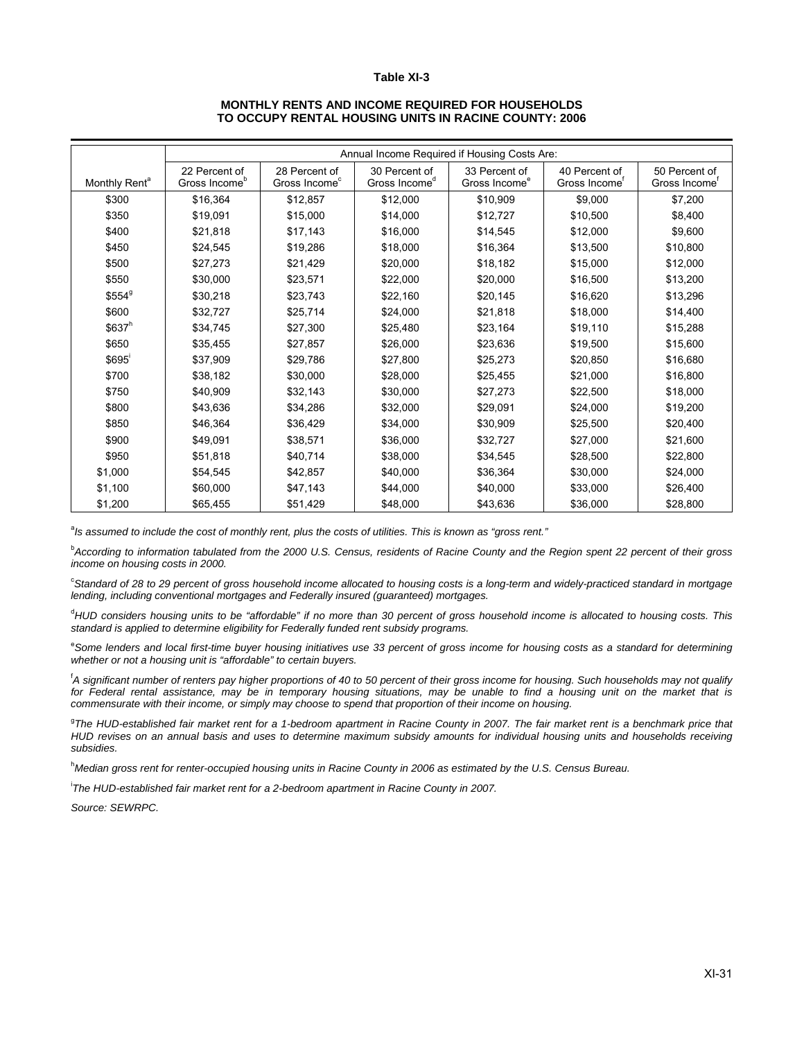**Table XI-3**

**MONTHLY RENTS AND INCOME REQUIRED FOR HOUSEHOLDS TO OCCUPY RENTAL HOUSING UNITS IN RACINE COUNTY: 2006**

| | Annual Income Required if Housing Costs Are: | | | | | |
|---|---|---|---|---|---|---|
| Monthly Rent[a] | 22 Percent of Gross Income[b] | 28 Percent of Gross Income[c] | 30 Percent of Gross Income[d] | 33 Percent of Gross Income[e] | 40 Percent of Gross Income[f] | 50 Percent of Gross Income[f] |
| $300 | $16,364 | $12,857 | $12,000 | $10,909 | $9,000 | $7,200 |
| $350 | $19,091 | $15,000 | $14,000 | $12,727 | $10,500 | $8,400 |
| $400 | $21,818 | $17,143 | $16,000 | $14,545 | $12,000 | $9,600 |
| $450 | $24,545 | $19,286 | $18,000 | $16,364 | $13,500 | $10,800 |
| $500 | $27,273 | $21,429 | $20,000 | $18,182 | $15,000 | $12,000 |
| $550 | $30,000 | $23,571 | $22,000 | $20,000 | $16,500 | $13,200 |
| $554[g] | $30,218 | $23,743 | $22,160 | $20,145 | $16,620 | $13,296 |
| $600 | $32,727 | $25,714 | $24,000 | $21,818 | $18,000 | $14,400 |
| $637[h] | $34,745 | $27,300 | $25,480 | $23,164 | $19,110 | $15,288 |
| $650 | $35,455 | $27,857 | $26,000 | $23,636 | $19,500 | $15,600 |
| $695[i] | $37,909 | $29,786 | $27,800 | $25,273 | $20,850 | $16,680 |
| $700 | $38,182 | $30,000 | $28,000 | $25,455 | $21,000 | $16,800 |
| $750 | $40,909 | $32,143 | $30,000 | $27,273 | $22,500 | $18,000 |
| $800 | $43,636 | $34,286 | $32,000 | $29,091 | $24,000 | $19,200 |
| $850 | $46,364 | $36,429 | $34,000 | $30,909 | $25,500 | $20,400 |
| $900 | $49,091 | $38,571 | $36,000 | $32,727 | $27,000 | $21,600 |
| $950 | $51,818 | $40,714 | $38,000 | $34,545 | $28,500 | $22,800 |
| $1,000 | $54,545 | $42,857 | $40,000 | $36,364 | $30,000 | $24,000 |
| $1,100 | $60,000 | $47,143 | $44,000 | $40,000 | $33,000 | $26,400 |
| $1,200 | $65,455 | $51,429 | $48,000 | $43,636 | $36,000 | $28,800 |

[a]*Is assumed to include the cost of monthly rent, plus the costs of utilities. This is known as "gross rent."*

[b]*According to information tabulated from the 2000 U.S. Census, residents of Racine County and the Region spent 22 percent of their gross income on housing costs in 2000.*

[c]*Standard of 28 to 29 percent of gross household income allocated to housing costs is a long-term and widely-practiced standard in mortgage lending, including conventional mortgages and Federally insured (guaranteed) mortgages.*

[d]*HUD considers housing units to be "affordable" if no more than 30 percent of gross household income is allocated to housing costs. This standard is applied to determine eligibility for Federally funded rent subsidy programs.*

[e]*Some lenders and local first-time buyer housing initiatives use 33 percent of gross income for housing costs as a standard for determining whether or not a housing unit is "affordable" to certain buyers.*

[f]*A significant number of renters pay higher proportions of 40 to 50 percent of their gross income for housing. Such households may not qualify for Federal rental assistance, may be in temporary housing situations, may be unable to find a housing unit on the market that is commensurate with their income, or simply may choose to spend that proportion of their income on housing.*

[g]*The HUD-established fair market rent for a 1-bedroom apartment in Racine County in 2007. The fair market rent is a benchmark price that HUD revises on an annual basis and uses to determine maximum subsidy amounts for individual housing units and households receiving subsidies.*

[h]*Median gross rent for renter-occupied housing units in Racine County in 2006 as estimated by the U.S. Census Bureau.*

[i]*The HUD-established fair market rent for a 2-bedroom apartment in Racine County in 2007.*

*Source: SEWRPC.*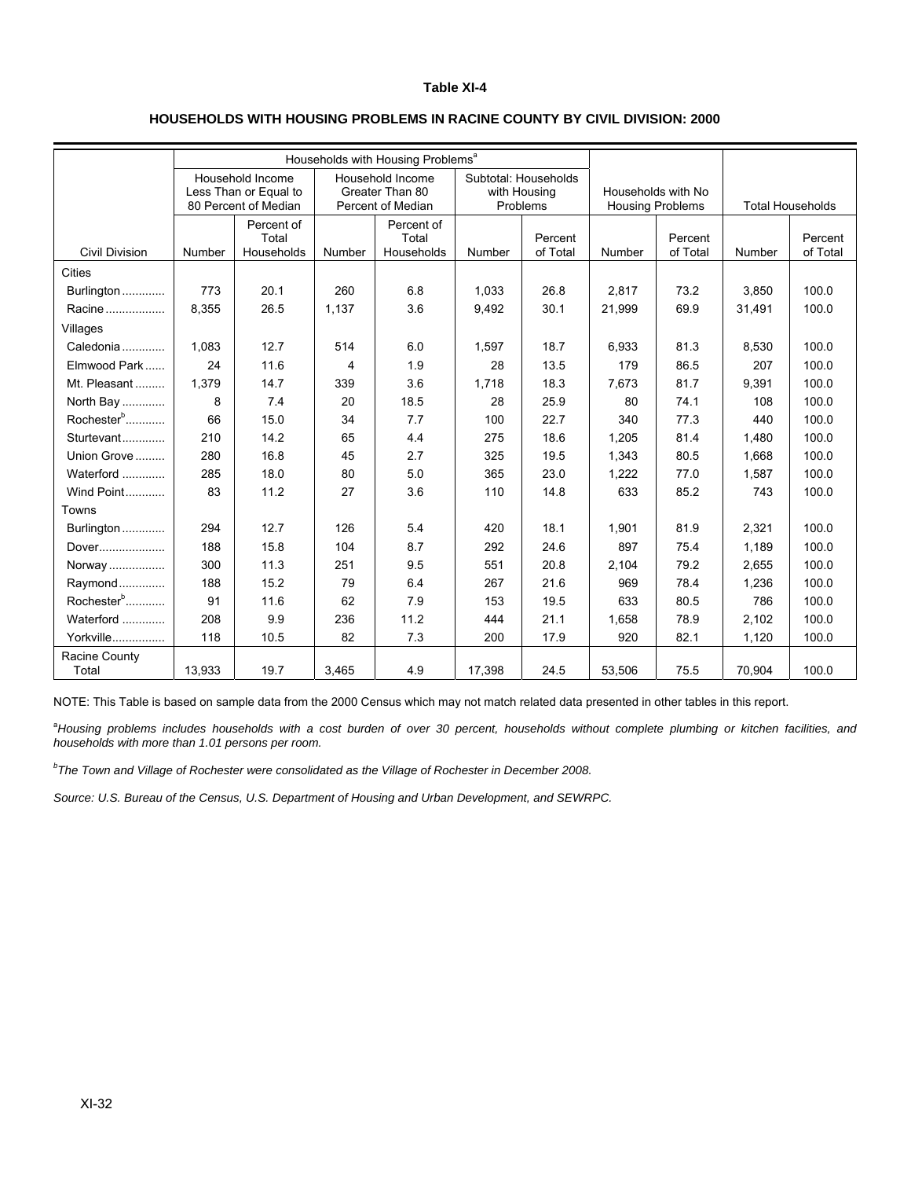**Table XI-4**

**HOUSEHOLDS WITH HOUSING PROBLEMS IN RACINE COUNTY BY CIVIL DIVISION: 2000**

| | Households with Housing Problems[a] | | | | | | | | | |
|---|---|---|---|---|---|---|---|---|---|---|
| | Household Income Less Than or Equal to 80 Percent of Median | | Household Income Greater Than 80 Percent of Median | | Subtotal: Households with Housing Problems | | Households with No Housing Problems | | Total Households | |
| Civil Division | Number | Percent of Total Households | Number | Percent of Total Households | Number | Percent of Total | Number | Percent of Total | Number | Percent of Total |
| Cities | | | | | | | | | | |
| Burlington | 773 | 20.1 | 260 | 6.8 | 1,033 | 26.8 | 2,817 | 73.2 | 3,850 | 100.0 |
| Racine | 8,355 | 26.5 | 1,137 | 3.6 | 9,492 | 30.1 | 21,999 | 69.9 | 31,491 | 100.0 |
| Villages | | | | | | | | | | |
| Caledonia | 1,083 | 12.7 | 514 | 6.0 | 1,597 | 18.7 | 6,933 | 81.3 | 8,530 | 100.0 |
| Elmwood Park | 24 | 11.6 | 4 | 1.9 | 28 | 13.5 | 179 | 86.5 | 207 | 100.0 |
| Mt. Pleasant | 1,379 | 14.7 | 339 | 3.6 | 1,718 | 18.3 | 7,673 | 81.7 | 9,391 | 100.0 |
| North Bay | 8 | 7.4 | 20 | 18.5 | 28 | 25.9 | 80 | 74.1 | 108 | 100.0 |
| Rochester[b] | 66 | 15.0 | 34 | 7.7 | 100 | 22.7 | 340 | 77.3 | 440 | 100.0 |
| Sturtevant | 210 | 14.2 | 65 | 4.4 | 275 | 18.6 | 1,205 | 81.4 | 1,480 | 100.0 |
| Union Grove | 280 | 16.8 | 45 | 2.7 | 325 | 19.5 | 1,343 | 80.5 | 1,668 | 100.0 |
| Waterford | 285 | 18.0 | 80 | 5.0 | 365 | 23.0 | 1,222 | 77.0 | 1,587 | 100.0 |
| Wind Point | 83 | 11.2 | 27 | 3.6 | 110 | 14.8 | 633 | 85.2 | 743 | 100.0 |
| Towns | | | | | | | | | | |
| Burlington | 294 | 12.7 | 126 | 5.4 | 420 | 18.1 | 1,901 | 81.9 | 2,321 | 100.0 |
| Dover | 188 | 15.8 | 104 | 8.7 | 292 | 24.6 | 897 | 75.4 | 1,189 | 100.0 |
| Norway | 300 | 11.3 | 251 | 9.5 | 551 | 20.8 | 2,104 | 79.2 | 2,655 | 100.0 |
| Raymond | 188 | 15.2 | 79 | 6.4 | 267 | 21.6 | 969 | 78.4 | 1,236 | 100.0 |
| Rochester[b] | 91 | 11.6 | 62 | 7.9 | 153 | 19.5 | 633 | 80.5 | 786 | 100.0 |
| Waterford | 208 | 9.9 | 236 | 11.2 | 444 | 21.1 | 1,658 | 78.9 | 2,102 | 100.0 |
| Yorkville | 118 | 10.5 | 82 | 7.3 | 200 | 17.9 | 920 | 82.1 | 1,120 | 100.0 |
| Racine County Total | 13,933 | 19.7 | 3,465 | 4.9 | 17,398 | 24.5 | 53,506 | 75.5 | 70,904 | 100.0 |

NOTE: This Table is based on sample data from the 2000 Census which may not match related data presented in other tables in this report.

[a] *Housing problems includes households with a cost burden of over 30 percent, households without complete plumbing or kitchen facilities, and households with more than 1.01 persons per room.*

[b] *The Town and Village of Rochester were consolidated as the Village of Rochester in December 2008.*

*Source: U.S. Bureau of the Census, U.S. Department of Housing and Urban Development, and SEWRPC.*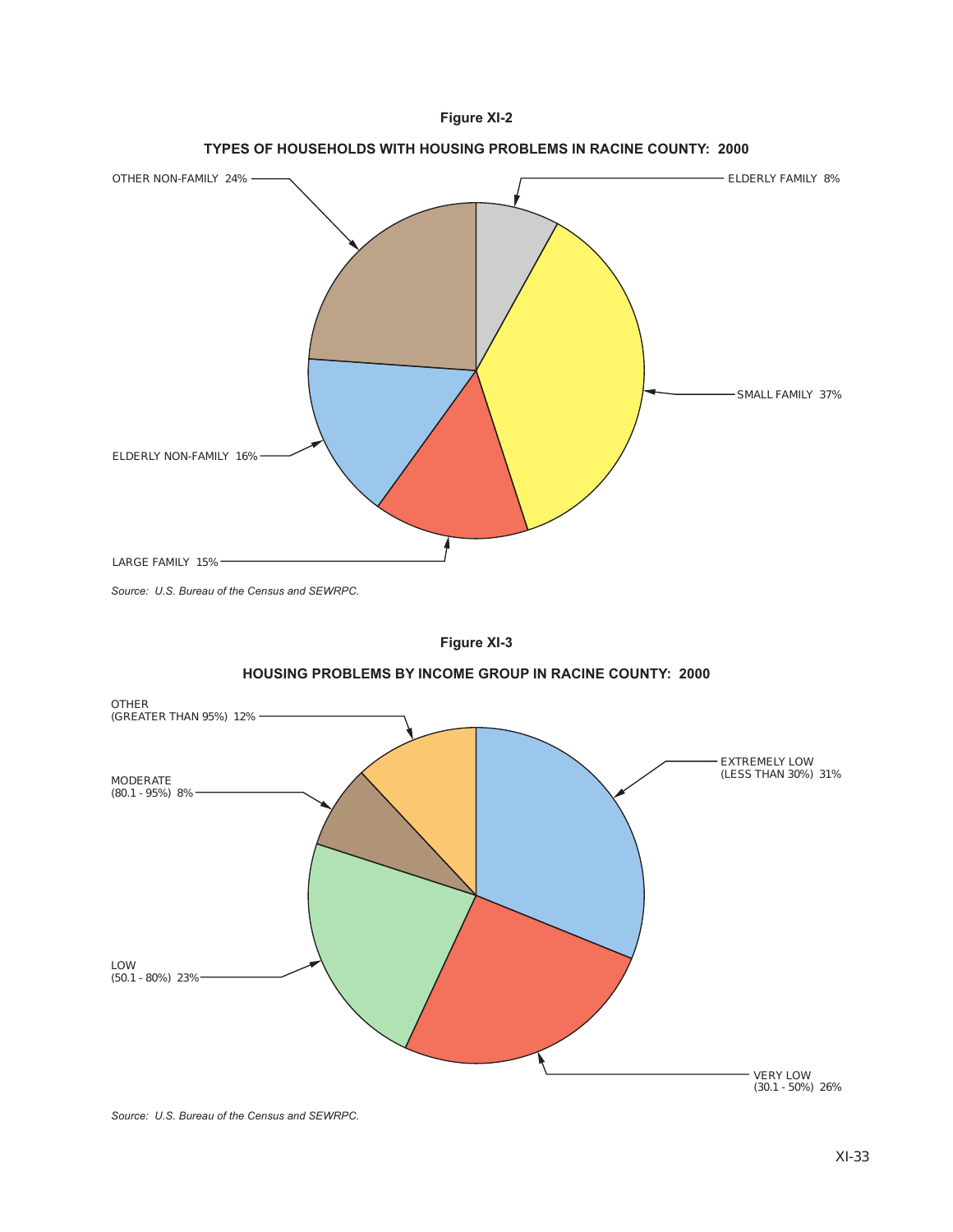**Figure XI-2**

**TYPES OF HOUSEHOLDS WITH HOUSING PROBLEMS IN RACINE COUNTY: 2000**

OTHER NON-FAMILY 24%

ELDERLY FAMILY 8%

SMALL FAMILY 37%

ELDERLY NON-FAMILY 16%

LARGE FAMILY 15%

*Source: U.S. Bureau of the Census and SEWRPC.*

**Figure XI-3**

**HOUSING PROBLEMS BY INCOME GROUP IN RACINE COUNTY: 2000**

OTHER (GREATER THAN 95%) 12%

EXTREMELY LOW (LESS THAN 30%) 31%

MODERATE (80.1 - 95%) 8%

LOW (50.1 - 80%) 23%

VERY LOW (30.1 - 50%) 26%

*Source: U.S. Bureau of the Census and SEWRPC.*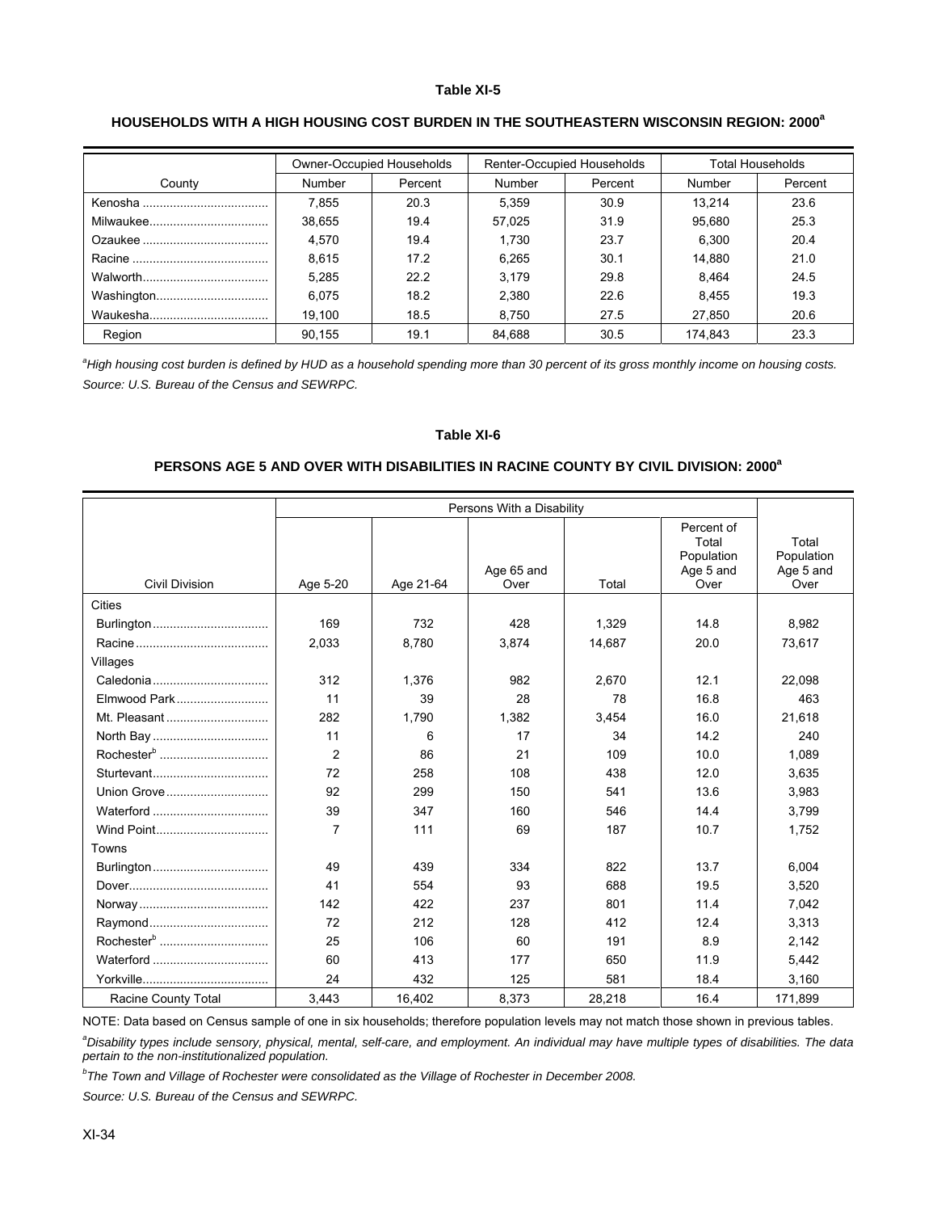**Table XI-5**

**HOUSEHOLDS WITH A HIGH HOUSING COST BURDEN IN THE SOUTHEASTERN WISCONSIN REGION: 2000[a]**

| County | Owner-Occupied Households | | Renter-Occupied Households | | Total Households | |
|---|---|---|---|---|---|---|
| | Number | Percent | Number | Percent | Number | Percent |
| Kenosha | 7,855 | 20.3 | 5,359 | 30.9 | 13,214 | 23.6 |
| Milwaukee | 38,655 | 19.4 | 57,025 | 31.9 | 95,680 | 25.3 |
| Ozaukee | 4,570 | 19.4 | 1,730 | 23.7 | 6,300 | 20.4 |
| Racine | 8,615 | 17.2 | 6,265 | 30.1 | 14,880 | 21.0 |
| Walworth | 5,285 | 22.2 | 3,179 | 29.8 | 8,464 | 24.5 |
| Washington | 6,075 | 18.2 | 2,380 | 22.6 | 8,455 | 19.3 |
| Waukesha | 19,100 | 18.5 | 8,750 | 27.5 | 27,850 | 20.6 |
| Region | 90,155 | 19.1 | 84,688 | 30.5 | 174,843 | 23.3 |

[a]*High housing cost burden is defined by HUD as a household spending more than 30 percent of its gross monthly income on housing costs.*

*Source: U.S. Bureau of the Census and SEWRPC.*

**Table XI-6**

**PERSONS AGE 5 AND OVER WITH DISABILITIES IN RACINE COUNTY BY CIVIL DIVISION: 2000[a]**

| Civil Division | Persons With a Disability | | | | | Total Population Age 5 and Over |
|---|---|---|---|---|---|---|
| | Age 5-20 | Age 21-64 | Age 65 and Over | Total | Percent of Total Population Age 5 and Over | |
| Cities | | | | | | |
| Burlington | 169 | 732 | 428 | 1,329 | 14.8 | 8,982 |
| Racine | 2,033 | 8,780 | 3,874 | 14,687 | 20.0 | 73,617 |
| Villages | | | | | | |
| Caledonia | 312 | 1,376 | 982 | 2,670 | 12.1 | 22,098 |
| Elmwood Park | 11 | 39 | 28 | 78 | 16.8 | 463 |
| Mt. Pleasant | 282 | 1,790 | 1,382 | 3,454 | 16.0 | 21,618 |
| North Bay | 11 | 6 | 17 | 34 | 14.2 | 240 |
| Rochester[b] | 2 | 86 | 21 | 109 | 10.0 | 1,089 |
| Sturtevant | 72 | 258 | 108 | 438 | 12.0 | 3,635 |
| Union Grove | 92 | 299 | 150 | 541 | 13.6 | 3,983 |
| Waterford | 39 | 347 | 160 | 546 | 14.4 | 3,799 |
| Wind Point | 7 | 111 | 69 | 187 | 10.7 | 1,752 |
| Towns | | | | | | |
| Burlington | 49 | 439 | 334 | 822 | 13.7 | 6,004 |
| Dover | 41 | 554 | 93 | 688 | 19.5 | 3,520 |
| Norway | 142 | 422 | 237 | 801 | 11.4 | 7,042 |
| Raymond | 72 | 212 | 128 | 412 | 12.4 | 3,313 |
| Rochester[b] | 25 | 106 | 60 | 191 | 8.9 | 2,142 |
| Waterford | 60 | 413 | 177 | 650 | 11.9 | 5,442 |
| Yorkville | 24 | 432 | 125 | 581 | 18.4 | 3,160 |
| Racine County Total | 3,443 | 16,402 | 8,373 | 28,218 | 16.4 | 171,899 |

NOTE: Data based on Census sample of one in six households; therefore population levels may not match those shown in previous tables.

[a]*Disability types include sensory, physical, mental, self-care, and employment. An individual may have multiple types of disabilities. The data pertain to the non-institutionalized population.*

[b]*The Town and Village of Rochester were consolidated as the Village of Rochester in December 2008.*

*Source: U.S. Bureau of the Census and SEWRPC.*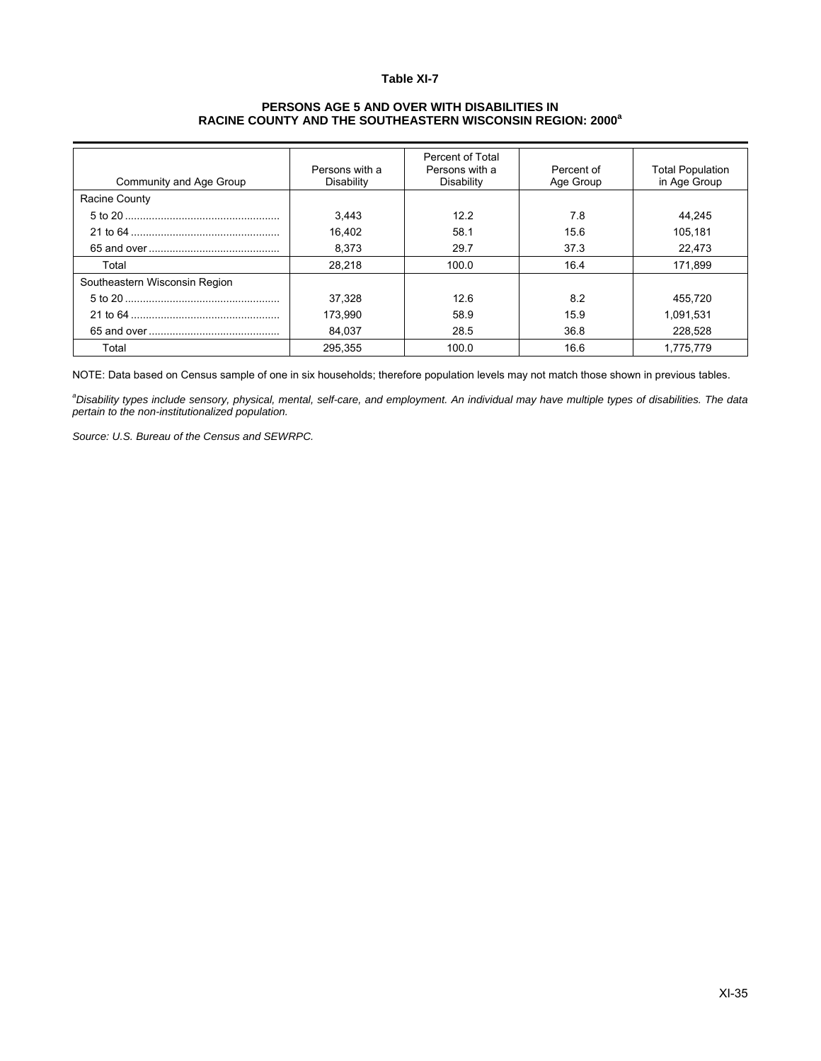**Table XI-7**

**PERSONS AGE 5 AND OVER WITH DISABILITIES IN RACINE COUNTY AND THE SOUTHEASTERN WISCONSIN REGION: 2000[a]**

| Community and Age Group | Persons with a Disability | Percent of Total Persons with a Disability | Percent of Age Group | Total Population in Age Group |
|---|---|---|---|---|
| Racine County | | | | |
| 5 to 20 | 3,443 | 12.2 | 7.8 | 44,245 |
| 21 to 64 | 16,402 | 58.1 | 15.6 | 105,181 |
| 65 and over | 8,373 | 29.7 | 37.3 | 22,473 |
| Total | 28,218 | 100.0 | 16.4 | 171,899 |
| Southeastern Wisconsin Region | | | | |
| 5 to 20 | 37,328 | 12.6 | 8.2 | 455,720 |
| 21 to 64 | 173,990 | 58.9 | 15.9 | 1,091,531 |
| 65 and over | 84,037 | 28.5 | 36.8 | 228,528 |
| Total | 295,355 | 100.0 | 16.6 | 1,775,779 |

NOTE: Data based on Census sample of one in six households; therefore population levels may not match those shown in previous tables.

[a]*Disability types include sensory, physical, mental, self-care, and employment. An individual may have multiple types of disabilities. The data pertain to the non-institutionalized population.*

*Source: U.S. Bureau of the Census and SEWRPC.*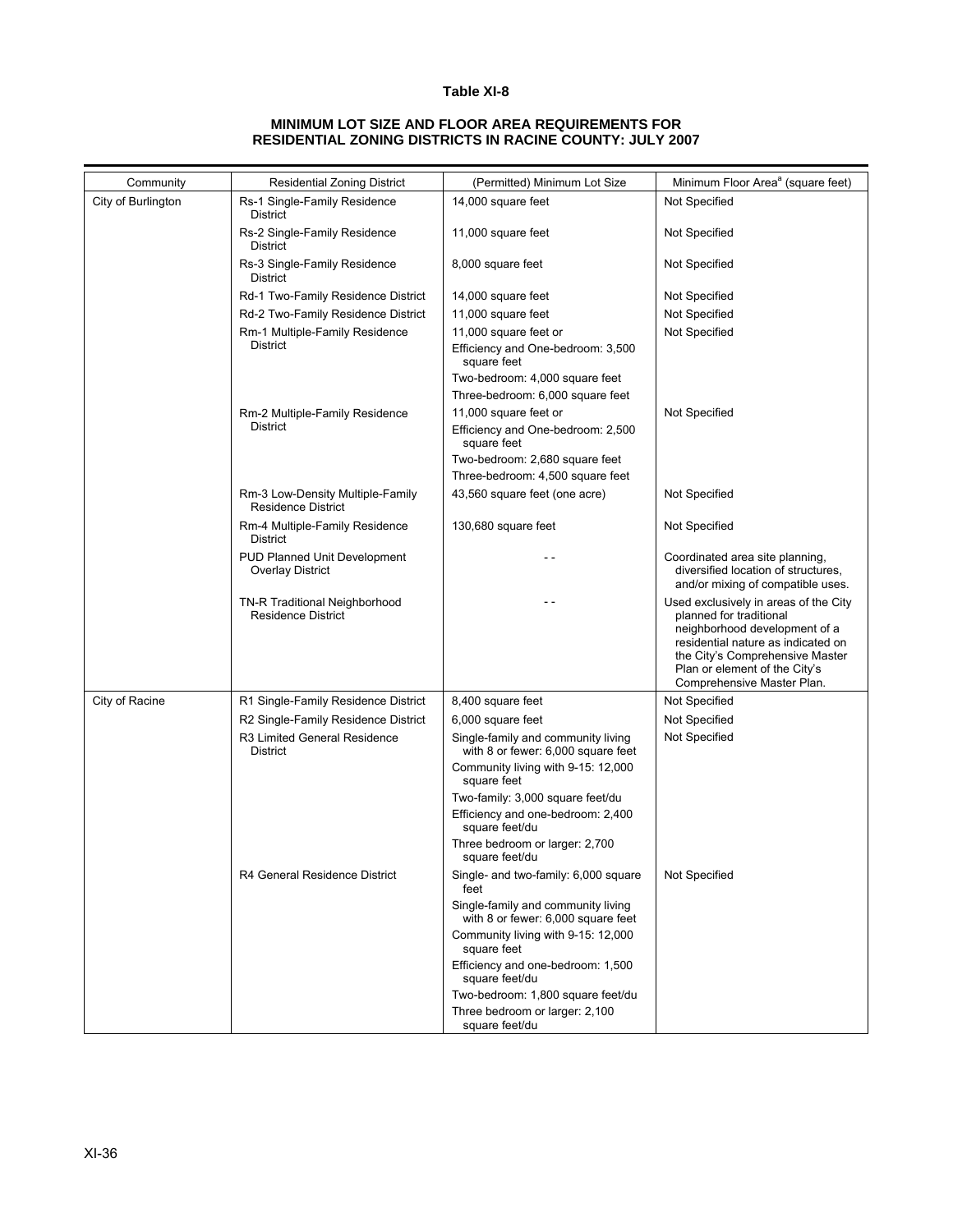**Table XI-8**

**MINIMUM LOT SIZE AND FLOOR AREA REQUIREMENTS FOR RESIDENTIAL ZONING DISTRICTS IN RACINE COUNTY: JULY 2007**

| Community | Residential Zoning District | (Permitted) Minimum Lot Size | Minimum Floor Area[a] (square feet) |
|---|---|---|---|
| City of Burlington | Rs-1 Single-Family Residence District | 14,000 square feet | Not Specified |
| | Rs-2 Single-Family Residence District | 11,000 square feet | Not Specified |
| | Rs-3 Single-Family Residence District | 8,000 square feet | Not Specified |
| | Rd-1 Two-Family Residence District | 14,000 square feet | Not Specified |
| | Rd-2 Two-Family Residence District | 11,000 square feet | Not Specified |
| | Rm-1 Multiple-Family Residence District | 11,000 square feet or<br>Efficiency and One-bedroom: 3,500 square feet<br>Two-bedroom: 4,000 square feet<br>Three-bedroom: 6,000 square feet | Not Specified |
| | Rm-2 Multiple-Family Residence District | 11,000 square feet or<br>Efficiency and One-bedroom: 2,500 square feet<br>Two-bedroom: 2,680 square feet<br>Three-bedroom: 4,500 square feet | Not Specified |
| | Rm-3 Low-Density Multiple-Family Residence District | 43,560 square feet (one acre) | Not Specified |
| | Rm-4 Multiple-Family Residence District | 130,680 square feet | Not Specified |
| | PUD Planned Unit Development Overlay District | - - | Coordinated area site planning, diversified location of structures, and/or mixing of compatible uses. |
| | TN-R Traditional Neighborhood Residence District | - - | Used exclusively in areas of the City planned for traditional neighborhood development of a residential nature as indicated on the City's Comprehensive Master Plan or element of the City's Comprehensive Master Plan. |
| City of Racine | R1 Single-Family Residence District | 8,400 square feet | Not Specified |
| | R2 Single-Family Residence District | 6,000 square feet | Not Specified |
| | R3 Limited General Residence District | Single-family and community living with 8 or fewer: 6,000 square feet<br>Community living with 9-15: 12,000 square feet<br>Two-family: 3,000 square feet/du<br>Efficiency and one-bedroom: 2,400 square feet/du<br>Three bedroom or larger: 2,700 square feet/du | Not Specified |
| | R4 General Residence District | Single- and two-family: 6,000 square feet<br>Single-family and community living with 8 or fewer: 6,000 square feet<br>Community living with 9-15: 12,000 square feet<br>Efficiency and one-bedroom: 1,500 square feet/du<br>Two-bedroom: 1,800 square feet/du<br>Three bedroom or larger: 2,100 square feet/du | Not Specified |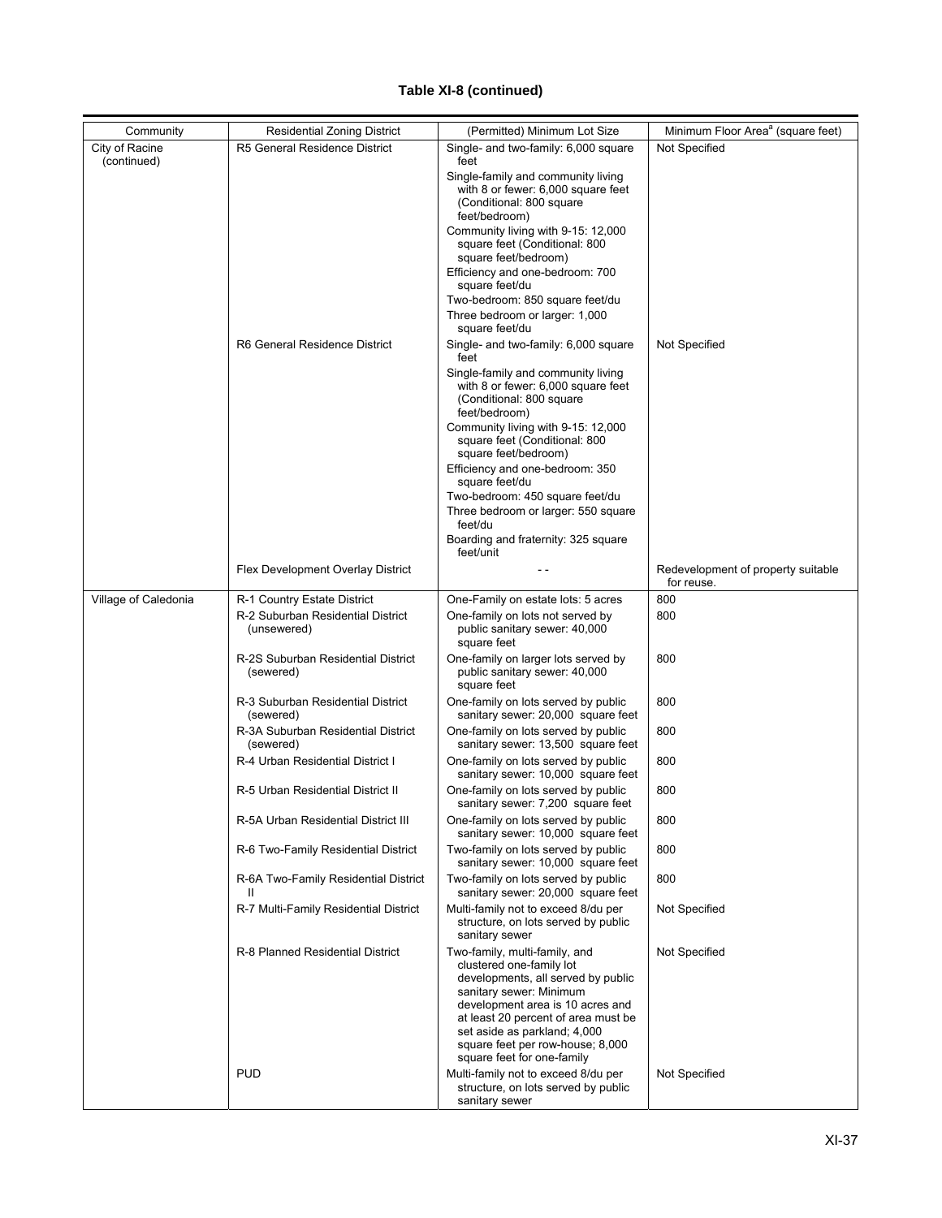**Table XI-8 (continued)**

| Community | Residential Zoning District | (Permitted) Minimum Lot Size | Minimum Floor Area[a] (square feet) |
|---|---|---|---|
| City of Racine (continued) | R5 General Residence District | Single- and two-family: 6,000 square feet<br>Single-family and community living with 8 or fewer: 6,000 square feet (Conditional: 800 square feet/bedroom)<br>Community living with 9-15: 12,000 square feet (Conditional: 800 square feet/bedroom)<br>Efficiency and one-bedroom: 700 square feet/du<br>Two-bedroom: 850 square feet/du<br>Three bedroom or larger: 1,000 square feet/du | Not Specified |
| | R6 General Residence District | Single- and two-family: 6,000 square feet<br>Single-family and community living with 8 or fewer: 6,000 square feet (Conditional: 800 square feet/bedroom)<br>Community living with 9-15: 12,000 square feet (Conditional: 800 square feet/bedroom)<br>Efficiency and one-bedroom: 350 square feet/du<br>Two-bedroom: 450 square feet/du<br>Three bedroom or larger: 550 square feet/du<br>Boarding and fraternity: 325 square feet/unit | Not Specified |
| | Flex Development Overlay District | - - | Redevelopment of property suitable for reuse. |
| Village of Caledonia | R-1 Country Estate District | One-Family on estate lots: 5 acres | 800 |
| | R-2 Suburban Residential District (unsewered) | One-family on lots not served by public sanitary sewer: 40,000 square feet | 800 |
| | R-2S Suburban Residential District (sewered) | One-family on larger lots served by public sanitary sewer: 40,000 square feet | 800 |
| | R-3 Suburban Residential District (sewered) | One-family on lots served by public sanitary sewer: 20,000 square feet | 800 |
| | R-3A Suburban Residential District (sewered) | One-family on lots served by public sanitary sewer: 13,500 square feet | 800 |
| | R-4 Urban Residential District I | One-family on lots served by public sanitary sewer: 10,000 square feet | 800 |
| | R-5 Urban Residential District II | One-family on lots served by public sanitary sewer: 7,200 square feet | 800 |
| | R-5A Urban Residential District III | One-family on lots served by public sanitary sewer: 10,000 square feet | 800 |
| | R-6 Two-Family Residential District | Two-family on lots served by public sanitary sewer: 10,000 square feet | 800 |
| | R-6A Two-Family Residential District II | Two-family on lots served by public sanitary sewer: 20,000 square feet | 800 |
| | R-7 Multi-Family Residential District | Multi-family not to exceed 8/du per structure, on lots served by public sanitary sewer | Not Specified |
| | R-8 Planned Residential District | Two-family, multi-family, and clustered one-family lot developments, all served by public sanitary sewer: Minimum development area is 10 acres and at least 20 percent of area must be set aside as parkland; 4,000 square feet per row-house; 8,000 square feet for one-family | Not Specified |
| | PUD | Multi-family not to exceed 8/du per structure, on lots served by public sanitary sewer | Not Specified |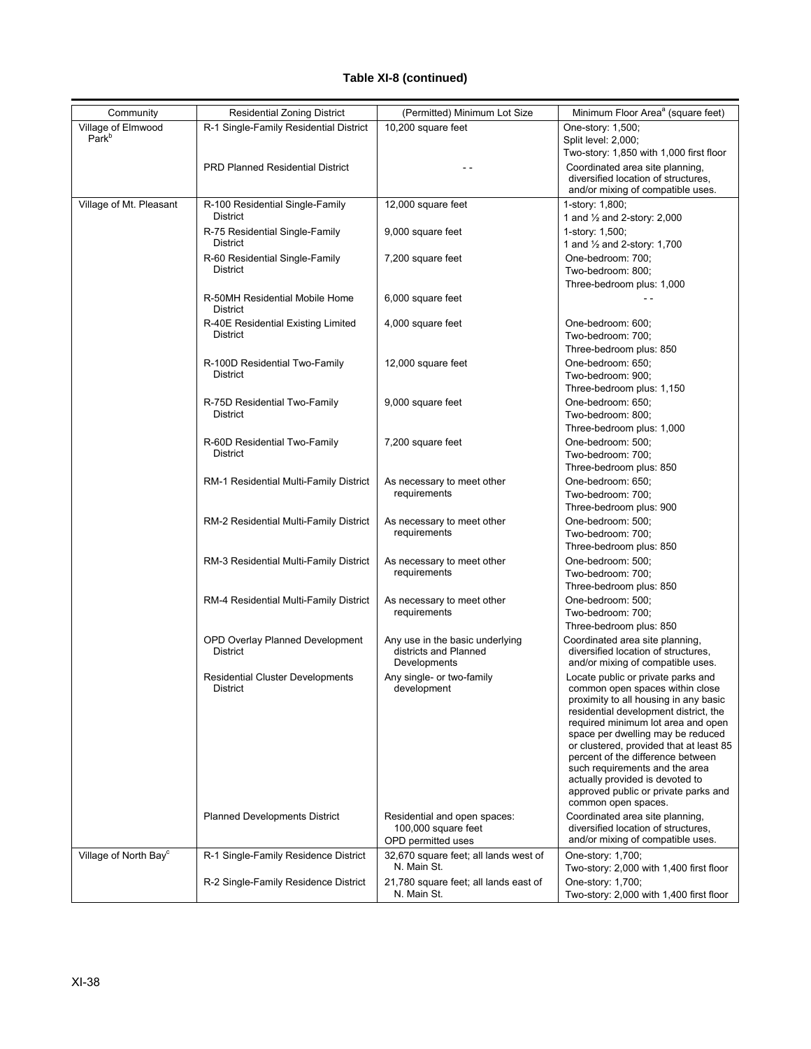**Table XI-8 (continued)**

| Community | Residential Zoning District | (Permitted) Minimum Lot Size | Minimum Floor Area[a] (square feet) |
|---|---|---|---|
| Village of Elmwood Park[b] | R-1 Single-Family Residential District | 10,200 square feet | One-story: 1,500; Split level: 2,000; Two-story: 1,850 with 1,000 first floor |
| | PRD Planned Residential District | - - | Coordinated area site planning, diversified location of structures, and/or mixing of compatible uses. |
| Village of Mt. Pleasant | R-100 Residential Single-Family District | 12,000 square feet | 1-story: 1,800; 1 and ½ and 2-story: 2,000 |
| | R-75 Residential Single-Family District | 9,000 square feet | 1-story: 1,500; 1 and ½ and 2-story: 1,700 |
| | R-60 Residential Single-Family District | 7,200 square feet | One-bedroom: 700; Two-bedroom: 800; Three-bedroom plus: 1,000 |
| | R-50MH Residential Mobile Home District | 6,000 square feet | - - |
| | R-40E Residential Existing Limited District | 4,000 square feet | One-bedroom: 600; Two-bedroom: 700; Three-bedroom plus: 850 |
| | R-100D Residential Two-Family District | 12,000 square feet | One-bedroom: 650; Two-bedroom: 900; Three-bedroom plus: 1,150 |
| | R-75D Residential Two-Family District | 9,000 square feet | One-bedroom: 650; Two-bedroom: 800; Three-bedroom plus: 1,000 |
| | R-60D Residential Two-Family District | 7,200 square feet | One-bedroom: 500; Two-bedroom: 700; Three-bedroom plus: 850 |
| | RM-1 Residential Multi-Family District | As necessary to meet other requirements | One-bedroom: 650; Two-bedroom: 700; Three-bedroom plus: 900 |
| | RM-2 Residential Multi-Family District | As necessary to meet other requirements | One-bedroom: 500; Two-bedroom: 700; Three-bedroom plus: 850 |
| | RM-3 Residential Multi-Family District | As necessary to meet other requirements | One-bedroom: 500; Two-bedroom: 700; Three-bedroom plus: 850 |
| | RM-4 Residential Multi-Family District | As necessary to meet other requirements | One-bedroom: 500; Two-bedroom: 700; Three-bedroom plus: 850 |
| | OPD Overlay Planned Development District | Any use in the basic underlying districts and Planned Developments | Coordinated area site planning, diversified location of structures, and/or mixing of compatible uses. |
| | Residential Cluster Developments District | Any single- or two-family development | Locate public or private parks and common open spaces within close proximity to all housing in any basic residential development district, the required minimum lot area and open space per dwelling may be reduced or clustered, provided that at least 85 percent of the difference between such requirements and the area actually provided is devoted to approved public or private parks and common open spaces. |
| | Planned Developments District | Residential and open spaces: 100,000 square feet OPD permitted uses | Coordinated area site planning, diversified location of structures, and/or mixing of compatible uses. |
| Village of North Bay[c] | R-1 Single-Family Residence District | 32,670 square feet; all lands west of N. Main St. | One-story: 1,700; Two-story: 2,000 with 1,400 first floor |
| | R-2 Single-Family Residence District | 21,780 square feet; all lands east of N. Main St. | One-story: 1,700; Two-story: 2,000 with 1,400 first floor |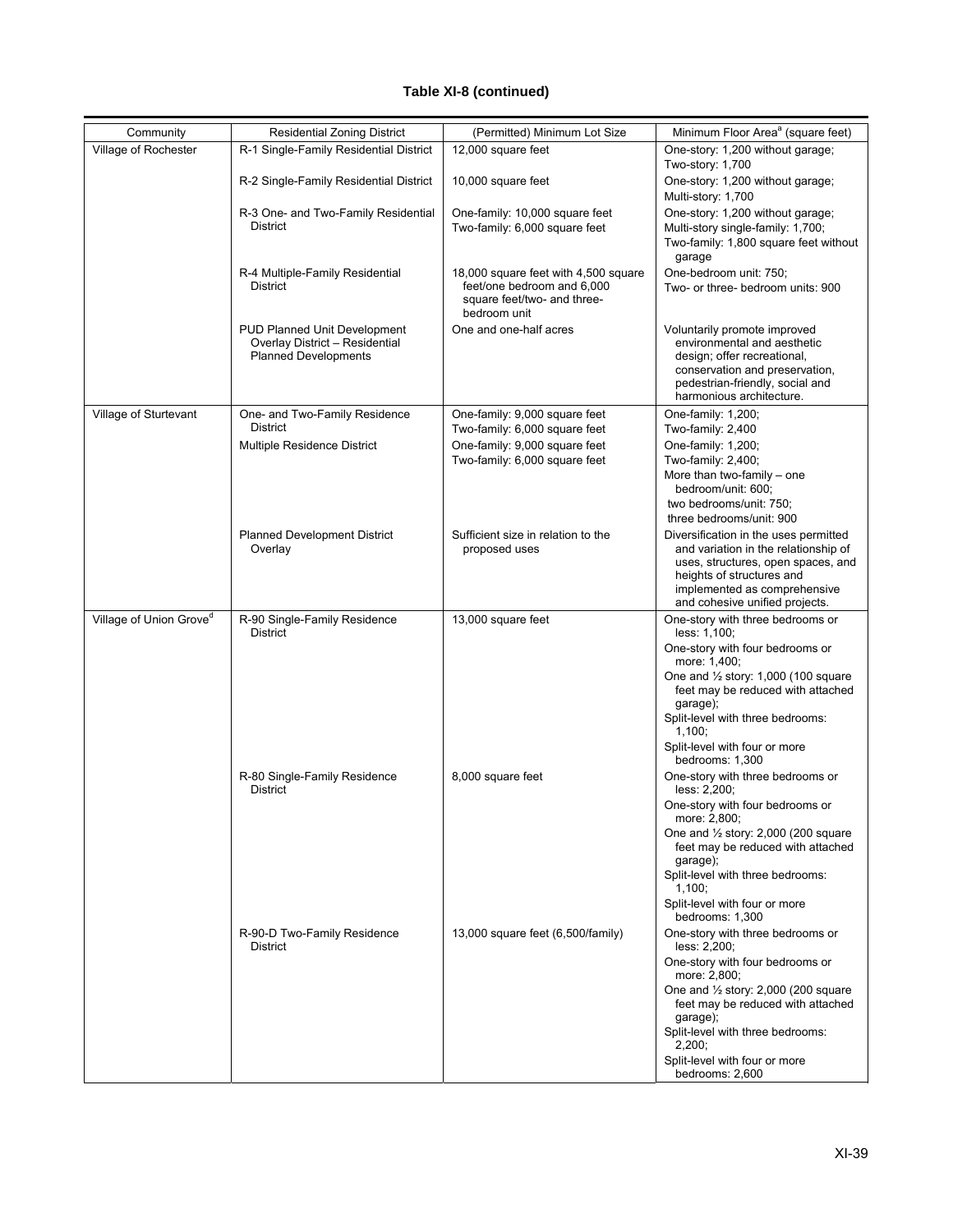**Table XI-8 (continued)**

| Community | Residential Zoning District | (Permitted) Minimum Lot Size | Minimum Floor Area[a] (square feet) |
|---|---|---|---|
| Village of Rochester | R-1 Single-Family Residential District | 12,000 square feet | One-story: 1,200 without garage; Two-story: 1,700 |
| | R-2 Single-Family Residential District | 10,000 square feet | One-story: 1,200 without garage; Multi-story: 1,700 |
| | R-3 One- and Two-Family Residential District | One-family: 10,000 square feet Two-family: 6,000 square feet | One-story: 1,200 without garage; Multi-story single-family: 1,700; Two-family: 1,800 square feet without garage |
| | R-4 Multiple-Family Residential District | 18,000 square feet with 4,500 square feet/one bedroom and 6,000 square feet/two- and three-bedroom unit | One-bedroom unit: 750; Two- or three- bedroom units: 900 |
| | PUD Planned Unit Development Overlay District – Residential Planned Developments | One and one-half acres | Voluntarily promote improved environmental and aesthetic design; offer recreational, conservation and preservation, pedestrian-friendly, social and harmonious architecture. |
| Village of Sturtevant | One- and Two-Family Residence District | One-family: 9,000 square feet Two-family: 6,000 square feet | One-family: 1,200; Two-family: 2,400 |
| | Multiple Residence District | One-family: 9,000 square feet Two-family: 6,000 square feet | One-family: 1,200; Two-family: 2,400; More than two-family – one bedroom/unit: 600; two bedrooms/unit: 750; three bedrooms/unit: 900 |
| | Planned Development District Overlay | Sufficient size in relation to the proposed uses | Diversification in the uses permitted and variation in the relationship of uses, structures, open spaces, and heights of structures and implemented as comprehensive and cohesive unified projects. |
| Village of Union Grove[d] | R-90 Single-Family Residence District | 13,000 square feet | One-story with three bedrooms or less: 1,100; One-story with four bedrooms or more: 1,400; One and ½ story: 1,000 (100 square feet may be reduced with attached garage); Split-level with three bedrooms: 1,100; Split-level with four or more bedrooms: 1,300 |
| | R-80 Single-Family Residence District | 8,000 square feet | One-story with three bedrooms or less: 2,200; One-story with four bedrooms or more: 2,800; One and ½ story: 2,000 (200 square feet may be reduced with attached garage); Split-level with three bedrooms: 1,100; Split-level with four or more bedrooms: 1,300 |
| | R-90-D Two-Family Residence District | 13,000 square feet (6,500/family) | One-story with three bedrooms or less: 2,200; One-story with four bedrooms or more: 2,800; One and ½ story: 2,000 (200 square feet may be reduced with attached garage); Split-level with three bedrooms: 2,200; Split-level with four or more bedrooms: 2,600 |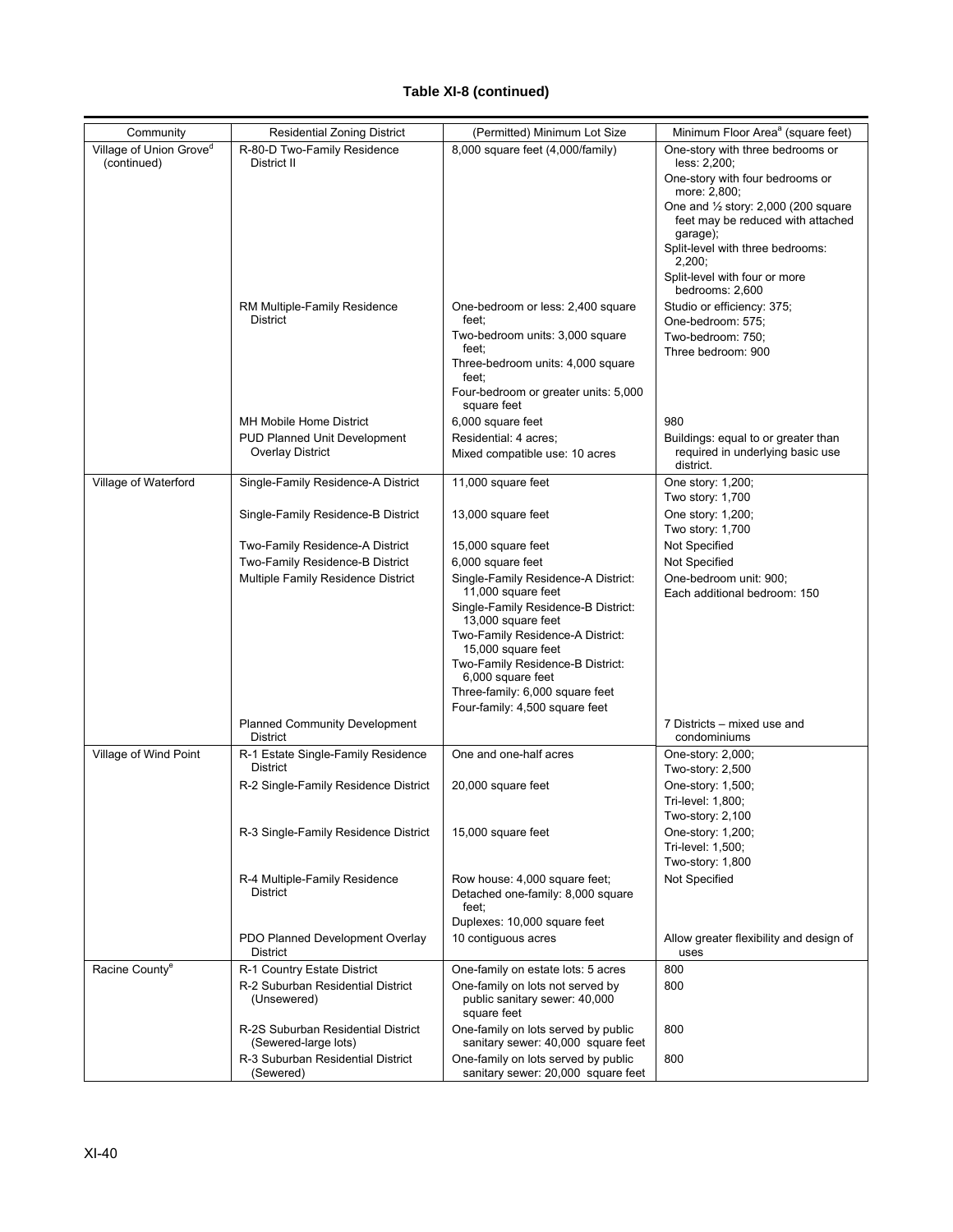**Table XI-8 (continued)**

| Community | Residential Zoning District | (Permitted) Minimum Lot Size | Minimum Floor Area[a] (square feet) |
|---|---|---|---|
| Village of Union Grove[d] (continued) | R-80-D Two-Family Residence District II | 8,000 square feet (4,000/family) | One-story with three bedrooms or less: 2,200; One-story with four bedrooms or more: 2,800; One and ½ story: 2,000 (200 square feet may be reduced with attached garage); Split-level with three bedrooms: 2,200; Split-level with four or more bedrooms: 2,600 |
| | RM Multiple-Family Residence District | One-bedroom or less: 2,400 square feet; Two-bedroom units: 3,000 square feet; Three-bedroom units: 4,000 square feet; Four-bedroom or greater units: 5,000 square feet | Studio or efficiency: 375; One-bedroom: 575; Two-bedroom: 750; Three bedroom: 900 |
| | MH Mobile Home District | 6,000 square feet | 980 |
| | PUD Planned Unit Development Overlay District | Residential: 4 acres; Mixed compatible use: 10 acres | Buildings: equal to or greater than required in underlying basic use district. |
| Village of Waterford | Single-Family Residence-A District | 11,000 square feet | One story: 1,200; Two story: 1,700 |
| | Single-Family Residence-B District | 13,000 square feet | One story: 1,200; Two story: 1,700 |
| | Two-Family Residence-A District | 15,000 square feet | Not Specified |
| | Two-Family Residence-B District | 6,000 square feet | Not Specified |
| | Multiple Family Residence District | Single-Family Residence-A District: 11,000 square feet; Single-Family Residence-B District: 13,000 square feet; Two-Family Residence-A District: 15,000 square feet; Two-Family Residence-B District: 6,000 square feet; Three-family: 6,000 square feet; Four-family: 4,500 square feet | One-bedroom unit: 900; Each additional bedroom: 150 |
| | Planned Community Development District | | 7 Districts – mixed use and condominiums |
| Village of Wind Point | R-1 Estate Single-Family Residence District | One and one-half acres | One-story: 2,000; Two-story: 2,500 |
| | R-2 Single-Family Residence District | 20,000 square feet | One-story: 1,500; Tri-level: 1,800; Two-story: 2,100 |
| | R-3 Single-Family Residence District | 15,000 square feet | One-story: 1,200; Tri-level: 1,500; Two-story: 1,800 |
| | R-4 Multiple-Family Residence District | Row house: 4,000 square feet; Detached one-family: 8,000 square feet; Duplexes: 10,000 square feet | Not Specified |
| | PDO Planned Development Overlay District | 10 contiguous acres | Allow greater flexibility and design of uses |
| Racine County[e] | R-1 Country Estate District | One-family on estate lots: 5 acres | 800 |
| | R-2 Suburban Residential District (Unsewered) | One-family on lots not served by public sanitary sewer: 40,000 square feet | 800 |
| | R-2S Suburban Residential District (Sewered-large lots) | One-family on lots served by public sanitary sewer: 40,000 square feet | 800 |
| | R-3 Suburban Residential District (Sewered) | One-family on lots served by public sanitary sewer: 20,000 square feet | 800 |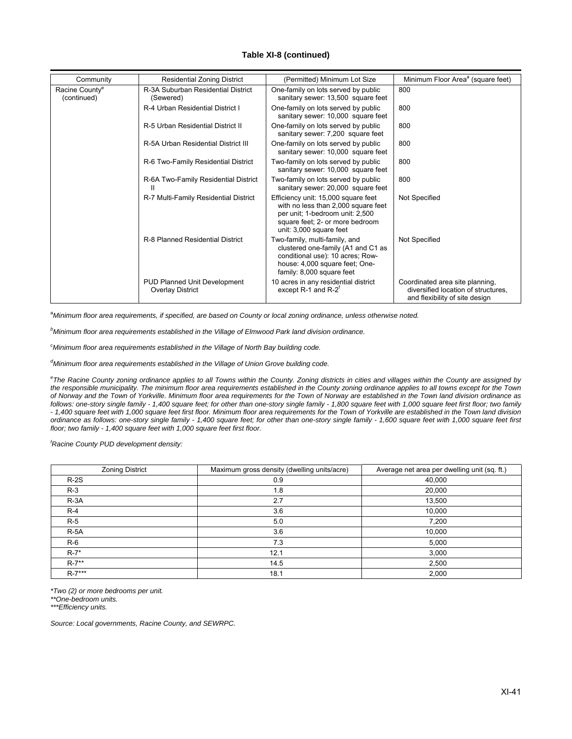**Table XI-8 (continued)**

| Community | Residential Zoning District | (Permitted) Minimum Lot Size | Minimum Floor Area[a] (square feet) |
|---|---|---|---|
| Racine County[e] (continued) | R-3A Suburban Residential District (Sewered) | One-family on lots served by public sanitary sewer: 13,500 square feet | 800 |
| | R-4 Urban Residential District I | One-family on lots served by public sanitary sewer: 10,000 square feet | 800 |
| | R-5 Urban Residential District II | One-family on lots served by public sanitary sewer: 7,200 square feet | 800 |
| | R-5A Urban Residential District III | One-family on lots served by public sanitary sewer: 10,000 square feet | 800 |
| | R-6 Two-Family Residential District | Two-family on lots served by public sanitary sewer: 10,000 square feet | 800 |
| | R-6A Two-Family Residential District II | Two-family on lots served by public sanitary sewer: 20,000 square feet | 800 |
| | R-7 Multi-Family Residential District | Efficiency unit: 15,000 square feet with no less than 2,000 square feet per unit; 1-bedroom unit: 2,500 square feet; 2- or more bedroom unit: 3,000 square feet | Not Specified |
| | R-8 Planned Residential District | Two-family, multi-family, and clustered one-family (A1 and C1 as conditional use): 10 acres; Row-house: 4,000 square feet; One-family: 8,000 square feet | Not Specified |
| | PUD Planned Unit Development Overlay District | 10 acres in any residential district except R-1 and R-2[f] | Coordinated area site planning, diversified location of structures, and flexibility of site design |

[a]*Minimum floor area requirements, if specified, are based on County or local zoning ordinance, unless otherwise noted.*

[b]*Minimum floor area requirements established in the Village of Elmwood Park land division ordinance.*

[c]*Minimum floor area requirements established in the Village of North Bay building code.*

[d]*Minimum floor area requirements established in the Village of Union Grove building code.*

[e]*The Racine County zoning ordinance applies to all Towns within the County. Zoning districts in cities and villages within the County are assigned by the responsible municipality. The minimum floor area requirements established in the County zoning ordinance applies to all towns except for the Town of Norway and the Town of Yorkville. Minimum floor area requirements for the Town of Norway are established in the Town land division ordinance as follows: one-story single family - 1,400 square feet; for other than one-story single family - 1,800 square feet with 1,000 square feet first floor; two family - 1,400 square feet with 1,000 square feet first floor. Minimum floor area requirements for the Town of Yorkville are established in the Town land division ordinance as follows: one-story single family - 1,400 square feet; for other than one-story single family - 1,600 square feet with 1,000 square feet first floor; two family - 1,400 square feet with 1,000 square feet first floor.*

[f]*Racine County PUD development density:*

| Zoning District | Maximum gross density (dwelling units/acre) | Average net area per dwelling unit (sq. ft.) |
|---|---|---|
| R-2S | 0.9 | 40,000 |
| R-3 | 1.8 | 20,000 |
| R-3A | 2.7 | 13,500 |
| R-4 | 3.6 | 10,000 |
| R-5 | 5.0 | 7,200 |
| R-5A | 3.6 | 10,000 |
| R-6 | 7.3 | 5,000 |
| R-7* | 12.1 | 3,000 |
| R-7** | 14.5 | 2,500 |
| R-7*** | 18.1 | 2,000 |

*\*Two (2) or more bedrooms per unit.*
*\*\*One-bedroom units.*
*\*\*\*Efficiency units.*

*Source: Local governments, Racine County, and SEWRPC.*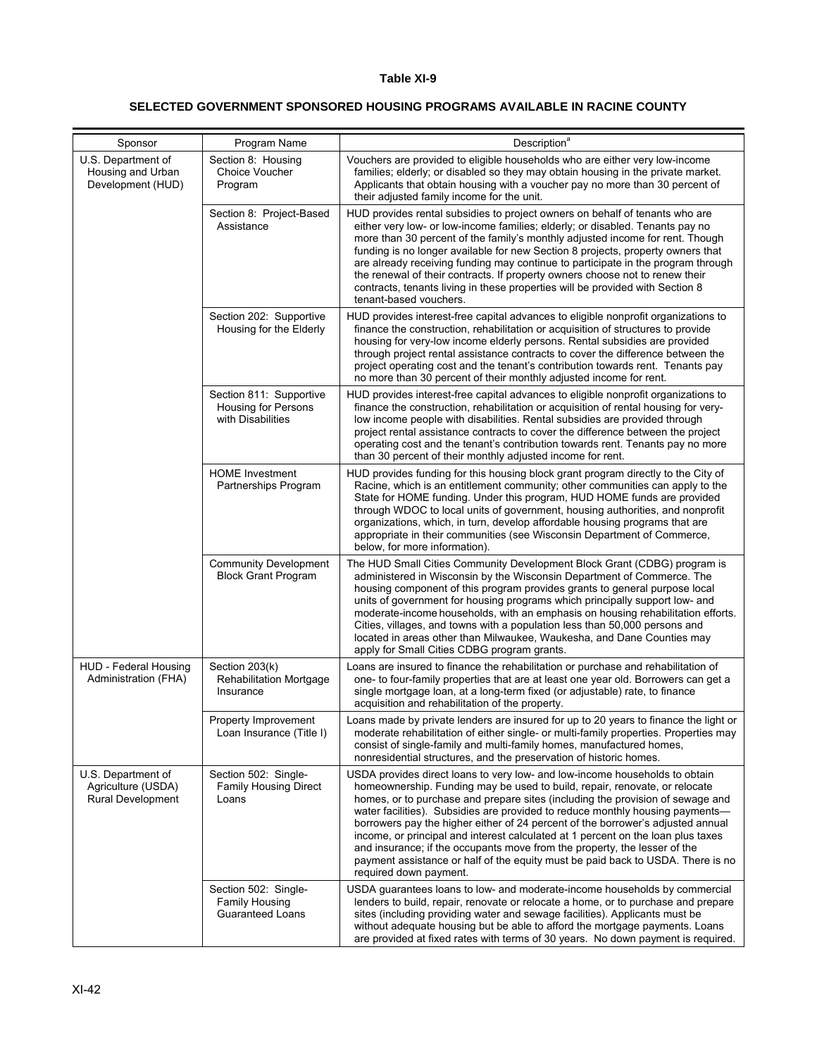**Table XI-9**

**SELECTED GOVERNMENT SPONSORED HOUSING PROGRAMS AVAILABLE IN RACINE COUNTY**

| Sponsor | Program Name | Description[a] |
|---|---|---|
| U.S. Department of Housing and Urban Development (HUD) | Section 8: Housing Choice Voucher Program | Vouchers are provided to eligible households who are either very low-income families; elderly; or disabled so they may obtain housing in the private market. Applicants that obtain housing with a voucher pay no more than 30 percent of their adjusted family income for the unit. |
| | Section 8: Project-Based Assistance | HUD provides rental subsidies to project owners on behalf of tenants who are either very low- or low-income families; elderly; or disabled. Tenants pay no more than 30 percent of the family's monthly adjusted income for rent. Though funding is no longer available for new Section 8 projects, property owners that are already receiving funding may continue to participate in the program through the renewal of their contracts. If property owners choose not to renew their contracts, tenants living in these properties will be provided with Section 8 tenant-based vouchers. |
| | Section 202: Supportive Housing for the Elderly | HUD provides interest-free capital advances to eligible nonprofit organizations to finance the construction, rehabilitation or acquisition of structures to provide housing for very-low income elderly persons. Rental subsidies are provided through project rental assistance contracts to cover the difference between the project operating cost and the tenant's contribution towards rent. Tenants pay no more than 30 percent of their monthly adjusted income for rent. |
| | Section 811: Supportive Housing for Persons with Disabilities | HUD provides interest-free capital advances to eligible nonprofit organizations to finance the construction, rehabilitation or acquisition of rental housing for very-low income people with disabilities. Rental subsidies are provided through project rental assistance contracts to cover the difference between the project operating cost and the tenant's contribution towards rent. Tenants pay no more than 30 percent of their monthly adjusted income for rent. |
| | HOME Investment Partnerships Program | HUD provides funding for this housing block grant program directly to the City of Racine, which is an entitlement community; other communities can apply to the State for HOME funding. Under this program, HUD HOME funds are provided through WDOC to local units of government, housing authorities, and nonprofit organizations, which, in turn, develop affordable housing programs that are appropriate in their communities (see Wisconsin Department of Commerce, below, for more information). |
| | Community Development Block Grant Program | The HUD Small Cities Community Development Block Grant (CDBG) program is administered in Wisconsin by the Wisconsin Department of Commerce. The housing component of this program provides grants to general purpose local units of government for housing programs which principally support low- and moderate-income households, with an emphasis on housing rehabilitation efforts. Cities, villages, and towns with a population less than 50,000 persons and located in areas other than Milwaukee, Waukesha, and Dane Counties may apply for Small Cities CDBG program grants. |
| HUD - Federal Housing Administration (FHA) | Section 203(k) Rehabilitation Mortgage Insurance | Loans are insured to finance the rehabilitation or purchase and rehabilitation of one- to four-family properties that are at least one year old. Borrowers can get a single mortgage loan, at a long-term fixed (or adjustable) rate, to finance acquisition and rehabilitation of the property. |
| | Property Improvement Loan Insurance (Title I) | Loans made by private lenders are insured for up to 20 years to finance the light or moderate rehabilitation of either single- or multi-family properties. Properties may consist of single-family and multi-family homes, manufactured homes, nonresidential structures, and the preservation of historic homes. |
| U.S. Department of Agriculture (USDA) Rural Development | Section 502: Single-Family Housing Direct Loans | USDA provides direct loans to very low- and low-income households to obtain homeownership. Funding may be used to build, repair, renovate, or relocate homes, or to purchase and prepare sites (including the provision of sewage and water facilities). Subsidies are provided to reduce monthly housing payments—borrowers pay the higher either of 24 percent of the borrower's adjusted annual income, or principal and interest calculated at 1 percent on the loan plus taxes and insurance; if the occupants move from the property, the lesser of the payment assistance or half of the equity must be paid back to USDA. There is no required down payment. |
| | Section 502: Single-Family Housing Guaranteed Loans | USDA guarantees loans to low- and moderate-income households by commercial lenders to build, repair, renovate or relocate a home, or to purchase and prepare sites (including providing water and sewage facilities). Applicants must be without adequate housing but be able to afford the mortgage payments. Loans are provided at fixed rates with terms of 30 years. No down payment is required. |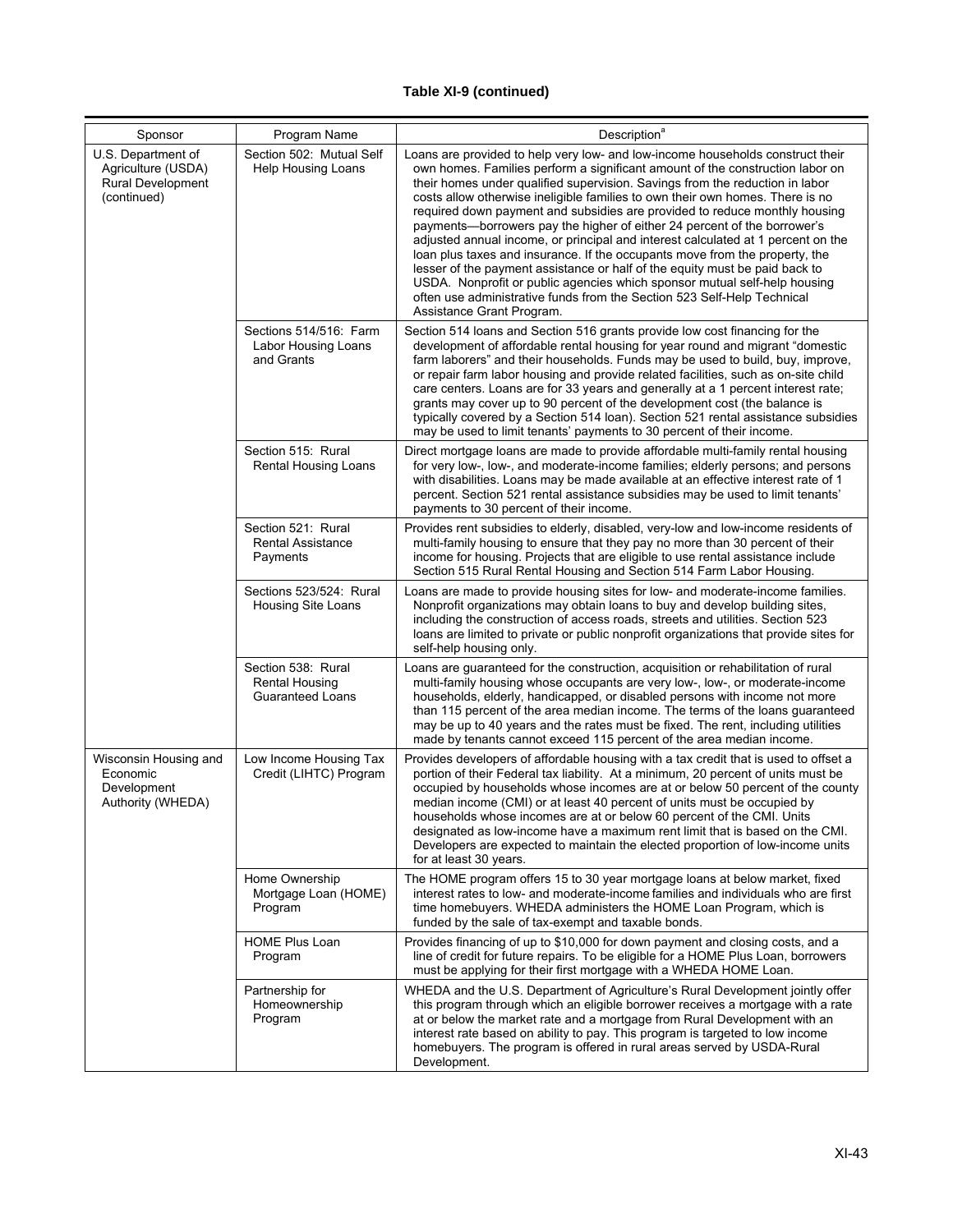**Table XI-9 (continued)**

| Sponsor | Program Name | Description[a] |
|---|---|---|
| U.S. Department of Agriculture (USDA) Rural Development (continued) | Section 502: Mutual Self Help Housing Loans | Loans are provided to help very low- and low-income households construct their own homes. Families perform a significant amount of the construction labor on their homes under qualified supervision. Savings from the reduction in labor costs allow otherwise ineligible families to own their own homes. There is no required down payment and subsidies are provided to reduce monthly housing payments—borrowers pay the higher of either 24 percent of the borrower's adjusted annual income, or principal and interest calculated at 1 percent on the loan plus taxes and insurance. If the occupants move from the property, the lesser of the payment assistance or half of the equity must be paid back to USDA. Nonprofit or public agencies which sponsor mutual self-help housing often use administrative funds from the Section 523 Self-Help Technical Assistance Grant Program. |
| | Sections 514/516: Farm Labor Housing Loans and Grants | Section 514 loans and Section 516 grants provide low cost financing for the development of affordable rental housing for year round and migrant "domestic farm laborers" and their households. Funds may be used to build, buy, improve, or repair farm labor housing and provide related facilities, such as on-site child care centers. Loans are for 33 years and generally at a 1 percent interest rate; grants may cover up to 90 percent of the development cost (the balance is typically covered by a Section 514 loan). Section 521 rental assistance subsidies may be used to limit tenants' payments to 30 percent of their income. |
| | Section 515: Rural Rental Housing Loans | Direct mortgage loans are made to provide affordable multi-family rental housing for very low-, low-, and moderate-income families; elderly persons; and persons with disabilities. Loans may be made available at an effective interest rate of 1 percent. Section 521 rental assistance subsidies may be used to limit tenants' payments to 30 percent of their income. |
| | Section 521: Rural Rental Assistance Payments | Provides rent subsidies to elderly, disabled, very-low and low-income residents of multi-family housing to ensure that they pay no more than 30 percent of their income for housing. Projects that are eligible to use rental assistance include Section 515 Rural Rental Housing and Section 514 Farm Labor Housing. |
| | Sections 523/524: Rural Housing Site Loans | Loans are made to provide housing sites for low- and moderate-income families. Nonprofit organizations may obtain loans to buy and develop building sites, including the construction of access roads, streets and utilities. Section 523 loans are limited to private or public nonprofit organizations that provide sites for self-help housing only. |
| | Section 538: Rural Rental Housing Guaranteed Loans | Loans are guaranteed for the construction, acquisition or rehabilitation of rural multi-family housing whose occupants are very low-, low-, or moderate-income households, elderly, handicapped, or disabled persons with income not more than 115 percent of the area median income. The terms of the loans guaranteed may be up to 40 years and the rates must be fixed. The rent, including utilities made by tenants cannot exceed 115 percent of the area median income. |
| Wisconsin Housing and Economic Development Authority (WHEDA) | Low Income Housing Tax Credit (LIHTC) Program | Provides developers of affordable housing with a tax credit that is used to offset a portion of their Federal tax liability. At a minimum, 20 percent of units must be occupied by households whose incomes are at or below 50 percent of the county median income (CMI) or at least 40 percent of units must be occupied by households whose incomes are at or below 60 percent of the CMI. Units designated as low-income have a maximum rent limit that is based on the CMI. Developers are expected to maintain the elected proportion of low-income units for at least 30 years. |
| | Home Ownership Mortgage Loan (HOME) Program | The HOME program offers 15 to 30 year mortgage loans at below market, fixed interest rates to low- and moderate-income families and individuals who are first time homebuyers. WHEDA administers the HOME Loan Program, which is funded by the sale of tax-exempt and taxable bonds. |
| | HOME Plus Loan Program | Provides financing of up to $10,000 for down payment and closing costs, and a line of credit for future repairs. To be eligible for a HOME Plus Loan, borrowers must be applying for their first mortgage with a WHEDA HOME Loan. |
| | Partnership for Homeownership Program | WHEDA and the U.S. Department of Agriculture's Rural Development jointly offer this program through which an eligible borrower receives a mortgage with a rate at or below the market rate and a mortgage from Rural Development with an interest rate based on ability to pay. This program is targeted to low income homebuyers. The program is offered in rural areas served by USDA-Rural Development. |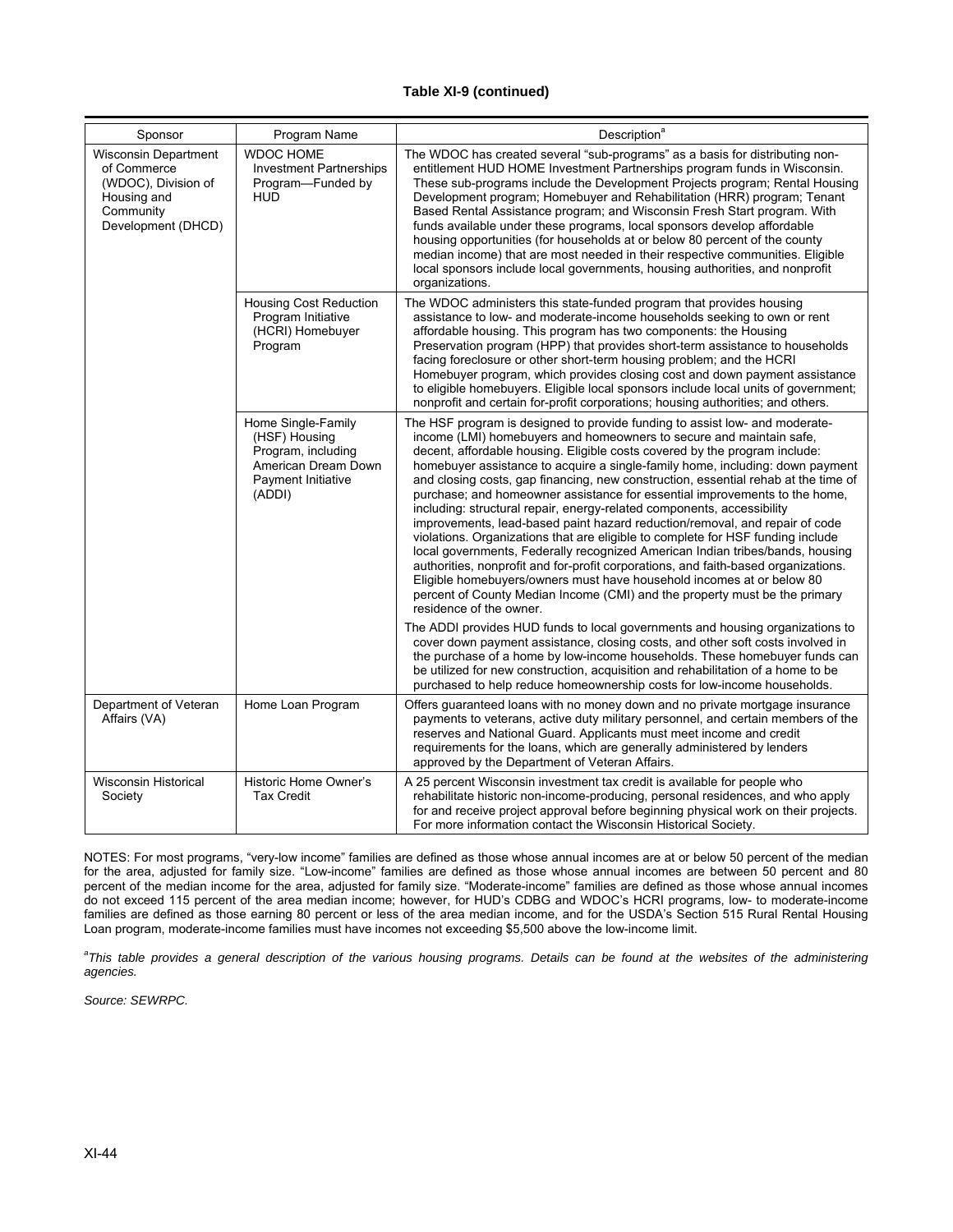**Table XI-9 (continued)**

| Sponsor | Program Name | Description[a] |
| --- | --- | --- |
| Wisconsin Department of Commerce (WDOC), Division of Housing and Community Development (DHCD) | WDOC HOME Investment Partnerships Program—Funded by HUD | The WDOC has created several "sub-programs" as a basis for distributing non-entitlement HUD HOME Investment Partnerships program funds in Wisconsin. These sub-programs include the Development Projects program; Rental Housing Development program; Homebuyer and Rehabilitation (HRR) program; Tenant Based Rental Assistance program; and Wisconsin Fresh Start program. With funds available under these programs, local sponsors develop affordable housing opportunities (for households at or below 80 percent of the county median income) that are most needed in their respective communities. Eligible local sponsors include local governments, housing authorities, and nonprofit organizations. |
| | Housing Cost Reduction Program Initiative (HCRI) Homebuyer Program | The WDOC administers this state-funded program that provides housing assistance to low- and moderate-income households seeking to own or rent affordable housing. This program has two components: the Housing Preservation program (HPP) that provides short-term assistance to households facing foreclosure or other short-term housing problem; and the HCRI Homebuyer program, which provides closing cost and down payment assistance to eligible homebuyers. Eligible local sponsors include local units of government; nonprofit and certain for-profit corporations; housing authorities; and others. |
| | Home Single-Family (HSF) Housing Program, including American Dream Down Payment Initiative (ADDI) | The HSF program is designed to provide funding to assist low- and moderate-income (LMI) homebuyers and homeowners to secure and maintain safe, decent, affordable housing. Eligible costs covered by the program include: homebuyer assistance to acquire a single-family home, including: down payment and closing costs, gap financing, new construction, essential rehab at the time of purchase; and homeowner assistance for essential improvements to the home, including: structural repair, energy-related components, accessibility improvements, lead-based paint hazard reduction/removal, and repair of code violations. Organizations that are eligible to complete for HSF funding include local governments, Federally recognized American Indian tribes/bands, housing authorities, nonprofit and for-profit corporations, and faith-based organizations. Eligible homebuyers/owners must have household incomes at or below 80 percent of County Median Income (CMI) and the property must be the primary residence of the owner.<br><br>The ADDI provides HUD funds to local governments and housing organizations to cover down payment assistance, closing costs, and other soft costs involved in the purchase of a home by low-income households. These homebuyer funds can be utilized for new construction, acquisition and rehabilitation of a home to be purchased to help reduce homeownership costs for low-income households. |
| Department of Veteran Affairs (VA) | Home Loan Program | Offers guaranteed loans with no money down and no private mortgage insurance payments to veterans, active duty military personnel, and certain members of the reserves and National Guard. Applicants must meet income and credit requirements for the loans, which are generally administered by lenders approved by the Department of Veteran Affairs. |
| Wisconsin Historical Society | Historic Home Owner's Tax Credit | A 25 percent Wisconsin investment tax credit is available for people who rehabilitate historic non-income-producing, personal residences, and who apply for and receive project approval before beginning physical work on their projects. For more information contact the Wisconsin Historical Society. |

NOTES: For most programs, "very-low income" families are defined as those whose annual incomes are at or below 50 percent of the median for the area, adjusted for family size. "Low-income" families are defined as those whose annual incomes are between 50 percent and 80 percent of the median income for the area, adjusted for family size. "Moderate-income" families are defined as those whose annual incomes do not exceed 115 percent of the area median income; however, for HUD's CDBG and WDOC's HCRI programs, low- to moderate-income families are defined as those earning 80 percent or less of the area median income, and for the USDA's Section 515 Rural Rental Housing Loan program, moderate-income families must have incomes not exceeding $5,500 above the low-income limit.

[a] *This table provides a general description of the various housing programs. Details can be found at the websites of the administering agencies.*

*Source: SEWRPC.*